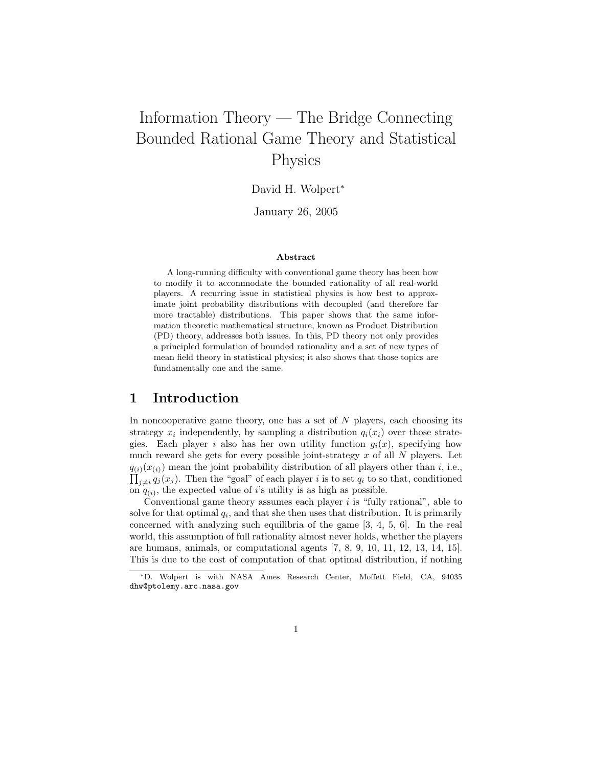# Information Theory — The Bridge Connecting Bounded Rational Game Theory and Statistical Physics

David H. Wolpert*

January 26, 2005

**Abstract**

A long-running difficulty with conventional game theory has been how to modify it to accommodate the bounded rationality of all real-world players. A recurring issue in statistical physics is how best to approximate joint probability distributions with decoupled (and therefore far more tractable) distributions. This paper shows that the same information theoretic mathematical structure, known as Product Distribution (PD) theory, addresses both issues. In this, PD theory not only provides a principled formulation of bounded rationality and a set of new types of mean field theory in statistical physics; it also shows that those topics are fundamentally one and the same.

## 1 Introduction

In noncooperative game theory, one has a set of $N$ players, each choosing its strategy $x_i$ independently, by sampling a distribution $q_i(x_i)$ over those strategies. Each player $i$ also has her own utility function $g_i(x)$, specifying how much reward she gets for every possible joint-strategy $x$ of all $N$ players. Let $q_{(i)}(x_{(i)})$ mean the joint probability distribution of all players other than $i$, i.e., $\prod_{j \neq i} q_j(x_j)$. Then the "goal" of each player $i$ is to set $q_i$ to so that, conditioned on $q_{(i)}$, the expected value of $i$'s utility is as high as possible.

Conventional game theory assumes each player $i$ is "fully rational", able to solve for that optimal $q_i$, and that she then uses that distribution. It is primarily concerned with analyzing such equilibria of the game [3, 4, 5, 6]. In the real world, this assumption of full rationality almost never holds, whether the players are humans, animals, or computational agents [7, 8, 9, 10, 11, 12, 13, 14, 15]. This is due to the cost of computation of that optimal distribution, if nothing

*D. Wolpert is with NASA Ames Research Center, Moffett Field, CA, 94035 dhw@ptolemy.arc.nasa.gov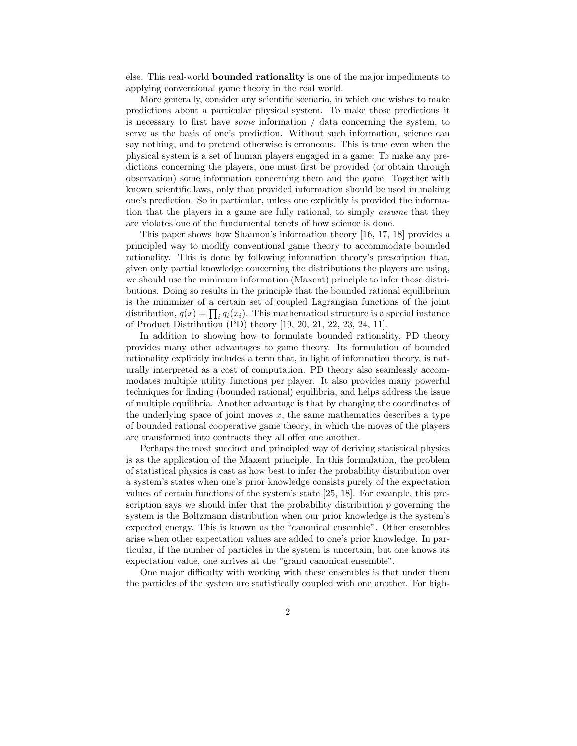else. This real-world **bounded rationality** is one of the major impediments to applying conventional game theory in the real world.

More generally, consider any scientific scenario, in which one wishes to make predictions about a particular physical system. To make those predictions it is necessary to first have *some* information / data concerning the system, to serve as the basis of one's prediction. Without such information, science can say nothing, and to pretend otherwise is erroneous. This is true even when the physical system is a set of human players engaged in a game: To make any predictions concerning the players, one must first be provided (or obtain through observation) some information concerning them and the game. Together with known scientific laws, only that provided information should be used in making one's prediction. So in particular, unless one explicitly is provided the information that the players in a game are fully rational, to simply *assume* that they are violates one of the fundamental tenets of how science is done.

This paper shows how Shannon's information theory [16, 17, 18] provides a principled way to modify conventional game theory to accommodate bounded rationality. This is done by following information theory's prescription that, given only partial knowledge concerning the distributions the players are using, we should use the minimum information (Maxent) principle to infer those distributions. Doing so results in the principle that the bounded rational equilibrium is the minimizer of a certain set of coupled Lagrangian functions of the joint distribution, $q(x) = \prod_i q_i(x_i)$. This mathematical structure is a special instance of Product Distribution (PD) theory [19, 20, 21, 22, 23, 24, 11].

In addition to showing how to formulate bounded rationality, PD theory provides many other advantages to game theory. Its formulation of bounded rationality explicitly includes a term that, in light of information theory, is naturally interpreted as a cost of computation. PD theory also seamlessly accommodates multiple utility functions per player. It also provides many powerful techniques for finding (bounded rational) equilibria, and helps address the issue of multiple equilibria. Another advantage is that by changing the coordinates of the underlying space of joint moves $x$, the same mathematics describes a type of bounded rational cooperative game theory, in which the moves of the players are transformed into contracts they all offer one another.

Perhaps the most succinct and principled way of deriving statistical physics is as the application of the Maxent principle. In this formulation, the problem of statistical physics is cast as how best to infer the probability distribution over a system's states when one's prior knowledge consists purely of the expectation values of certain functions of the system's state [25, 18]. For example, this prescription says we should infer that the probability distribution $p$ governing the system is the Boltzmann distribution when our prior knowledge is the system's expected energy. This is known as the "canonical ensemble". Other ensembles arise when other expectation values are added to one's prior knowledge. In particular, if the number of particles in the system is uncertain, but one knows its expectation value, one arrives at the "grand canonical ensemble".

One major difficulty with working with these ensembles is that under them the particles of the system are statistically coupled with one another. For high-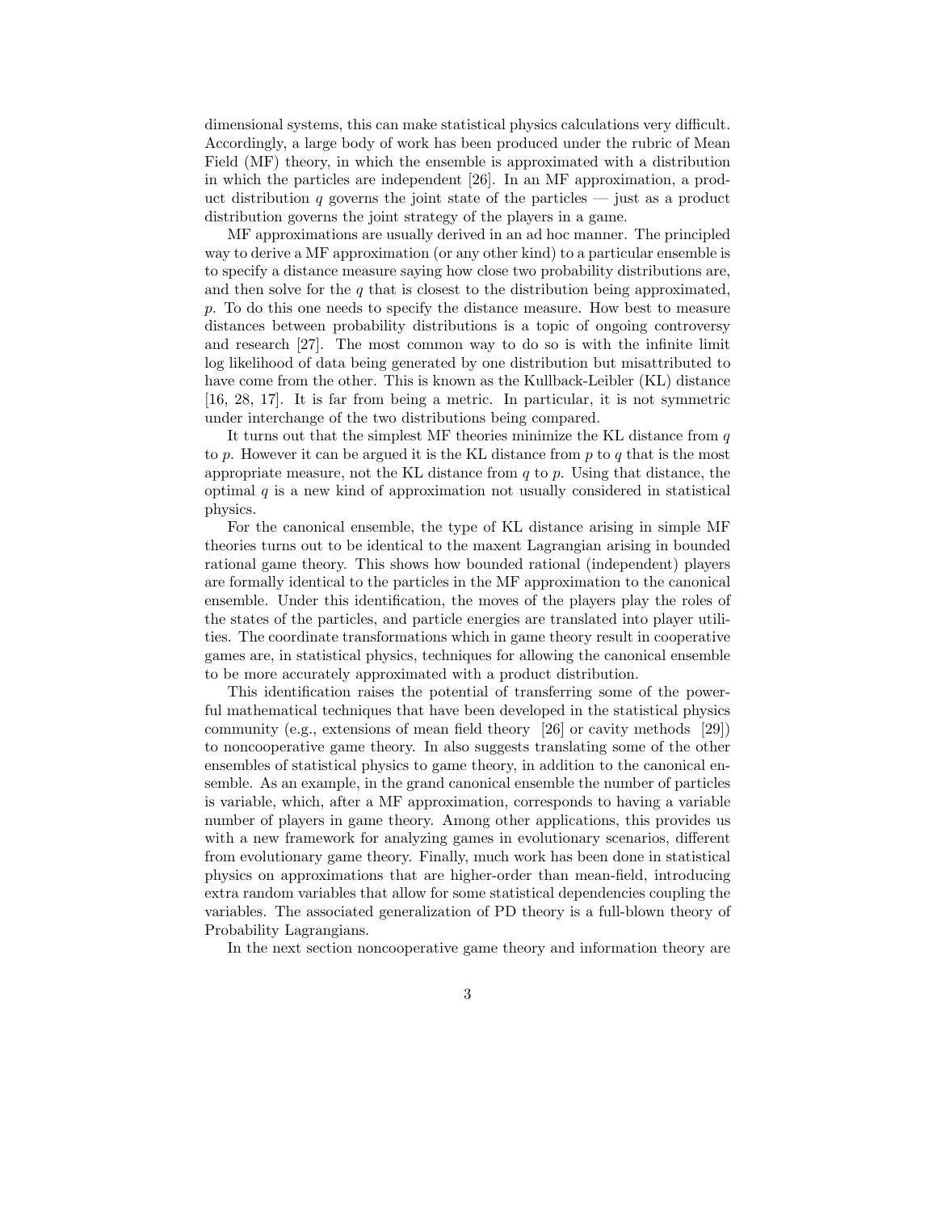dimensional systems, this can make statistical physics calculations very difficult. Accordingly, a large body of work has been produced under the rubric of Mean Field (MF) theory, in which the ensemble is approximated with a distribution in which the particles are independent [26]. In an MF approximation, a product distribution $q$ governs the joint state of the particles — just as a product distribution governs the joint strategy of the players in a game.

MF approximations are usually derived in an ad hoc manner. The principled way to derive a MF approximation (or any other kind) to a particular ensemble is to specify a distance measure saying how close two probability distributions are, and then solve for the $q$ that is closest to the distribution being approximated, $p$. To do this one needs to specify the distance measure. How best to measure distances between probability distributions is a topic of ongoing controversy and research [27]. The most common way to do so is with the infinite limit log likelihood of data being generated by one distribution but misattributed to have come from the other. This is known as the Kullback-Leibler (KL) distance [16, 28, 17]. It is far from being a metric. In particular, it is not symmetric under interchange of the two distributions being compared.

It turns out that the simplest MF theories minimize the KL distance from $q$ to $p$. However it can be argued it is the KL distance from $p$ to $q$ that is the most appropriate measure, not the KL distance from $q$ to $p$. Using that distance, the optimal $q$ is a new kind of approximation not usually considered in statistical physics.

For the canonical ensemble, the type of KL distance arising in simple MF theories turns out to be identical to the maxent Lagrangian arising in bounded rational game theory. This shows how bounded rational (independent) players are formally identical to the particles in the MF approximation to the canonical ensemble. Under this identification, the moves of the players play the roles of the states of the particles, and particle energies are translated into player utilities. The coordinate transformations which in game theory result in cooperative games are, in statistical physics, techniques for allowing the canonical ensemble to be more accurately approximated with a product distribution.

This identification raises the potential of transferring some of the powerful mathematical techniques that have been developed in the statistical physics community (e.g., extensions of mean field theory [26] or cavity methods [29]) to noncooperative game theory. In also suggests translating some of the other ensembles of statistical physics to game theory, in addition to the canonical ensemble. As an example, in the grand canonical ensemble the number of particles is variable, which, after a MF approximation, corresponds to having a variable number of players in game theory. Among other applications, this provides us with a new framework for analyzing games in evolutionary scenarios, different from evolutionary game theory. Finally, much work has been done in statistical physics on approximations that are higher-order than mean-field, introducing extra random variables that allow for some statistical dependencies coupling the variables. The associated generalization of PD theory is a full-blown theory of Probability Lagrangians.

In the next section noncooperative game theory and information theory are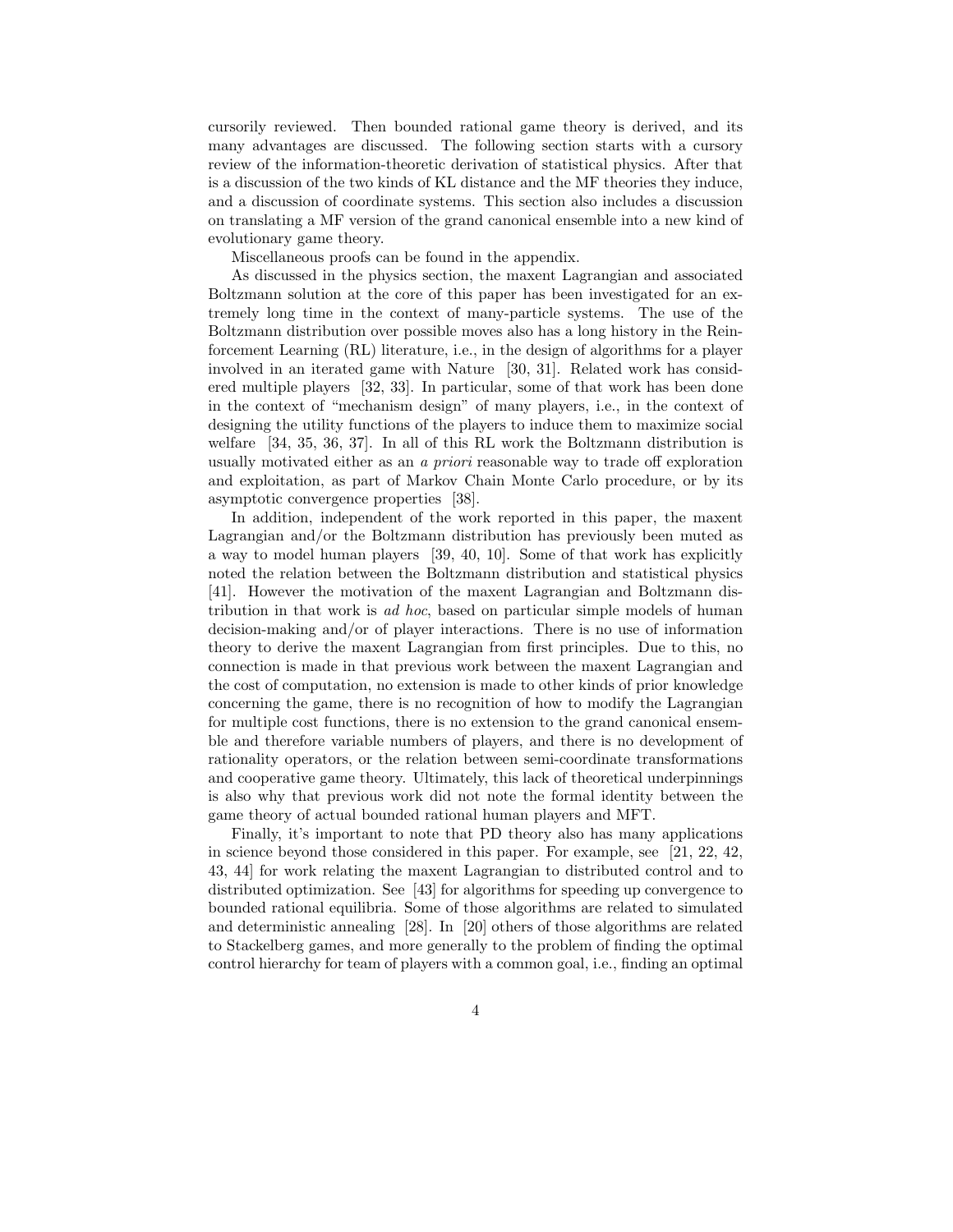cursorily reviewed. Then bounded rational game theory is derived, and its many advantages are discussed. The following section starts with a cursory review of the information-theoretic derivation of statistical physics. After that is a discussion of the two kinds of KL distance and the MF theories they induce, and a discussion of coordinate systems. This section also includes a discussion on translating a MF version of the grand canonical ensemble into a new kind of evolutionary game theory.

Miscellaneous proofs can be found in the appendix.

As discussed in the physics section, the maxent Lagrangian and associated Boltzmann solution at the core of this paper has been investigated for an extremely long time in the context of many-particle systems. The use of the Boltzmann distribution over possible moves also has a long history in the Reinforcement Learning (RL) literature, i.e., in the design of algorithms for a player involved in an iterated game with Nature [30, 31]. Related work has considered multiple players [32, 33]. In particular, some of that work has been done in the context of "mechanism design" of many players, i.e., in the context of designing the utility functions of the players to induce them to maximize social welfare [34, 35, 36, 37]. In all of this RL work the Boltzmann distribution is usually motivated either as an *a priori* reasonable way to trade off exploration and exploitation, as part of Markov Chain Monte Carlo procedure, or by its asymptotic convergence properties [38].

In addition, independent of the work reported in this paper, the maxent Lagrangian and/or the Boltzmann distribution has previously been muted as a way to model human players [39, 40, 10]. Some of that work has explicitly noted the relation between the Boltzmann distribution and statistical physics [41]. However the motivation of the maxent Lagrangian and Boltzmann distribution in that work is *ad hoc*, based on particular simple models of human decision-making and/or of player interactions. There is no use of information theory to derive the maxent Lagrangian from first principles. Due to this, no connection is made in that previous work between the maxent Lagrangian and the cost of computation, no extension is made to other kinds of prior knowledge concerning the game, there is no recognition of how to modify the Lagrangian for multiple cost functions, there is no extension to the grand canonical ensemble and therefore variable numbers of players, and there is no development of rationality operators, or the relation between semi-coordinate transformations and cooperative game theory. Ultimately, this lack of theoretical underpinnings is also why that previous work did not note the formal identity between the game theory of actual bounded rational human players and MFT.

Finally, it's important to note that PD theory also has many applications in science beyond those considered in this paper. For example, see [21, 22, 42, 43, 44] for work relating the maxent Lagrangian to distributed control and to distributed optimization. See [43] for algorithms for speeding up convergence to bounded rational equilibria. Some of those algorithms are related to simulated and deterministic annealing [28]. In [20] others of those algorithms are related to Stackelberg games, and more generally to the problem of finding the optimal control hierarchy for team of players with a common goal, i.e., finding an optimal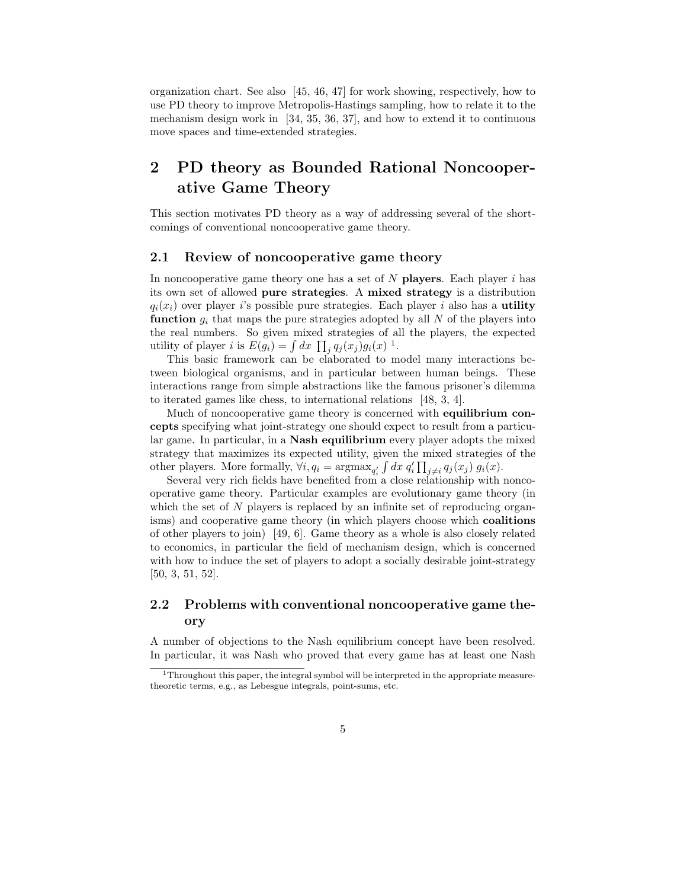organization chart. See also [45, 46, 47] for work showing, respectively, how to use PD theory to improve Metropolis-Hastings sampling, how to relate it to the mechanism design work in [34, 35, 36, 37], and how to extend it to continuous move spaces and time-extended strategies.

# 2 PD theory as Bounded Rational Noncooperative Game Theory

This section motivates PD theory as a way of addressing several of the shortcomings of conventional noncooperative game theory.

## 2.1 Review of noncooperative game theory

In noncooperative game theory one has a set of $N$ **players**. Each player $i$ has its own set of allowed **pure strategies**. A **mixed strategy** is a distribution $q_i(x_i)$ over player $i$'s possible pure strategies. Each player $i$ also has a **utility function** $g_i$ that maps the pure strategies adopted by all $N$ of the players into the real numbers. So given mixed strategies of all the players, the expected utility of player $i$ is $E(g_i) = \int dx \; \prod_j q_j(x_j) g_i(x)$ [1].

This basic framework can be elaborated to model many interactions between biological organisms, and in particular between human beings. These interactions range from simple abstractions like the famous prisoner's dilemma to iterated games like chess, to international relations [48, 3, 4].

Much of noncooperative game theory is concerned with **equilibrium concepts** specifying what joint-strategy one should expect to result from a particular game. In particular, in a **Nash equilibrium** every player adopts the mixed strategy that maximizes its expected utility, given the mixed strategies of the other players. More formally, $\forall i, q_i = \text{argmax}_{q'_i} \int dx \; q'_i \prod_{j \neq i} q_j(x_j) \; g_i(x)$.

Several very rich fields have benefited from a close relationship with noncooperative game theory. Particular examples are evolutionary game theory (in which the set of $N$ players is replaced by an infinite set of reproducing organisms) and cooperative game theory (in which players choose which **coalitions** of other players to join) [49, 6]. Game theory as a whole is also closely related to economics, in particular the field of mechanism design, which is concerned with how to induce the set of players to adopt a socially desirable joint-strategy [50, 3, 51, 52].

## 2.2 Problems with conventional noncooperative game theory

A number of objections to the Nash equilibrium concept have been resolved. In particular, it was Nash who proved that every game has at least one Nash

[1] Throughout this paper, the integral symbol will be interpreted in the appropriate measure-theoretic terms, e.g., as Lebesgue integrals, point-sums, etc.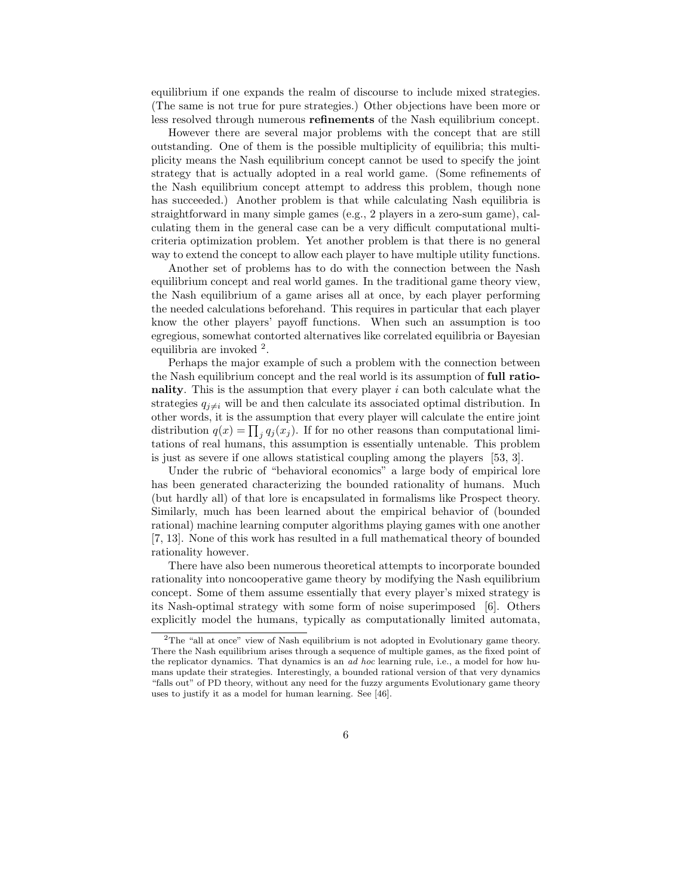equilibrium if one expands the realm of discourse to include mixed strategies. (The same is not true for pure strategies.) Other objections have been more or less resolved through numerous **refinements** of the Nash equilibrium concept.

However there are several major problems with the concept that are still outstanding. One of them is the possible multiplicity of equilibria; this multiplicity means the Nash equilibrium concept cannot be used to specify the joint strategy that is actually adopted in a real world game. (Some refinements of the Nash equilibrium concept attempt to address this problem, though none has succeeded.) Another problem is that while calculating Nash equilibria is straightforward in many simple games (e.g., 2 players in a zero-sum game), calculating them in the general case can be a very difficult computational multi-criteria optimization problem. Yet another problem is that there is no general way to extend the concept to allow each player to have multiple utility functions.

Another set of problems has to do with the connection between the Nash equilibrium concept and real world games. In the traditional game theory view, the Nash equilibrium of a game arises all at once, by each player performing the needed calculations beforehand. This requires in particular that each player know the other players' payoff functions. When such an assumption is too egregious, somewhat contorted alternatives like correlated equilibria or Bayesian equilibria are invoked [2].

Perhaps the major example of such a problem with the connection between the Nash equilibrium concept and the real world is its assumption of **full rationality**. This is the assumption that every player $i$ can both calculate what the strategies $q_{j \neq i}$ will be and then calculate its associated optimal distribution. In other words, it is the assumption that every player will calculate the entire joint distribution $q(x) = \prod_j q_j(x_j)$. If for no other reasons than computational limitations of real humans, this assumption is essentially untenable. This problem is just as severe if one allows statistical coupling among the players [53, 3].

Under the rubric of "behavioral economics" a large body of empirical lore has been generated characterizing the bounded rationality of humans. Much (but hardly all) of that lore is encapsulated in formalisms like Prospect theory. Similarly, much has been learned about the empirical behavior of (bounded rational) machine learning computer algorithms playing games with one another [7, 13]. None of this work has resulted in a full mathematical theory of bounded rationality however.

There have also been numerous theoretical attempts to incorporate bounded rationality into noncooperative game theory by modifying the Nash equilibrium concept. Some of them assume essentially that every player's mixed strategy is its Nash-optimal strategy with some form of noise superimposed [6]. Others explicitly model the humans, typically as computationally limited automata,

[2] The "all at once" view of Nash equilibrium is not adopted in Evolutionary game theory. There the Nash equilibrium arises through a sequence of multiple games, as the fixed point of the replicator dynamics. That dynamics is an *ad hoc* learning rule, i.e., a model for how humans update their strategies. Interestingly, a bounded rational version of that very dynamics "falls out" of PD theory, without any need for the fuzzy arguments Evolutionary game theory uses to justify it as a model for human learning. See [46].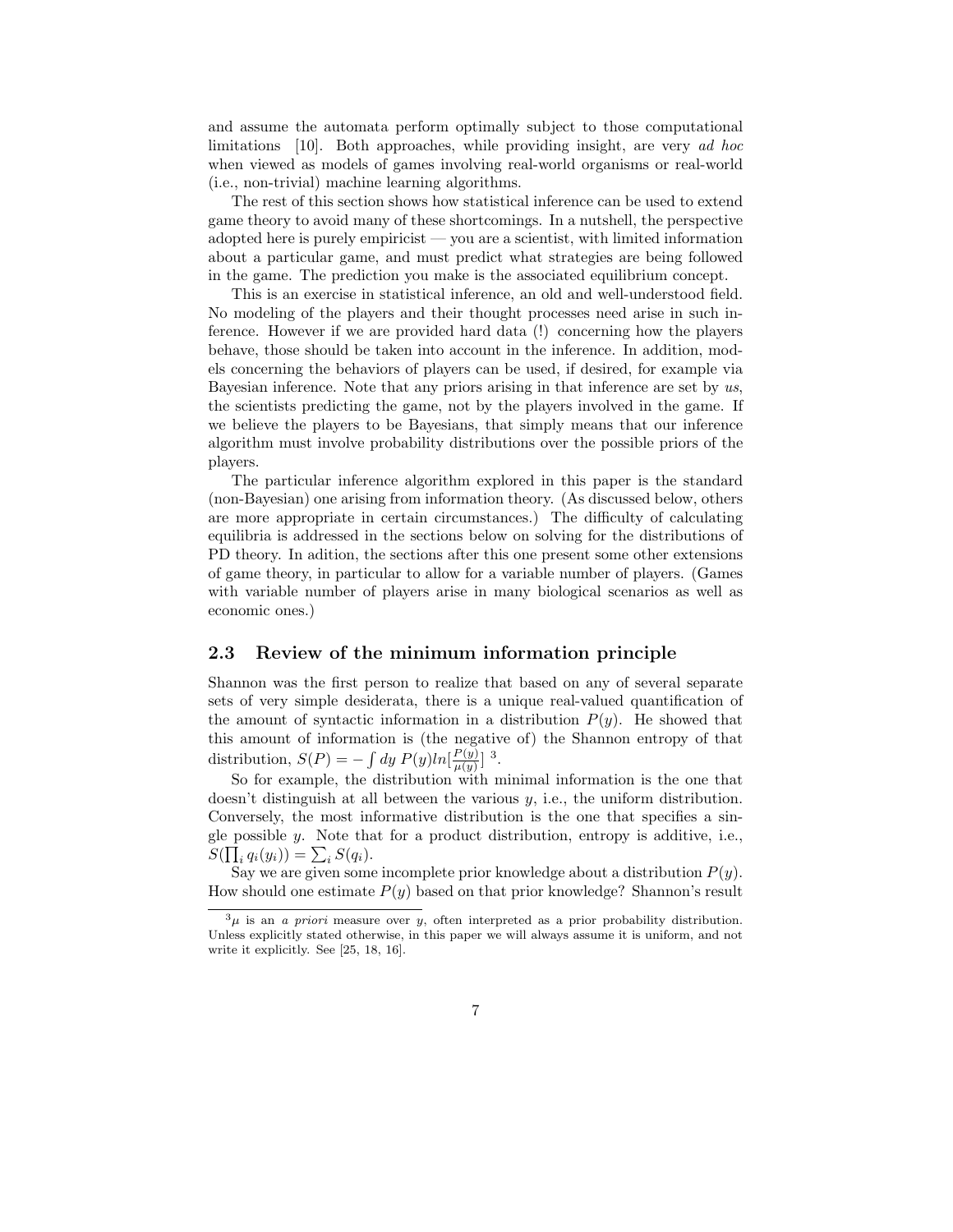and assume the automata perform optimally subject to those computational limitations [10]. Both approaches, while providing insight, are very *ad hoc* when viewed as models of games involving real-world organisms or real-world (i.e., non-trivial) machine learning algorithms.

The rest of this section shows how statistical inference can be used to extend game theory to avoid many of these shortcomings. In a nutshell, the perspective adopted here is purely empiricist — you are a scientist, with limited information about a particular game, and must predict what strategies are being followed in the game. The prediction you make is the associated equilibrium concept.

This is an exercise in statistical inference, an old and well-understood field. No modeling of the players and their thought processes need arise in such inference. However if we are provided hard data (!) concerning how the players behave, those should be taken into account in the inference. In addition, models concerning the behaviors of players can be used, if desired, for example via Bayesian inference. Note that any priors arising in that inference are set by *us*, the scientists predicting the game, not by the players involved in the game. If we believe the players to be Bayesians, that simply means that our inference algorithm must involve probability distributions over the possible priors of the players.

The particular inference algorithm explored in this paper is the standard (non-Bayesian) one arising from information theory. (As discussed below, others are more appropriate in certain circumstances.) The difficulty of calculating equilibria is addressed in the sections below on solving for the distributions of PD theory. In adition, the sections after this one present some other extensions of game theory, in particular to allow for a variable number of players. (Games with variable number of players arise in many biological scenarios as well as economic ones.)

### 2.3 Review of the minimum information principle

Shannon was the first person to realize that based on any of several separate sets of very simple desiderata, there is a unique real-valued quantification of the amount of syntactic information in a distribution $P(y)$. He showed that this amount of information is (the negative of) the Shannon entropy of that distribution, $S(P) = -\int dy \; P(y) ln[\frac{P(y)}{\mu(y)}]$ [3].

So for example, the distribution with minimal information is the one that doesn't distinguish at all between the various $y$, i.e., the uniform distribution. Conversely, the most informative distribution is the one that specifies a single possible $y$. Note that for a product distribution, entropy is additive, i.e., $S(\prod_i q_i(y_i)) = \sum_i S(q_i)$.

Say we are given some incomplete prior knowledge about a distribution $P(y)$. How should one estimate $P(y)$ based on that prior knowledge? Shannon's result

[3] $\mu$ is an *a priori* measure over $y$, often interpreted as a prior probability distribution. Unless explicitly stated otherwise, in this paper we will always assume it is uniform, and not write it explicitly. See [25, 18, 16].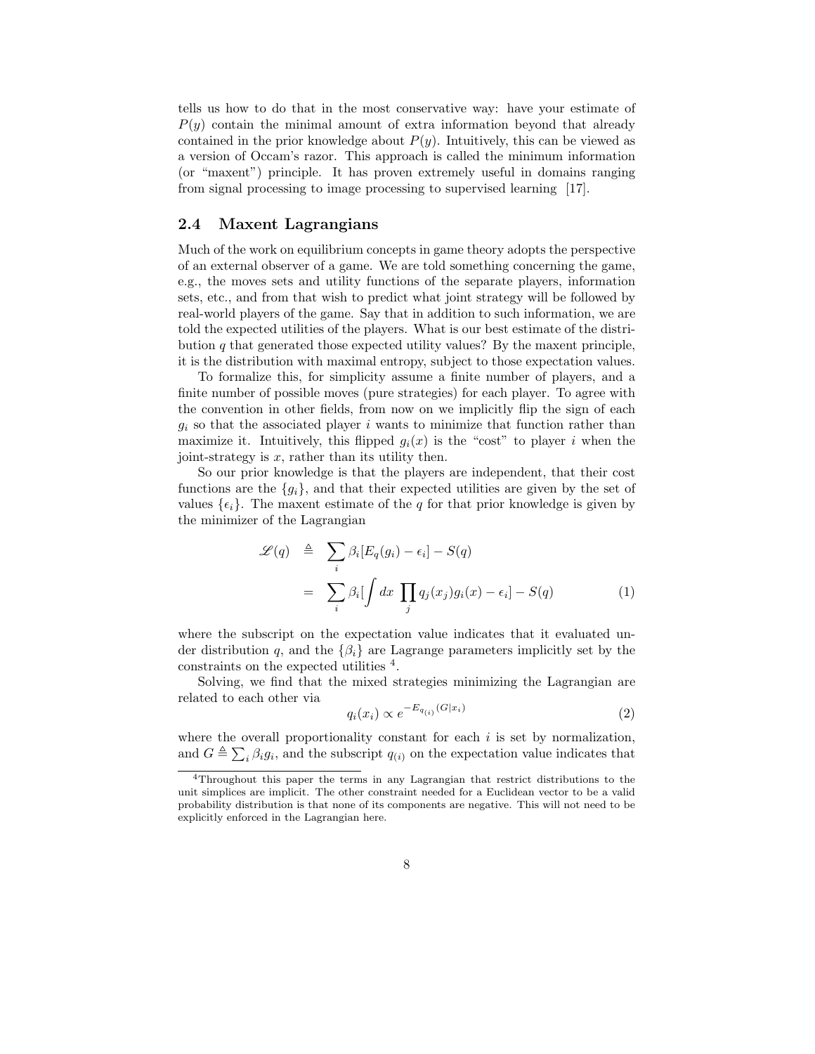tells us how to do that in the most conservative way: have your estimate of $P(y)$ contain the minimal amount of extra information beyond that already contained in the prior knowledge about $P(y)$. Intuitively, this can be viewed as a version of Occam's razor. This approach is called the minimum information (or "maxent") principle. It has proven extremely useful in domains ranging from signal processing to image processing to supervised learning [17].

## 2.4 Maxent Lagrangians

Much of the work on equilibrium concepts in game theory adopts the perspective of an external observer of a game. We are told something concerning the game, e.g., the moves sets and utility functions of the separate players, information sets, etc., and from that wish to predict what joint strategy will be followed by real-world players of the game. Say that in addition to such information, we are told the expected utilities of the players. What is our best estimate of the distribution $q$ that generated those expected utility values? By the maxent principle, it is the distribution with maximal entropy, subject to those expectation values.

To formalize this, for simplicity assume a finite number of players, and a finite number of possible moves (pure strategies) for each player. To agree with the convention in other fields, from now on we implicitly flip the sign of each $g_i$ so that the associated player $i$ wants to minimize that function rather than maximize it. Intuitively, this flipped $g_i(x)$ is the "cost" to player $i$ when the joint-strategy is $x$, rather than its utility then.

So our prior knowledge is that the players are independent, that their cost functions are the $\{g_i\}$, and that their expected utilities are given by the set of values $\{\epsilon_i\}$. The maxent estimate of the $q$ for that prior knowledge is given by the minimizer of the Lagrangian

$$
\begin{aligned}
\mathscr{L}(q) &\triangleq \sum_i \beta_i [E_q(g_i) - \epsilon_i] - S(q) \\
&= \sum_i \beta_i [\int dx \; \prod_j q_j(x_j) g_i(x) - \epsilon_i] - S(q) \qquad (1)
\end{aligned}
$$

where the subscript on the expectation value indicates that it evaluated under distribution $q$, and the $\{\beta_i\}$ are Lagrange parameters implicitly set by the constraints on the expected utilities [4].

Solving, we find that the mixed strategies minimizing the Lagrangian are related to each other via

$$
q_i(x_i) \propto e^{-E_{q_{(i)}}(G|x_i)} \qquad (2)
$$

where the overall proportionality constant for each $i$ is set by normalization, and $G \triangleq \sum_i \beta_i g_i$, and the subscript $q_{(i)}$ on the expectation value indicates that

[4] Throughout this paper the terms in any Lagrangian that restrict distributions to the unit simplices are implicit. The other constraint needed for a Euclidean vector to be a valid probability distribution is that none of its components are negative. This will not need to be explicitly enforced in the Lagrangian here.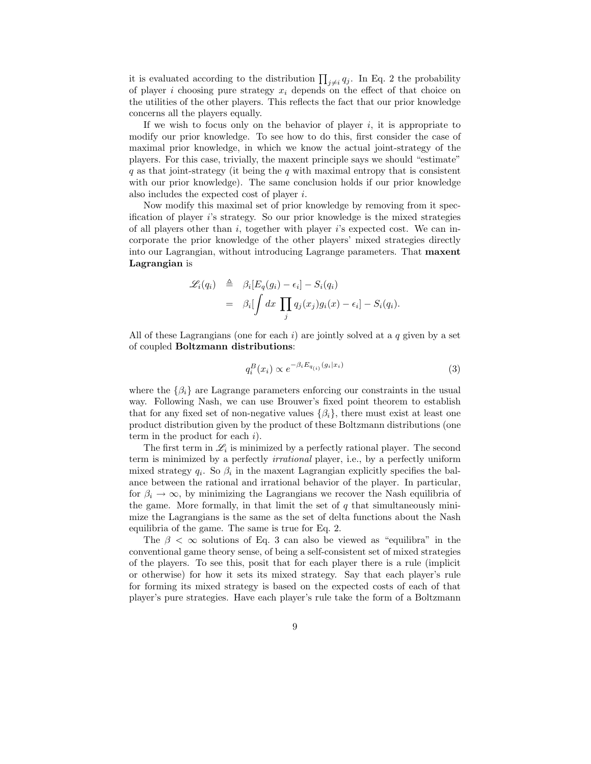it is evaluated according to the distribution $\prod_{j \neq i} q_j$. In Eq. 2 the probability of player $i$ choosing pure strategy $x_i$ depends on the effect of that choice on the utilities of the other players. This reflects the fact that our prior knowledge concerns all the players equally.

If we wish to focus only on the behavior of player $i$, it is appropriate to modify our prior knowledge. To see how to do this, first consider the case of maximal prior knowledge, in which we know the actual joint-strategy of the players. For this case, trivially, the maxent principle says we should "estimate" $q$ as that joint-strategy (it being the $q$ with maximal entropy that is consistent with our prior knowledge). The same conclusion holds if our prior knowledge also includes the expected cost of player $i$.

Now modify this maximal set of prior knowledge by removing from it specification of player $i$'s strategy. So our prior knowledge is the mixed strategies of all players other than $i$, together with player $i$'s expected cost. We can incorporate the prior knowledge of the other players' mixed strategies directly into our Lagrangian, without introducing Lagrange parameters. That **maxent Lagrangian** is

$$
\begin{aligned}
\mathscr{L}_i(q_i) &\triangleq \beta_i[E_q(g_i) - \epsilon_i] - S_i(q_i) \\
&= \beta_i[\int dx \prod_j q_j(x_j) g_i(x) - \epsilon_i] - S_i(q_i).
\end{aligned}
$$

All of these Lagrangians (one for each $i$) are jointly solved at a $q$ given by a set of coupled **Boltzmann distributions**:

$$
q_i^B(x_i) \propto e^{-\beta_i E_{q_{(i)}}(g_i|x_i)} \tag{3}
$$

where the $\{\beta_i\}$ are Lagrange parameters enforcing our constraints in the usual way. Following Nash, we can use Brouwer's fixed point theorem to establish that for any fixed set of non-negative values $\{\beta_i\}$, there must exist at least one product distribution given by the product of these Boltzmann distributions (one term in the product for each $i$).

The first term in $\mathscr{L}_i$ is minimized by a perfectly rational player. The second term is minimized by a perfectly *irrational* player, i.e., by a perfectly uniform mixed strategy $q_i$. So $\beta_i$ in the maxent Lagrangian explicitly specifies the balance between the rational and irrational behavior of the player. In particular, for $\beta_i \to \infty$, by minimizing the Lagrangians we recover the Nash equilibria of the game. More formally, in that limit the set of $q$ that simultaneously minimize the Lagrangians is the same as the set of delta functions about the Nash equilibria of the game. The same is true for Eq. 2.

The $\beta < \infty$ solutions of Eq. 3 can also be viewed as "equilibra" in the conventional game theory sense, of being a self-consistent set of mixed strategies of the players. To see this, posit that for each player there is a rule (implicit or otherwise) for how it sets its mixed strategy. Say that each player's rule for forming its mixed strategy is based on the expected costs of each of that player's pure strategies. Have each player's rule take the form of a Boltzmann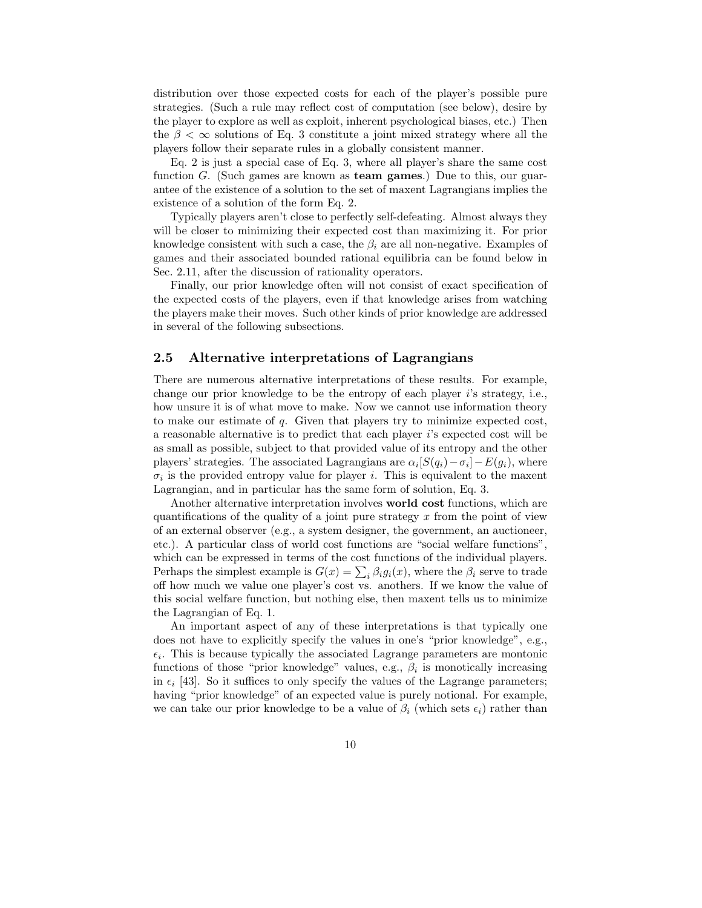distribution over those expected costs for each of the player's possible pure strategies. (Such a rule may reflect cost of computation (see below), desire by the player to explore as well as exploit, inherent psychological biases, etc.) Then the $\beta < \infty$ solutions of Eq. 3 constitute a joint mixed strategy where all the players follow their separate rules in a globally consistent manner.

Eq. 2 is just a special case of Eq. 3, where all player's share the same cost function $G$. (Such games are known as **team games**.) Due to this, our guarantee of the existence of a solution to the set of maxent Lagrangians implies the existence of a solution of the form Eq. 2.

Typically players aren't close to perfectly self-defeating. Almost always they will be closer to minimizing their expected cost than maximizing it. For prior knowledge consistent with such a case, the $\beta_i$ are all non-negative. Examples of games and their associated bounded rational equilibria can be found below in Sec. 2.11, after the discussion of rationality operators.

Finally, our prior knowledge often will not consist of exact specification of the expected costs of the players, even if that knowledge arises from watching the players make their moves. Such other kinds of prior knowledge are addressed in several of the following subsections.

## 2.5 Alternative interpretations of Lagrangians

There are numerous alternative interpretations of these results. For example, change our prior knowledge to be the entropy of each player $i$'s strategy, i.e., how unsure it is of what move to make. Now we cannot use information theory to make our estimate of $q$. Given that players try to minimize expected cost, a reasonable alternative is to predict that each player $i$'s expected cost will be as small as possible, subject to that provided value of its entropy and the other players' strategies. The associated Lagrangians are $\alpha_i[S(q_i) - \sigma_i] - E(g_i)$, where $\sigma_i$ is the provided entropy value for player $i$. This is equivalent to the maxent Lagrangian, and in particular has the same form of solution, Eq. 3.

Another alternative interpretation involves **world cost** functions, which are quantifications of the quality of a joint pure strategy $x$ from the point of view of an external observer (e.g., a system designer, the government, an auctioneer, etc.). A particular class of world cost functions are "social welfare functions", which can be expressed in terms of the cost functions of the individual players. Perhaps the simplest example is $G(x) = \sum_i \beta_i g_i(x)$, where the $\beta_i$ serve to trade off how much we value one player's cost vs. anothers. If we know the value of this social welfare function, but nothing else, then maxent tells us to minimize the Lagrangian of Eq. 1.

An important aspect of any of these interpretations is that typically one does not have to explicitly specify the values in one's "prior knowledge", e.g., $\epsilon_i$. This is because typically the associated Lagrange parameters are montonic functions of those "prior knowledge" values, e.g., $\beta_i$ is monotically increasing in $\epsilon_i$ [43]. So it suffices to only specify the values of the Lagrange parameters; having "prior knowledge" of an expected value is purely notional. For example, we can take our prior knowledge to be a value of $\beta_i$ (which sets $\epsilon_i$) rather than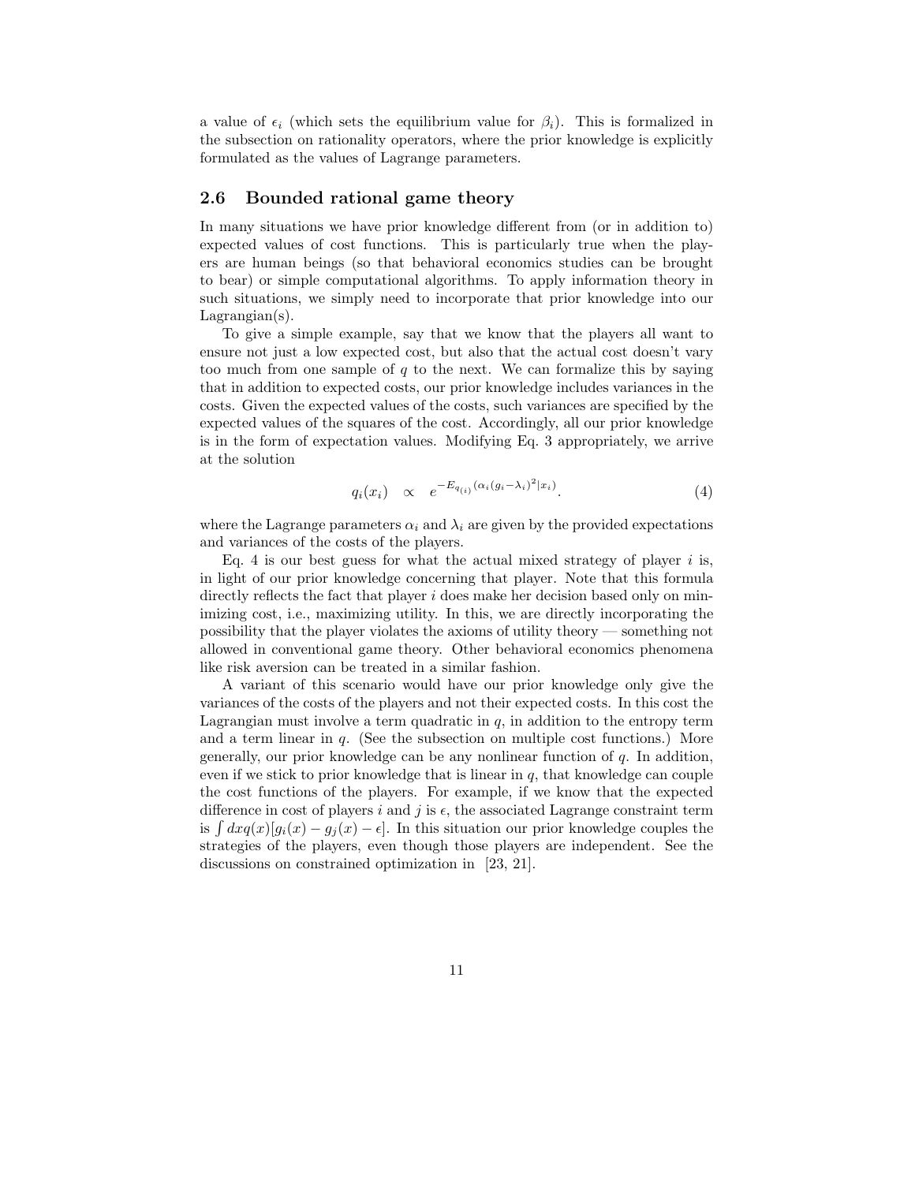a value of $\epsilon_i$ (which sets the equilibrium value for $\beta_i$). This is formalized in the subsection on rationality operators, where the prior knowledge is explicitly formulated as the values of Lagrange parameters.

## 2.6 Bounded rational game theory

In many situations we have prior knowledge different from (or in addition to) expected values of cost functions. This is particularly true when the players are human beings (so that behavioral economics studies can be brought to bear) or simple computational algorithms. To apply information theory in such situations, we simply need to incorporate that prior knowledge into our Lagrangian(s).

To give a simple example, say that we know that the players all want to ensure not just a low expected cost, but also that the actual cost doesn't vary too much from one sample of $q$ to the next. We can formalize this by saying that in addition to expected costs, our prior knowledge includes variances in the costs. Given the expected values of the costs, such variances are specified by the expected values of the squares of the cost. Accordingly, all our prior knowledge is in the form of expectation values. Modifying Eq. 3 appropriately, we arrive at the solution

$$q_i(x_i) \quad \propto \quad e^{-E_{q_{(i)}}(\alpha_i(g_i-\lambda_i)^2|x_i)}. \tag{4}$$

where the Lagrange parameters $\alpha_i$ and $\lambda_i$ are given by the provided expectations and variances of the costs of the players.

Eq. 4 is our best guess for what the actual mixed strategy of player $i$ is, in light of our prior knowledge concerning that player. Note that this formula directly reflects the fact that player $i$ does make her decision based only on minimizing cost, i.e., maximizing utility. In this, we are directly incorporating the possibility that the player violates the axioms of utility theory — something not allowed in conventional game theory. Other behavioral economics phenomena like risk aversion can be treated in a similar fashion.

A variant of this scenario would have our prior knowledge only give the variances of the costs of the players and not their expected costs. In this cost the Lagrangian must involve a term quadratic in $q$, in addition to the entropy term and a term linear in $q$. (See the subsection on multiple cost functions.) More generally, our prior knowledge can be any nonlinear function of $q$. In addition, even if we stick to prior knowledge that is linear in $q$, that knowledge can couple the cost functions of the players. For example, if we know that the expected difference in cost of players $i$ and $j$ is $\epsilon$, the associated Lagrange constraint term is $\int dx q(x)[g_i(x) - g_j(x) - \epsilon]$. In this situation our prior knowledge couples the strategies of the players, even though those players are independent. See the discussions on constrained optimization in [23, 21].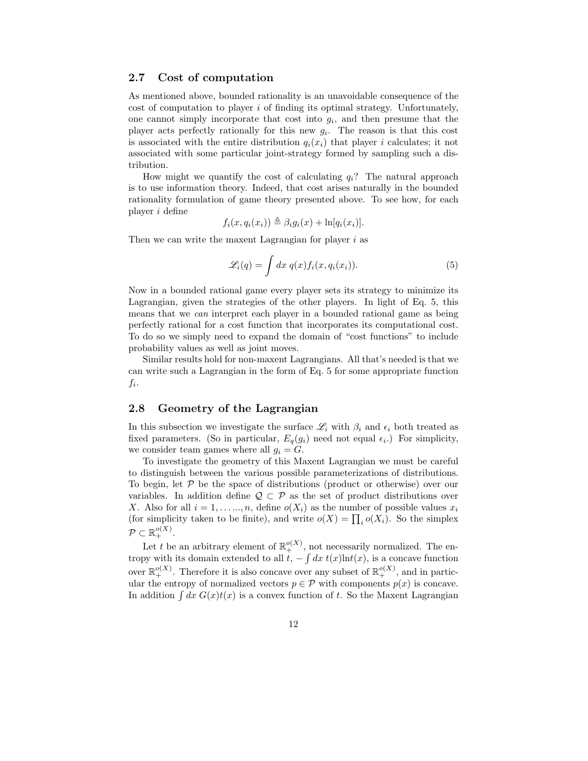### 2.7 Cost of computation

As mentioned above, bounded rationality is an unavoidable consequence of the cost of computation to player $i$ of finding its optimal strategy. Unfortunately, one cannot simply incorporate that cost into $g_i$, and then presume that the player acts perfectly rationally for this new $g_i$. The reason is that this cost is associated with the entire distribution $q_i(x_i)$ that player $i$ calculates; it not associated with some particular joint-strategy formed by sampling such a distribution.

How might we quantify the cost of calculating $q_i$? The natural approach is to use information theory. Indeed, that cost arises naturally in the bounded rationality formulation of game theory presented above. To see how, for each player $i$ define

$$f_i(x, q_i(x_i)) \triangleq \beta_i g_i(x) + \ln[q_i(x_i)].$$

Then we can write the maxent Lagrangian for player $i$ as

$$\mathscr{L}_i(q) = \int dx \; q(x) f_i(x, q_i(x_i)). \tag{5}$$

Now in a bounded rational game every player sets its strategy to minimize its Lagrangian, given the strategies of the other players. In light of Eq. 5, this means that we *can* interpret each player in a bounded rational game as being perfectly rational for a cost function that incorporates its computational cost. To do so we simply need to expand the domain of "cost functions" to include probability values as well as joint moves.

Similar results hold for non-maxent Lagrangians. All that's needed is that we can write such a Lagrangian in the form of Eq. 5 for some appropriate function $f_i$.

### 2.8 Geometry of the Lagrangian

In this subsection we investigate the surface $\mathscr{L}_i$ with $\beta_i$ and $\epsilon_i$ both treated as fixed parameters. (So in particular, $E_q(g_i)$ need not equal $\epsilon_i$.) For simplicity, we consider team games where all $g_i = G$.

To investigate the geometry of this Maxent Lagrangian we must be careful to distinguish between the various possible parameterizations of distributions. To begin, let $\mathcal{P}$ be the space of distributions (product or otherwise) over our variables. In addition define $\mathcal{Q} \subset \mathcal{P}$ as the set of product distributions over $X$. Also for all $i = 1, \ldots ..., n$, define $o(X_i)$ as the number of possible values $x_i$ (for simplicity taken to be finite), and write $o(X) = \prod_i o(X_i)$. So the simplex $\mathcal{P} \subset \mathbb{R}_+^{o(X)}$.

Let $t$ be an arbitrary element of $\mathbb{R}_+^{o(X)}$, not necessarily normalized. The entropy with its domain extended to all $t$, $-\int dx \; t(x) \ln t(x)$, is a concave function over $\mathbb{R}_+^{o(X)}$. Therefore it is also concave over any subset of $\mathbb{R}_+^{o(X)}$, and in particular the entropy of normalized vectors $p \in \mathcal{P}$ with components $p(x)$ is concave. In addition $\int dx \; G(x) t(x)$ is a convex function of $t$. So the Maxent Lagrangian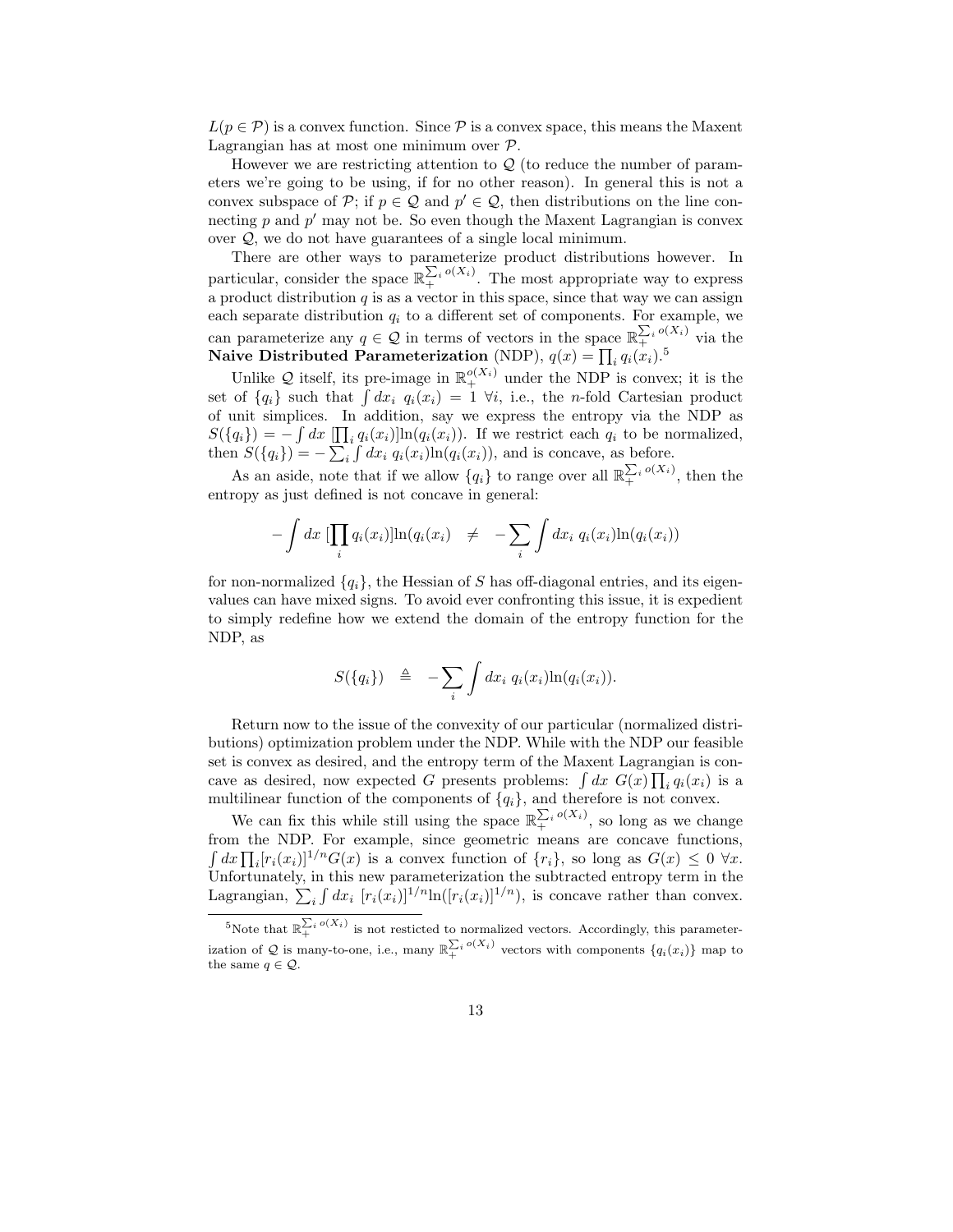$L(p \in \mathcal{P})$ is a convex function. Since $\mathcal{P}$ is a convex space, this means the Maxent Lagrangian has at most one minimum over $\mathcal{P}$.

However we are restricting attention to $\mathcal{Q}$ (to reduce the number of parameters we're going to be using, if for no other reason). In general this is not a convex subspace of $\mathcal{P}$; if $p \in \mathcal{Q}$ and $p' \in \mathcal{Q}$, then distributions on the line connecting $p$ and $p'$ may not be. So even though the Maxent Lagrangian is convex over $\mathcal{Q}$, we do not have guarantees of a single local minimum.

There are other ways to parameterize product distributions however. In particular, consider the space $\mathbb{R}_+^{\sum_i o(X_i)}$. The most appropriate way to express a product distribution $q$ is as a vector in this space, since that way we can assign each separate distribution $q_i$ to a different set of components. For example, we can parameterize any $q \in \mathcal{Q}$ in terms of vectors in the space $\mathbb{R}_+^{\sum_i o(X_i)}$ via the **Naive Distributed Parameterization** (NDP), $q(x) = \prod_i q_i(x_i)$.[5]

Unlike $\mathcal{Q}$ itself, its pre-image in $\mathbb{R}_+^{o(X_i)}$ under the NDP is convex; it is the set of $\{q_i\}$ such that $\int dx_i \; q_i(x_i) = 1 \; \forall i$, i.e., the $n$-fold Cartesian product of unit simplices. In addition, say we express the entropy via the NDP as $S(\{q_i\}) = -\int dx \; [\prod_i q_i(x_i)] \ln(q_i(x_i))$. If we restrict each $q_i$ to be normalized, then $S(\{q_i\}) = -\sum_i \int dx_i \; q_i(x_i) \ln(q_i(x_i))$, and is concave, as before.

As an aside, note that if we allow $\{q_i\}$ to range over all $\mathbb{R}_+^{\sum_i o(X_i)}$, then the entropy as just defined is not concave in general:

$$-\int dx \; [\prod_i q_i(x_i)] \ln(q_i(x_i) \quad \neq \quad -\sum_i \int dx_i \; q_i(x_i) \ln(q_i(x_i))$$

for non-normalized $\{q_i\}$, the Hessian of $S$ has off-diagonal entries, and its eigenvalues can have mixed signs. To avoid ever confronting this issue, it is expedient to simply redefine how we extend the domain of the entropy function for the NDP, as

$$S(\{q_i\}) \quad \triangleq \quad -\sum_i \int dx_i \; q_i(x_i) \ln(q_i(x_i)).$$

Return now to the issue of the convexity of our particular (normalized distributions) optimization problem under the NDP. While with the NDP our feasible set is convex as desired, and the entropy term of the Maxent Lagrangian is concave as desired, now expected $G$ presents problems: $\int dx \; G(x) \prod_i q_i(x_i)$ is a multilinear function of the components of $\{q_i\}$, and therefore is not convex.

We can fix this while still using the space $\mathbb{R}_+^{\sum_i o(X_i)}$, so long as we change from the NDP. For example, since geometric means are concave functions, $\int dx \prod_i [r_i(x_i)]^{1/n} G(x)$ is a convex function of $\{r_i\}$, so long as $G(x) \leq 0 \; \forall x$. Unfortunately, in this new parameterization the subtracted entropy term in the Lagrangian, $\sum_i \int dx_i \; [r_i(x_i)]^{1/n} \ln([r_i(x_i)]^{1/n})$, is concave rather than convex.

---

[5] Note that $\mathbb{R}_+^{\sum_i o(X_i)}$ is not resticted to normalized vectors. Accordingly, this parameterization of $\mathcal{Q}$ is many-to-one, i.e., many $\mathbb{R}_+^{\sum_i o(X_i)}$ vectors with components $\{q_i(x_i)\}$ map to the same $q \in \mathcal{Q}$.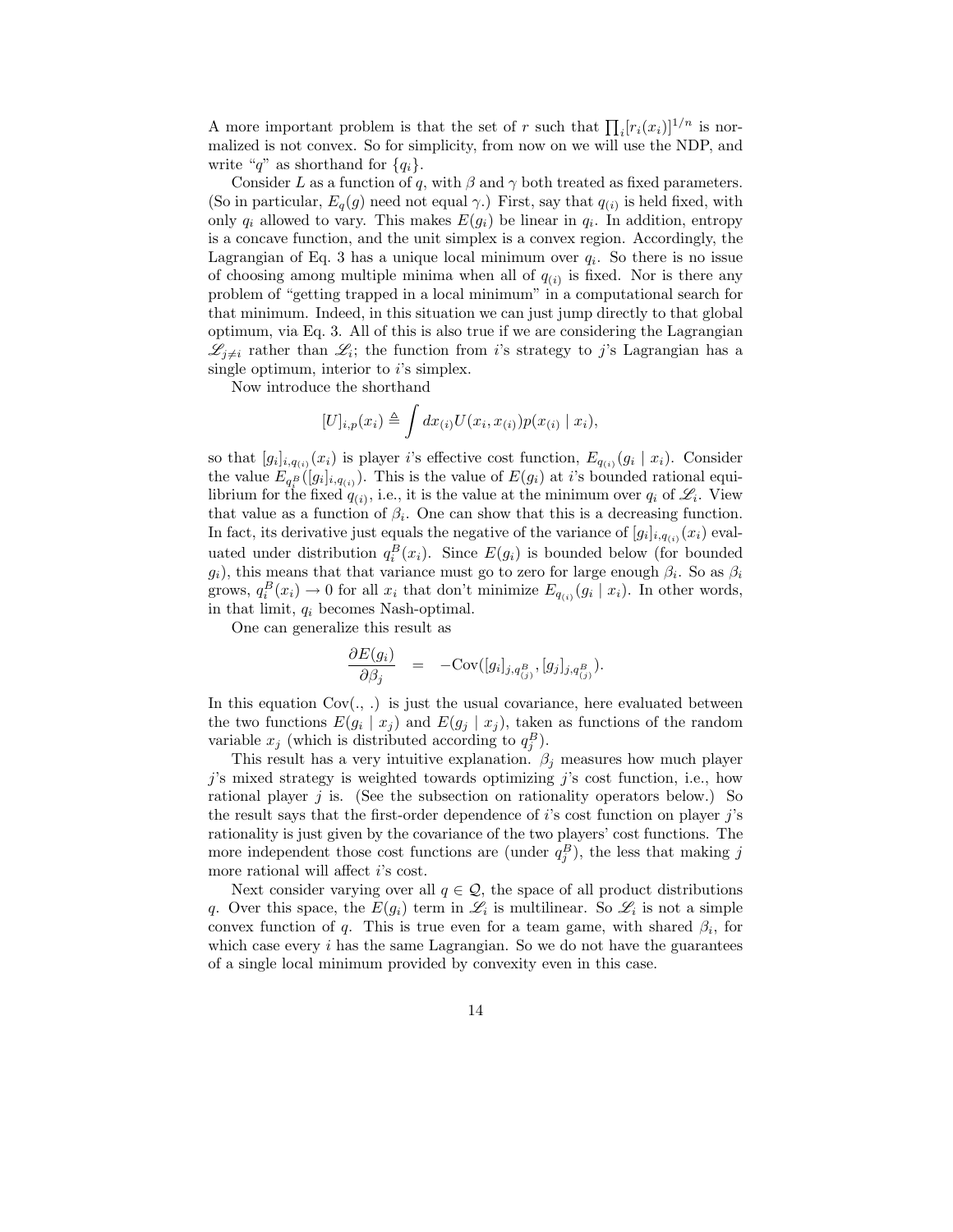A more important problem is that the set of $r$ such that $\prod_i [r_i(x_i)]^{1/n}$ is normalized is not convex. So for simplicity, from now on we will use the NDP, and write "$q$" as shorthand for $\{q_i\}$.

Consider $L$ as a function of $q$, with $\beta$ and $\gamma$ both treated as fixed parameters. (So in particular, $E_q(g)$ need not equal $\gamma$.) First, say that $q_{(i)}$ is held fixed, with only $q_i$ allowed to vary. This makes $E(g_i)$ be linear in $q_i$. In addition, entropy is a concave function, and the unit simplex is a convex region. Accordingly, the Lagrangian of Eq. 3 has a unique local minimum over $q_i$. So there is no issue of choosing among multiple minima when all of $q_{(i)}$ is fixed. Nor is there any problem of "getting trapped in a local minimum" in a computational search for that minimum. Indeed, in this situation we can just jump directly to that global optimum, via Eq. 3. All of this is also true if we are considering the Lagrangian $\mathscr{L}_{j \neq i}$ rather than $\mathscr{L}_i$; the function from $i$'s strategy to $j$'s Lagrangian has a single optimum, interior to $i$'s simplex.

Now introduce the shorthand

$$[U]_{i,p}(x_i) \triangleq \int dx_{(i)} U(x_i, x_{(i)}) p(x_{(i)} \mid x_i),$$

so that $[g_i]_{i,q_{(i)}}(x_i)$ is player $i$'s effective cost function, $E_{q_{(i)}}(g_i \mid x_i)$. Consider the value $E_{q_i^B}([g_i]_{i,q_{(i)}})$. This is the value of $E(g_i)$ at $i$'s bounded rational equilibrium for the fixed $q_{(i)}$, i.e., it is the value at the minimum over $q_i$ of $\mathscr{L}_i$. View that value as a function of $\beta_i$. One can show that this is a decreasing function. In fact, its derivative just equals the negative of the variance of $[g_i]_{i,q_{(i)}}(x_i)$ evaluated under distribution $q_i^B(x_i)$. Since $E(g_i)$ is bounded below (for bounded $g_i$), this means that that variance must go to zero for large enough $\beta_i$. So as $\beta_i$ grows, $q_i^B(x_i) \to 0$ for all $x_i$ that don't minimize $E_{q_{(i)}}(g_i \mid x_i)$. In other words, in that limit, $q_i$ becomes Nash-optimal.

One can generalize this result as

$$\frac{\partial E(g_i)}{\partial \beta_j} \quad = \quad -\text{Cov}([g_i]_{j,q^B_{(j)}}, [g_j]_{j,q^B_{(j)}}).$$

In this equation Cov(., .) is just the usual covariance, here evaluated between the two functions $E(g_i \mid x_j)$ and $E(g_j \mid x_j)$, taken as functions of the random variable $x_j$ (which is distributed according to $q_j^B$).

This result has a very intuitive explanation. $\beta_j$ measures how much player $j$'s mixed strategy is weighted towards optimizing $j$'s cost function, i.e., how rational player $j$ is. (See the subsection on rationality operators below.) So the result says that the first-order dependence of $i$'s cost function on player $j$'s rationality is just given by the covariance of the two players' cost functions. The more independent those cost functions are (under $q_j^B$), the less that making $j$ more rational will affect $i$'s cost.

Next consider varying over all $q \in \mathcal{Q}$, the space of all product distributions $q$. Over this space, the $E(g_i)$ term in $\mathscr{L}_i$ is multilinear. So $\mathscr{L}_i$ is not a simple convex function of $q$. This is true even for a team game, with shared $\beta_i$, for which case every $i$ has the same Lagrangian. So we do not have the guarantees of a single local minimum provided by convexity even in this case.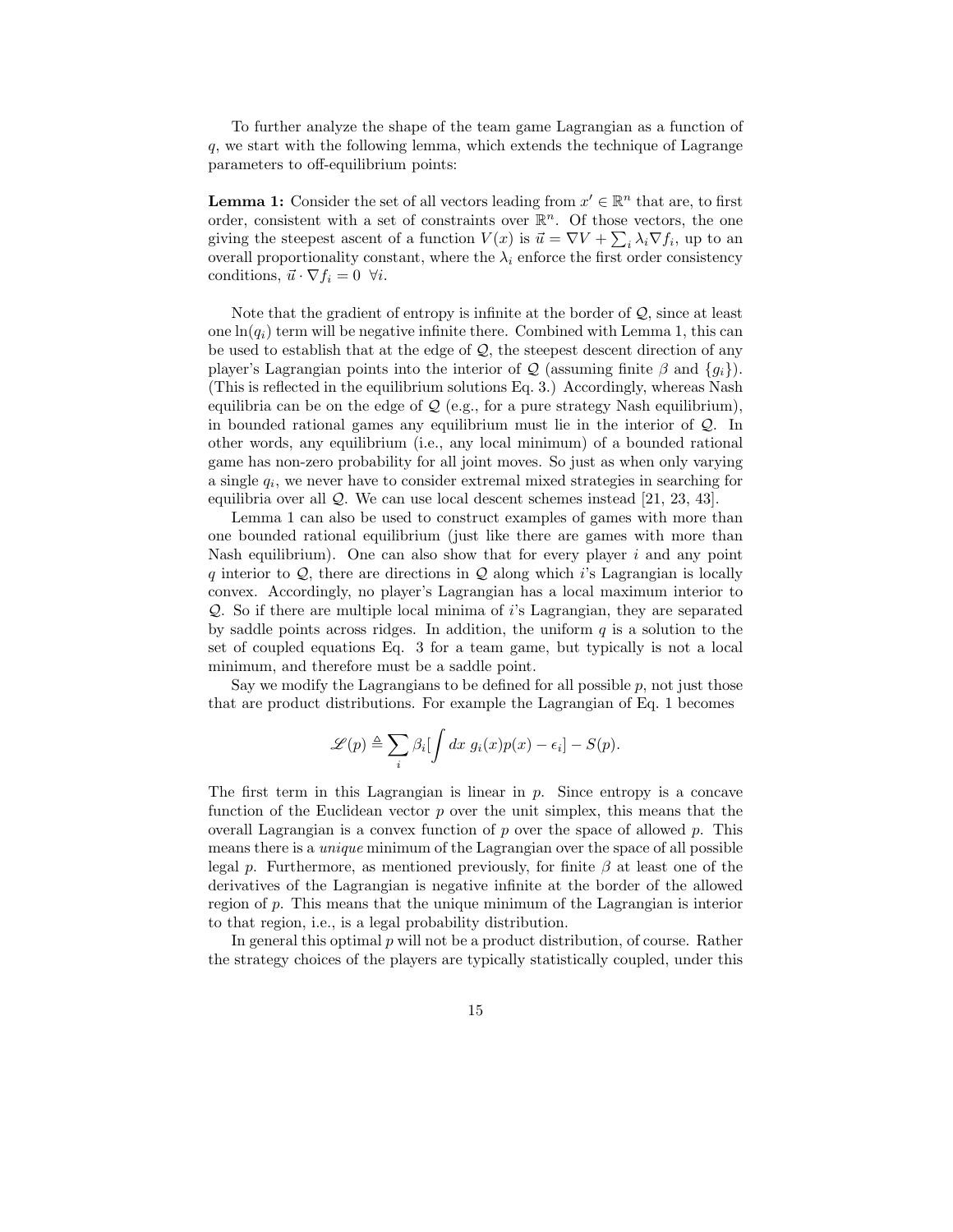To further analyze the shape of the team game Lagrangian as a function of $q$, we start with the following lemma, which extends the technique of Lagrange parameters to off-equilibrium points:

**Lemma 1:** Consider the set of all vectors leading from $x' \in \mathbb{R}^n$ that are, to first order, consistent with a set of constraints over $\mathbb{R}^n$. Of those vectors, the one giving the steepest ascent of a function $V(x)$ is $\vec{u} = \nabla V + \sum_i \lambda_i \nabla f_i$, up to an overall proportionality constant, where the $\lambda_i$ enforce the first order consistency conditions, $\vec{u} \cdot \nabla f_i = 0 \;\; \forall i$.

Note that the gradient of entropy is infinite at the border of $\mathcal{Q}$, since at least one $\ln(q_i)$ term will be negative infinite there. Combined with Lemma 1, this can be used to establish that at the edge of $\mathcal{Q}$, the steepest descent direction of any player's Lagrangian points into the interior of $\mathcal{Q}$ (assuming finite $\beta$ and $\{g_i\}$). (This is reflected in the equilibrium solutions Eq. 3.) Accordingly, whereas Nash equilibria can be on the edge of $\mathcal{Q}$ (e.g., for a pure strategy Nash equilibrium), in bounded rational games any equilibrium must lie in the interior of $\mathcal{Q}$. In other words, any equilibrium (i.e., any local minimum) of a bounded rational game has non-zero probability for all joint moves. So just as when only varying a single $q_i$, we never have to consider extremal mixed strategies in searching for equilibria over all $\mathcal{Q}$. We can use local descent schemes instead [21, 23, 43].

Lemma 1 can also be used to construct examples of games with more than one bounded rational equilibrium (just like there are games with more than Nash equilibrium). One can also show that for every player $i$ and any point $q$ interior to $\mathcal{Q}$, there are directions in $\mathcal{Q}$ along which $i$'s Lagrangian is locally convex. Accordingly, no player's Lagrangian has a local maximum interior to $\mathcal{Q}$. So if there are multiple local minima of $i$'s Lagrangian, they are separated by saddle points across ridges. In addition, the uniform $q$ is a solution to the set of coupled equations Eq. 3 for a team game, but typically is not a local minimum, and therefore must be a saddle point.

Say we modify the Lagrangians to be defined for all possible $p$, not just those that are product distributions. For example the Lagrangian of Eq. 1 becomes

$$\mathscr{L}(p) \triangleq \sum_i \beta_i \Big[ \int dx \; g_i(x) p(x) - \epsilon_i \Big] - S(p).$$

The first term in this Lagrangian is linear in $p$. Since entropy is a concave function of the Euclidean vector $p$ over the unit simplex, this means that the overall Lagrangian is a convex function of $p$ over the space of allowed $p$. This means there is a *unique* minimum of the Lagrangian over the space of all possible legal $p$. Furthermore, as mentioned previously, for finite $\beta$ at least one of the derivatives of the Lagrangian is negative infinite at the border of the allowed region of $p$. This means that the unique minimum of the Lagrangian is interior to that region, i.e., is a legal probability distribution.

In general this optimal $p$ will not be a product distribution, of course. Rather the strategy choices of the players are typically statistically coupled, under this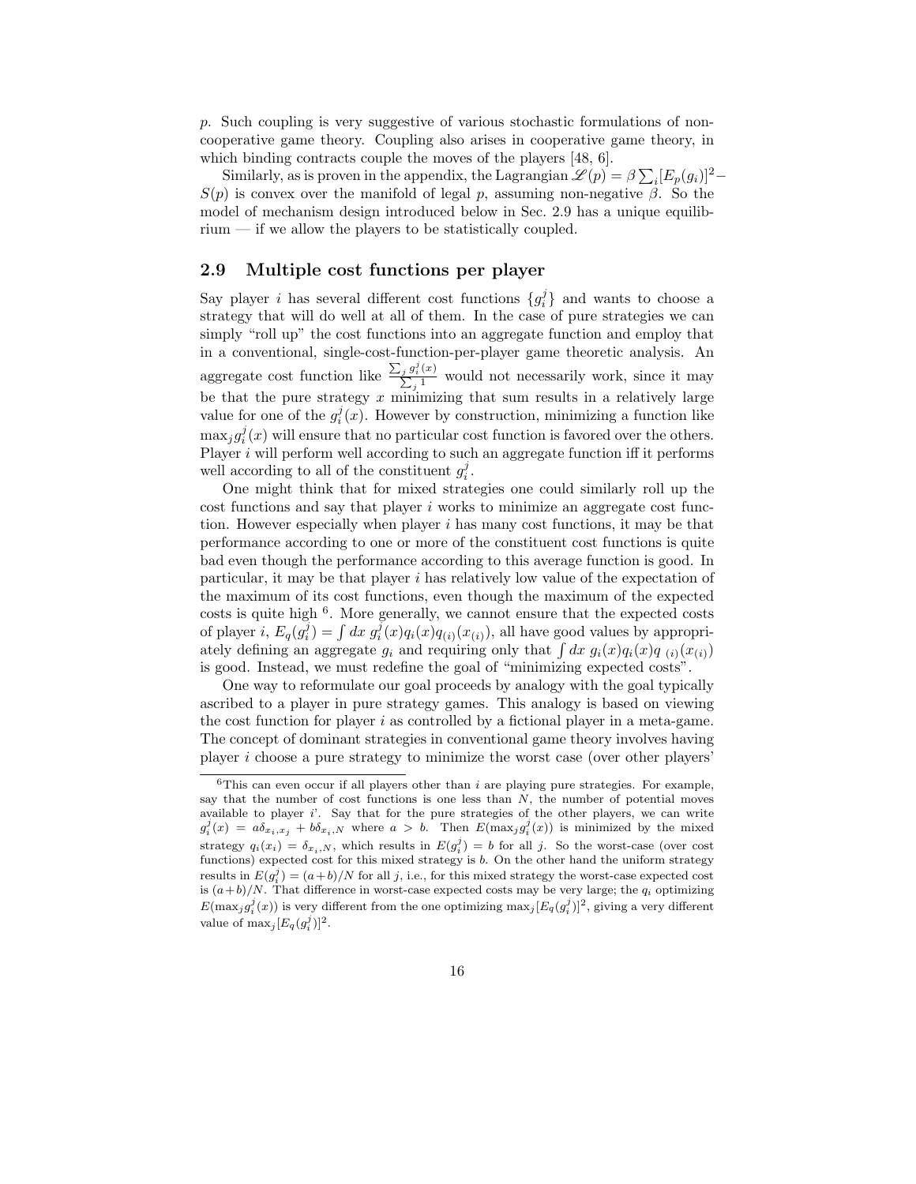$p$. Such coupling is very suggestive of various stochastic formulations of non-cooperative game theory. Coupling also arises in cooperative game theory, in which binding contracts couple the moves of the players [48, 6].

Similarly, as is proven in the appendix, the Lagrangian $\mathscr{L}(p) = \beta \sum_i [E_p(g_i)]^2 - S(p)$ is convex over the manifold of legal $p$, assuming non-negative $\beta$. So the model of mechanism design introduced below in Sec. 2.9 has a unique equilibrium — if we allow the players to be statistically coupled.

## 2.9 Multiple cost functions per player

Say player $i$ has several different cost functions $\{g_i^j\}$ and wants to choose a strategy that will do well at all of them. In the case of pure strategies we can simply "roll up" the cost functions into an aggregate function and employ that in a conventional, single-cost-function-per-player game theoretic analysis. An aggregate cost function like $\frac{\sum_j g_i^j(x)}{\sum_j 1}$ would not necessarily work, since it may be that the pure strategy $x$ minimizing that sum results in a relatively large value for one of the $g_i^j(x)$. However by construction, minimizing a function like $\max_j g_i^j(x)$ will ensure that no particular cost function is favored over the others. Player $i$ will perform well according to such an aggregate function iff it performs well according to all of the constituent $g_i^j$.

One might think that for mixed strategies one could similarly roll up the cost functions and say that player $i$ works to minimize an aggregate cost function. However especially when player $i$ has many cost functions, it may be that performance according to one or more of the constituent cost functions is quite bad even though the performance according to this average function is good. In particular, it may be that player $i$ has relatively low value of the expectation of the maximum of its cost functions, even though the maximum of the expected costs is quite high [6]. More generally, we cannot ensure that the expected costs of player $i$, $E_q(g_i^j) = \int dx \; g_i^j(x) q_i(x) q_{(i)}(x_{(i)})$, all have good values by appropriately defining an aggregate $g_i$ and requiring only that $\int dx \; g_i(x) q_i(x) q_{\;(i)}(x_{(i)})$ is good. Instead, we must redefine the goal of "minimizing expected costs".

One way to reformulate our goal proceeds by analogy with the goal typically ascribed to a player in pure strategy games. This analogy is based on viewing the cost function for player $i$ as controlled by a fictional player in a meta-game. The concept of dominant strategies in conventional game theory involves having player $i$ choose a pure strategy to minimize the worst case (over other players'

---

[6] This can even occur if all players other than $i$ are playing pure strategies. For example, say that the number of cost functions is one less than $N$, the number of potential moves available to player $i$'. Say that for the pure strategies of the other players, we can write $g_i^j(x) = a\delta_{x_i,x_j} + b\delta_{x_i,N}$ where $a > b$. Then $E(\max_j g_i^j(x))$ is minimized by the mixed strategy $q_i(x_i) = \delta_{x_i,N}$, which results in $E(g_i^j) = b$ for all $j$. So the worst-case (over cost functions) expected cost for this mixed strategy is $b$. On the other hand the uniform strategy results in $E(g_i^j) = (a+b)/N$ for all $j$, i.e., for this mixed strategy the worst-case expected cost is $(a+b)/N$. That difference in worst-case expected costs may be very large; the $q_i$ optimizing $E(\max_j g_i^j(x))$ is very different from the one optimizing $\max_j [E_q(g_i^j)]^2$, giving a very different value of $\max_j [E_q(g_i^j)]^2$.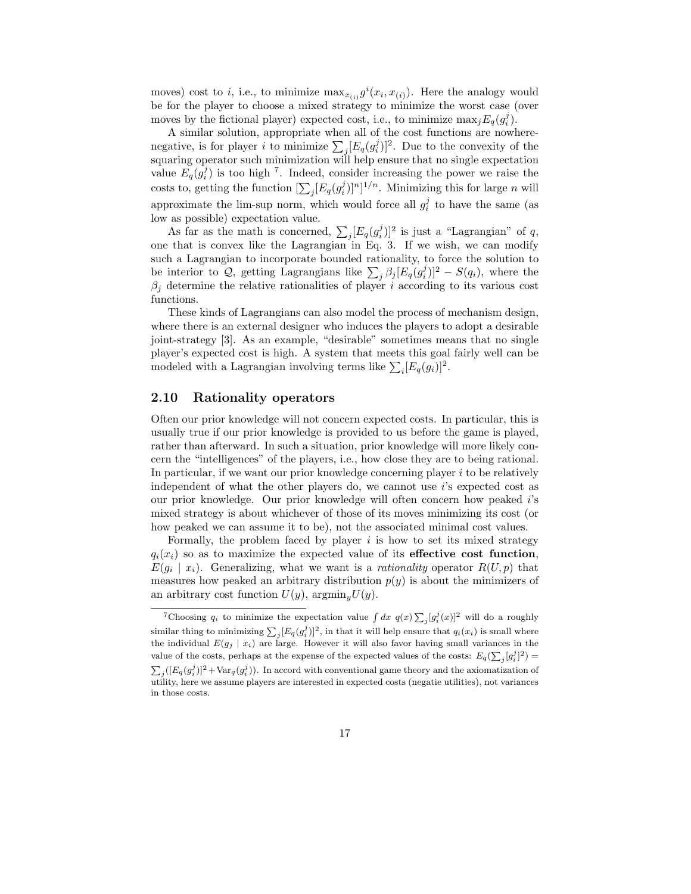moves) cost to $i$, i.e., to minimize $\max_{x_{(i)}} g^i(x_i, x_{(i)})$. Here the analogy would be for the player to choose a mixed strategy to minimize the worst case (over moves by the fictional player) expected cost, i.e., to minimize $\max_j E_q(g_i^j)$.

A similar solution, appropriate when all of the cost functions are nowhere-negative, is for player $i$ to minimize $\sum_j [E_q(g_i^j)]^2$. Due to the convexity of the squaring operator such minimization will help ensure that no single expectation value $E_q(g_i^j)$ is too high [7]. Indeed, consider increasing the power we raise the costs to, getting the function $[\sum_j [E_q(g_i^j)]^n]^{1/n}$. Minimizing this for large $n$ will approximate the lim-sup norm, which would force all $g_i^j$ to have the same (as low as possible) expectation value.

As far as the math is concerned, $\sum_j [E_q(g_i^j)]^2$ is just a "Lagrangian" of $q$, one that is convex like the Lagrangian in Eq. 3. If we wish, we can modify such a Lagrangian to incorporate bounded rationality, to force the solution to be interior to $\mathcal{Q}$, getting Lagrangians like $\sum_j \beta_j [E_q(g_i^j)]^2 - S(q_i)$, where the $\beta_j$ determine the relative rationalities of player $i$ according to its various cost functions.

These kinds of Lagrangians can also model the process of mechanism design, where there is an external designer who induces the players to adopt a desirable joint-strategy [3]. As an example, "desirable" sometimes means that no single player's expected cost is high. A system that meets this goal fairly well can be modeled with a Lagrangian involving terms like $\sum_i [E_q(g_i)]^2$.

## 2.10 Rationality operators

Often our prior knowledge will not concern expected costs. In particular, this is usually true if our prior knowledge is provided to us before the game is played, rather than afterward. In such a situation, prior knowledge will more likely concern the "intelligences" of the players, i.e., how close they are to being rational. In particular, if we want our prior knowledge concerning player $i$ to be relatively independent of what the other players do, we cannot use $i$'s expected cost as our prior knowledge. Our prior knowledge will often concern how peaked $i$'s mixed strategy is about whichever of those of its moves minimizing its cost (or how peaked we can assume it to be), not the associated minimal cost values.

Formally, the problem faced by player $i$ is how to set its mixed strategy $q_i(x_i)$ so as to maximize the expected value of its **effective cost function**, $E(g_i \mid x_i)$. Generalizing, what we want is a *rationality* operator $R(U, p)$ that measures how peaked an arbitrary distribution $p(y)$ is about the minimizers of an arbitrary cost function $U(y)$, $\text{argmin}_y U(y)$.

---

[7] Choosing $q_i$ to minimize the expectation value $\int dx \; q(x) \sum_j [g_i^j(x)]^2$ will do a roughly similar thing to minimizing $\sum_j [E_q(g_i^j)]^2$, in that it will help ensure that $q_i(x_i)$ is small where the individual $E(g_j \mid x_i)$ are large. However it will also favor having small variances in the value of the costs, perhaps at the expense of the expected values of the costs: $E_q(\sum_j [g_i^j]^2) = \sum_j ([E_q(g_i^j)]^2 + \text{Var}_q(g_i^j))$. In accord with conventional game theory and the axiomatization of utility, here we assume players are interested in expected costs (negatie utilities), not variances in those costs.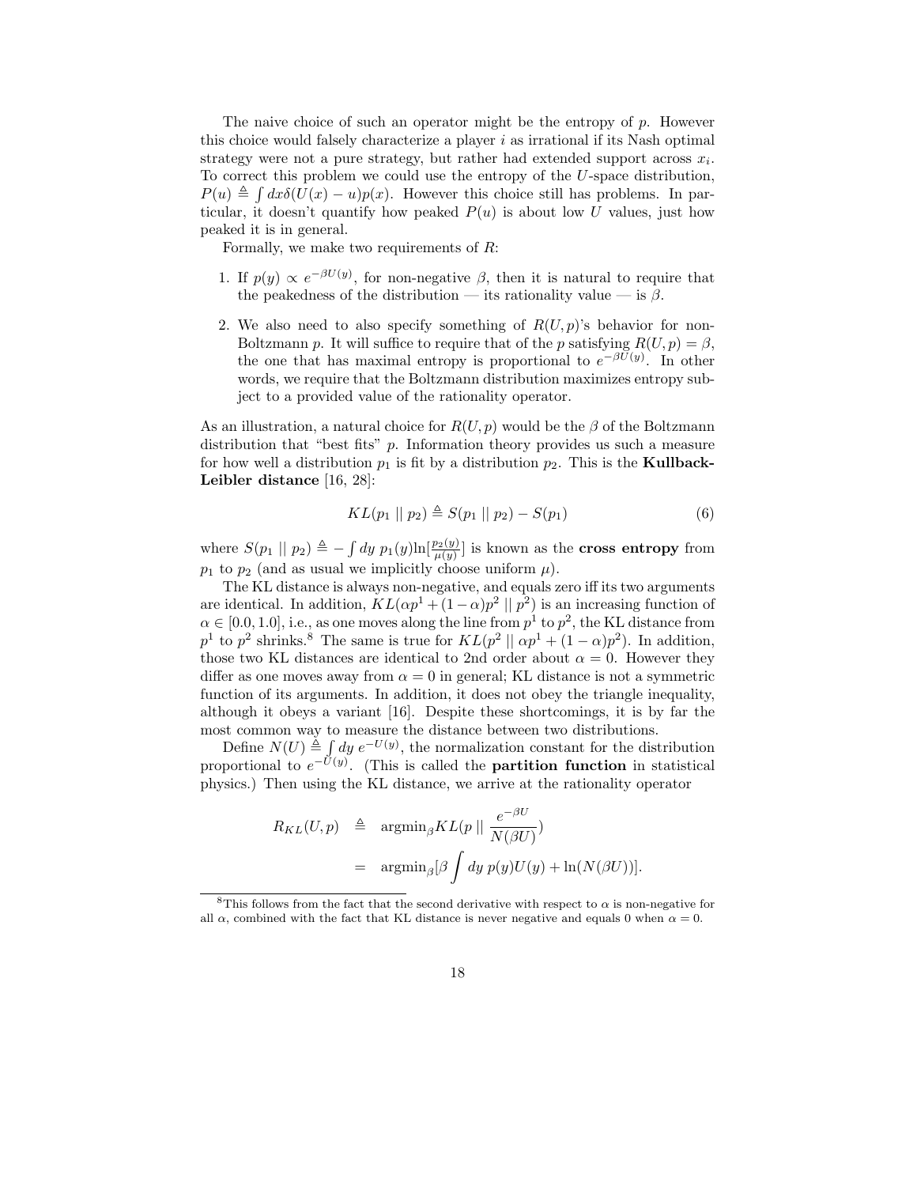The naive choice of such an operator might be the entropy of $p$. However this choice would falsely characterize a player $i$ as irrational if its Nash optimal strategy were not a pure strategy, but rather had extended support across $x_i$. To correct this problem we could use the entropy of the $U$-space distribution, $P(u) \triangleq \int dx \delta(U(x) - u)p(x)$. However this choice still has problems. In particular, it doesn't quantify how peaked $P(u)$ is about low $U$ values, just how peaked it is in general.

Formally, we make two requirements of $R$:

1. If $p(y) \propto e^{-\beta U(y)}$, for non-negative $\beta$, then it is natural to require that the peakedness of the distribution — its rationality value — is $\beta$.
2. We also need to also specify something of $R(U,p)$'s behavior for non-Boltzmann $p$. It will suffice to require that of the $p$ satisfying $R(U,p) = \beta$, the one that has maximal entropy is proportional to $e^{-\beta U(y)}$. In other words, we require that the Boltzmann distribution maximizes entropy subject to a provided value of the rationality operator.

As an illustration, a natural choice for $R(U,p)$ would be the $\beta$ of the Boltzmann distribution that "best fits" $p$. Information theory provides us such a measure for how well a distribution $p_1$ is fit by a distribution $p_2$. This is the **Kullback-Leibler distance** [16, 28]:

$$KL(p_1 \mid\mid p_2) \triangleq S(p_1 \mid\mid p_2) - S(p_1) \tag{6}$$

where $S(p_1 \mid\mid p_2) \triangleq -\int dy \; p_1(y) \ln[\frac{p_2(y)}{\mu(y)}]$ is known as the **cross entropy** from $p_1$ to $p_2$ (and as usual we implicitly choose uniform $\mu$).

The KL distance is always non-negative, and equals zero iff its two arguments are identical. In addition, $KL(\alpha p^1 + (1-\alpha)p^2 \mid\mid p^2)$ is an increasing function of $\alpha \in [0.0, 1.0]$, i.e., as one moves along the line from $p^1$ to $p^2$, the KL distance from $p^1$ to $p^2$ shrinks.[8] The same is true for $KL(p^2 \mid\mid \alpha p^1 + (1-\alpha)p^2)$. In addition, those two KL distances are identical to 2nd order about $\alpha = 0$. However they differ as one moves away from $\alpha = 0$ in general; KL distance is not a symmetric function of its arguments. In addition, it does not obey the triangle inequality, although it obeys a variant [16]. Despite these shortcomings, it is by far the most common way to measure the distance between two distributions.

Define $N(U) \triangleq \int dy \; e^{-U(y)}$, the normalization constant for the distribution proportional to $e^{-U(y)}$. (This is called the **partition function** in statistical physics.) Then using the KL distance, we arrive at the rationality operator

$$\begin{aligned}
R_{KL}(U,p) &\triangleq \text{argmin}_\beta KL(p \mid\mid \frac{e^{-\beta U}}{N(\beta U)}) \\
&= \text{argmin}_\beta [\beta \int dy \; p(y) U(y) + \ln(N(\beta U))].
\end{aligned}$$

[8] This follows from the fact that the second derivative with respect to $\alpha$ is non-negative for all $\alpha$, combined with the fact that KL distance is never negative and equals 0 when $\alpha = 0$.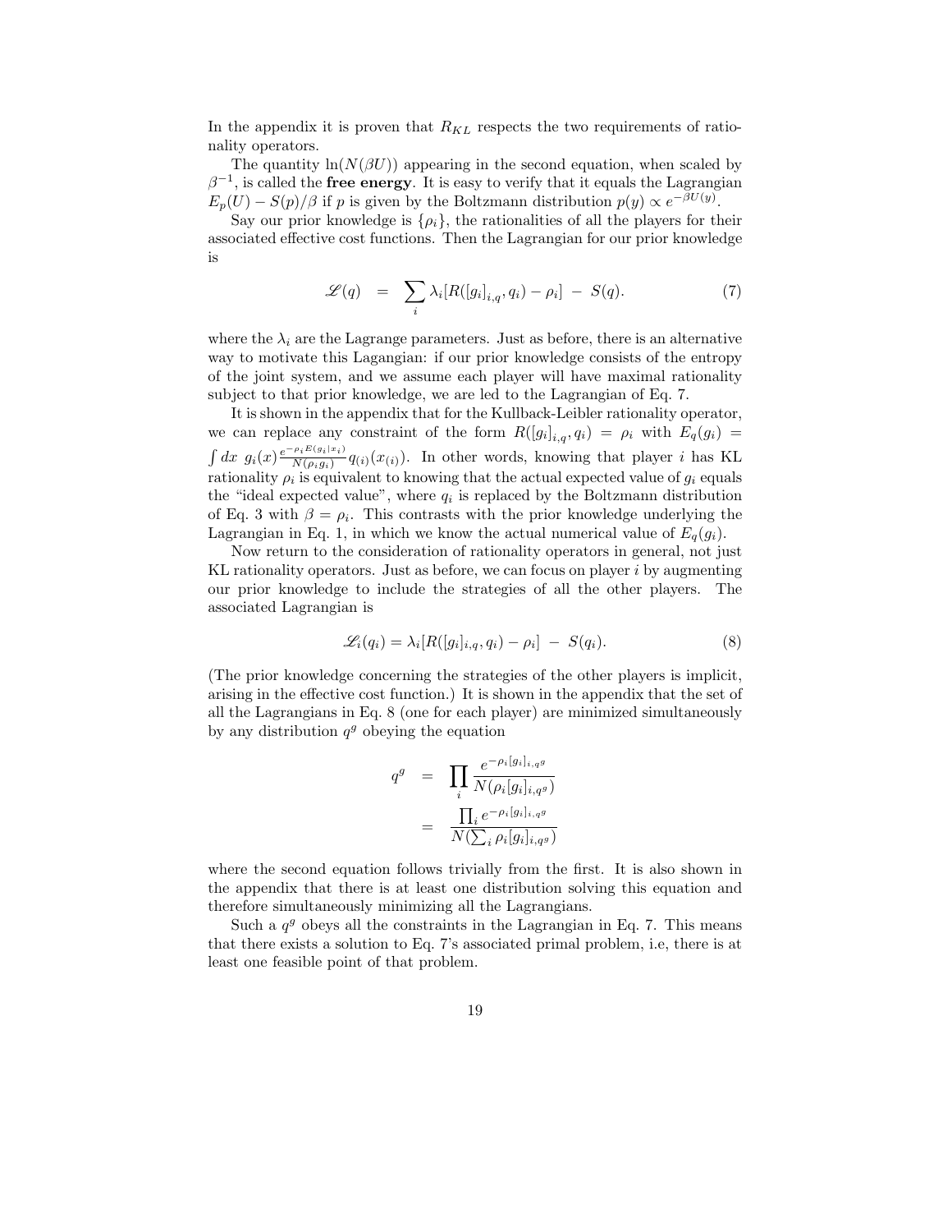In the appendix it is proven that $R_{KL}$ respects the two requirements of rationality operators.

The quantity $\ln(N(\beta U))$ appearing in the second equation, when scaled by $\beta^{-1}$, is called the **free energy**. It is easy to verify that it equals the Lagrangian $E_p(U) - S(p)/\beta$ if $p$ is given by the Boltzmann distribution $p(y) \propto e^{-\beta U(y)}$.

Say our prior knowledge is $\{\rho_i\}$, the rationalities of all the players for their associated effective cost functions. Then the Lagrangian for our prior knowledge is

$$\mathscr{L}(q) \;\;=\;\; \sum_i \lambda_i[R([g_i]_{i,q}, q_i) - \rho_i] \;-\; S(q). \tag{7}$$

where the $\lambda_i$ are the Lagrange parameters. Just as before, there is an alternative way to motivate this Lagangian: if our prior knowledge consists of the entropy of the joint system, and we assume each player will have maximal rationality subject to that prior knowledge, we are led to the Lagrangian of Eq. 7.

It is shown in the appendix that for the Kullback-Leibler rationality operator, we can replace any constraint of the form $R([g_i]_{i,q}, q_i) = \rho_i$ with $E_q(g_i) = \int dx \; g_i(x) \frac{e^{-\rho_i E(g_i|x_i)}}{N(\rho_i g_i)} q_{(i)}(x_{(i)})$. In other words, knowing that player $i$ has KL rationality $\rho_i$ is equivalent to knowing that the actual expected value of $g_i$ equals the "ideal expected value", where $q_i$ is replaced by the Boltzmann distribution of Eq. 3 with $\beta = \rho_i$. This contrasts with the prior knowledge underlying the Lagrangian in Eq. 1, in which we know the actual numerical value of $E_q(g_i)$.

Now return to the consideration of rationality operators in general, not just KL rationality operators. Just as before, we can focus on player $i$ by augmenting our prior knowledge to include the strategies of all the other players. The associated Lagrangian is

$$\mathscr{L}_i(q_i) = \lambda_i[R([g_i]_{i,q}, q_i) - \rho_i] \;-\; S(q_i). \tag{8}$$

(The prior knowledge concerning the strategies of the other players is implicit, arising in the effective cost function.) It is shown in the appendix that the set of all the Lagrangians in Eq. 8 (one for each player) are minimized simultaneously by any distribution $q^g$ obeying the equation

$$\begin{aligned} q^g \;\;&=\;\; \prod_i \frac{e^{-\rho_i [g_i]_{i,q^g}}}{N(\rho_i [g_i]_{i,q^g})} \\ &=\;\; \frac{\prod_i e^{-\rho_i [g_i]_{i,q^g}}}{N(\sum_i \rho_i [g_i]_{i,q^g})} \end{aligned}$$

where the second equation follows trivially from the first. It is also shown in the appendix that there is at least one distribution solving this equation and therefore simultaneously minimizing all the Lagrangians.

Such a $q^g$ obeys all the constraints in the Lagrangian in Eq. 7. This means that there exists a solution to Eq. 7's associated primal problem, i.e, there is at least one feasible point of that problem.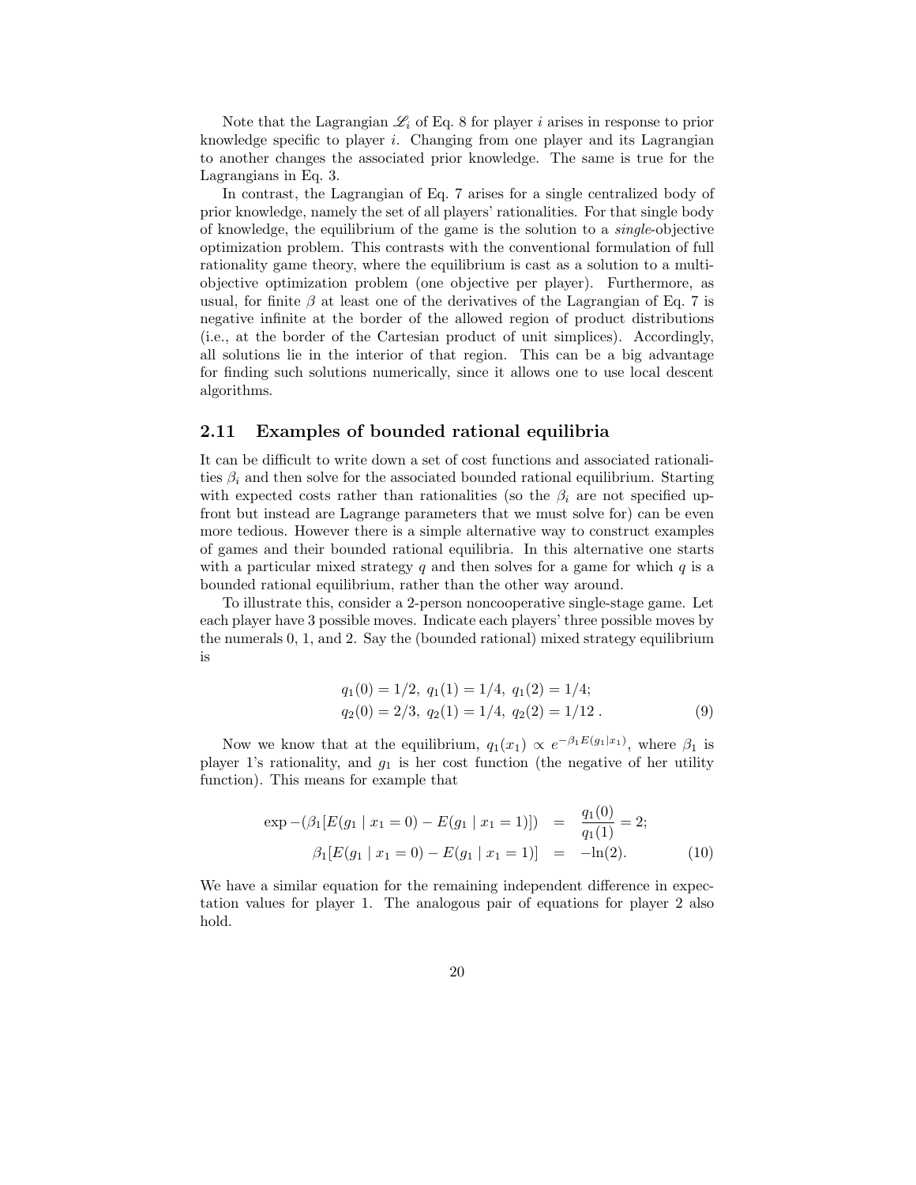Note that the Lagrangian $\mathscr{L}_i$ of Eq. 8 for player $i$ arises in response to prior knowledge specific to player $i$. Changing from one player and its Lagrangian to another changes the associated prior knowledge. The same is true for the Lagrangians in Eq. 3.

In contrast, the Lagrangian of Eq. 7 arises for a single centralized body of prior knowledge, namely the set of all players' rationalities. For that single body of knowledge, the equilibrium of the game is the solution to a *single*-objective optimization problem. This contrasts with the conventional formulation of full rationality game theory, where the equilibrium is cast as a solution to a multi-objective optimization problem (one objective per player). Furthermore, as usual, for finite $\beta$ at least one of the derivatives of the Lagrangian of Eq. 7 is negative infinite at the border of the allowed region of product distributions (i.e., at the border of the Cartesian product of unit simplices). Accordingly, all solutions lie in the interior of that region. This can be a big advantage for finding such solutions numerically, since it allows one to use local descent algorithms.

## 2.11 Examples of bounded rational equilibria

It can be difficult to write down a set of cost functions and associated rationalities $\beta_i$ and then solve for the associated bounded rational equilibrium. Starting with expected costs rather than rationalities (so the $\beta_i$ are not specified up-front but instead are Lagrange parameters that we must solve for) can be even more tedious. However there is a simple alternative way to construct examples of games and their bounded rational equilibria. In this alternative one starts with a particular mixed strategy $q$ and then solves for a game for which $q$ is a bounded rational equilibrium, rather than the other way around.

To illustrate this, consider a 2-person noncooperative single-stage game. Let each player have 3 possible moves. Indicate each players' three possible moves by the numerals 0, 1, and 2. Say the (bounded rational) mixed strategy equilibrium is

$$
\begin{aligned}
&q_1(0) = 1/2,\ q_1(1) = 1/4,\ q_1(2) = 1/4; \\
&q_2(0) = 2/3,\ q_2(1) = 1/4,\ q_2(2) = 1/12\,.
\end{aligned}
\tag{9}
$$

Now we know that at the equilibrium, $q_1(x_1) \propto e^{-\beta_1 E(g_1|x_1)}$, where $\beta_1$ is player 1's rationality, and $g_1$ is her cost function (the negative of her utility function). This means for example that

$$
\begin{aligned}
\exp -(\beta_1[E(g_1 \mid x_1 = 0) - E(g_1 \mid x_1 = 1)]) &= \frac{q_1(0)}{q_1(1)} = 2; \\
\beta_1[E(g_1 \mid x_1 = 0) - E(g_1 \mid x_1 = 1)] &= -\ln(2).
\end{aligned}
\tag{10}
$$

We have a similar equation for the remaining independent difference in expectation values for player 1. The analogous pair of equations for player 2 also hold.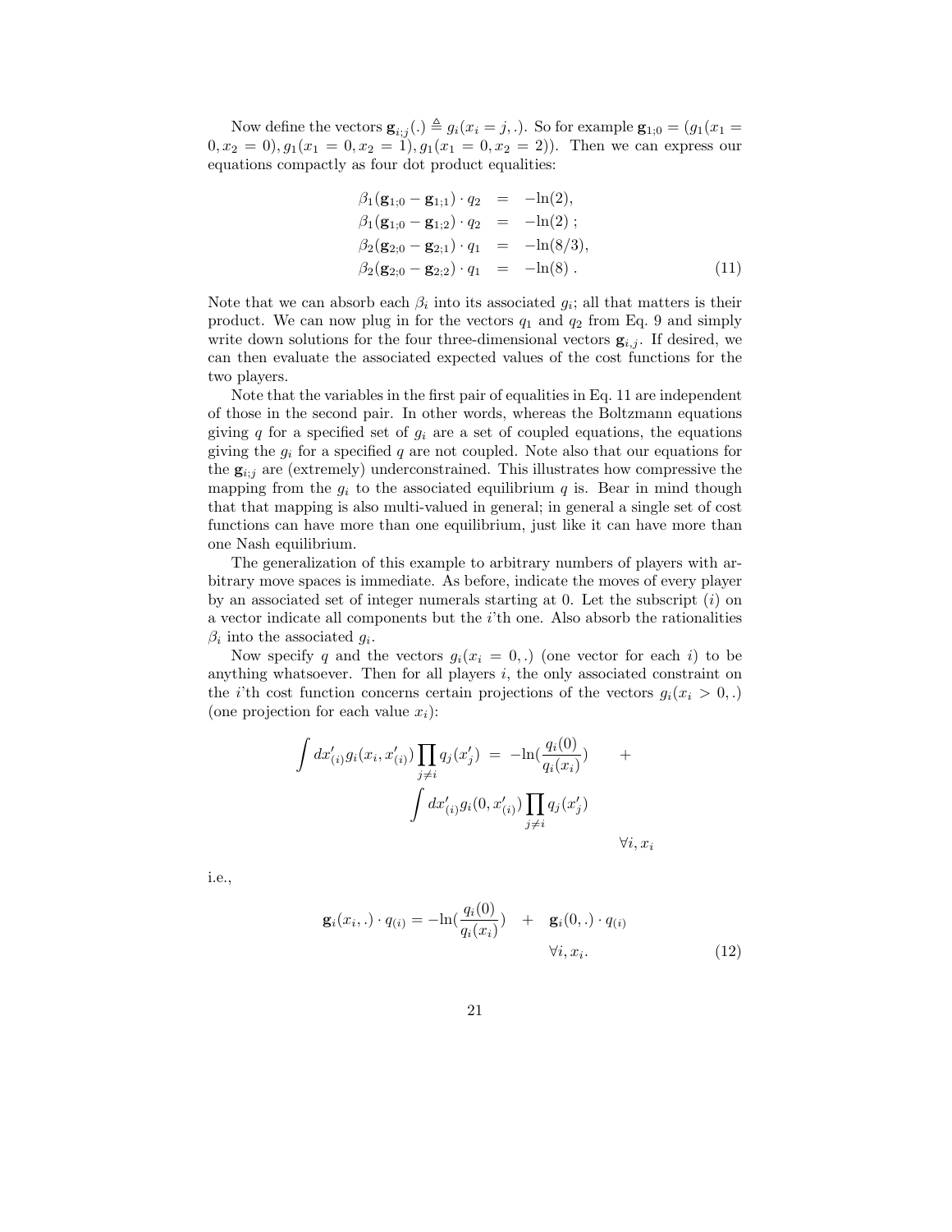Now define the vectors $\mathbf{g}_{i;j}(.) \triangleq g_i(x_i = j, .)$. So for example $\mathbf{g}_{1;0} = (g_1(x_1 = 0, x_2 = 0), g_1(x_1 = 0, x_2 = 1), g_1(x_1 = 0, x_2 = 2))$. Then we can express our equations compactly as four dot product equalities:

$$
\begin{aligned}
\beta_1(\mathbf{g}_{1;0} - \mathbf{g}_{1;1}) \cdot q_2 &= -\ln(2), \\
\beta_1(\mathbf{g}_{1;0} - \mathbf{g}_{1;2}) \cdot q_2 &= -\ln(2) \; ; \\
\beta_2(\mathbf{g}_{2;0} - \mathbf{g}_{2;1}) \cdot q_1 &= -\ln(8/3), \\
\beta_2(\mathbf{g}_{2;0} - \mathbf{g}_{2;2}) \cdot q_1 &= -\ln(8) \; .
\end{aligned}
\tag{11}
$$

Note that we can absorb each $\beta_i$ into its associated $g_i$; all that matters is their product. We can now plug in for the vectors $q_1$ and $q_2$ from Eq. 9 and simply write down solutions for the four three-dimensional vectors $\mathbf{g}_{i,j}$. If desired, we can then evaluate the associated expected values of the cost functions for the two players.

Note that the variables in the first pair of equalities in Eq. 11 are independent of those in the second pair. In other words, whereas the Boltzmann equations giving $q$ for a specified set of $g_i$ are a set of coupled equations, the equations giving the $g_i$ for a specified $q$ are not coupled. Note also that our equations for the $\mathbf{g}_{i;j}$ are (extremely) underconstrained. This illustrates how compressive the mapping from the $g_i$ to the associated equilibrium $q$ is. Bear in mind though that that mapping is also multi-valued in general; in general a single set of cost functions can have more than one equilibrium, just like it can have more than one Nash equilibrium.

The generalization of this example to arbitrary numbers of players with arbitrary move spaces is immediate. As before, indicate the moves of every player by an associated set of integer numerals starting at 0. Let the subscript $(i)$ on a vector indicate all components but the $i$'th one. Also absorb the rationalities $\beta_i$ into the associated $g_i$.

Now specify $q$ and the vectors $g_i(x_i = 0, .)$ (one vector for each $i$) to be anything whatsoever. Then for all players $i$, the only associated constraint on the $i$'th cost function concerns certain projections of the vectors $g_i(x_i > 0, .)$ (one projection for each value $x_i$):

$$
\int dx'_{(i)} g_i(x_i, x'_{(i)}) \prod_{j \neq i} q_j(x'_j) \;=\; -\ln\left(\frac{q_i(0)}{q_i(x_i)}\right) \quad + \quad \int dx'_{(i)} g_i(0, x'_{(i)}) \prod_{j \neq i} q_j(x'_j) \qquad \forall i, x_i
$$

i.e.,

$$
\mathbf{g}_i(x_i, .) \cdot q_{(i)} = -\ln\left(\frac{q_i(0)}{q_i(x_i)}\right) \quad + \quad \mathbf{g}_i(0, .) \cdot q_{(i)} \qquad \forall i, x_i. \tag{12}
$$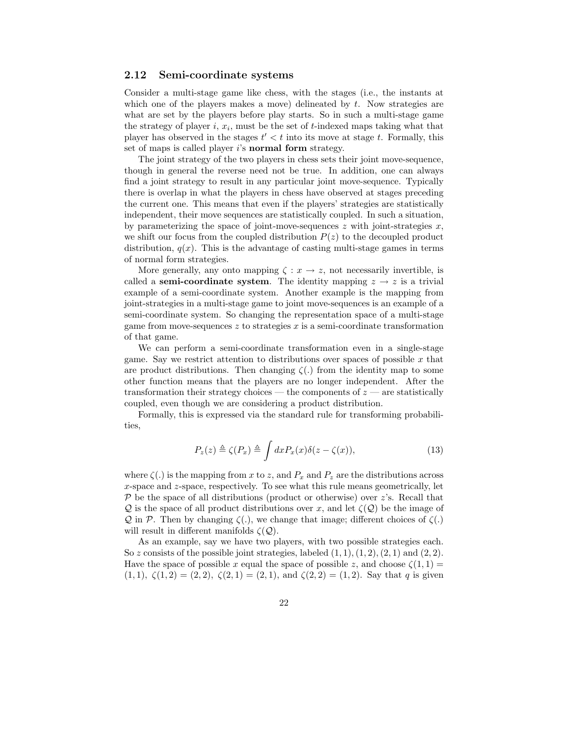### 2.12 Semi-coordinate systems

Consider a multi-stage game like chess, with the stages (i.e., the instants at which one of the players makes a move) delineated by $t$. Now strategies are what are set by the players before play starts. So in such a multi-stage game the strategy of player $i$, $x_i$, must be the set of $t$-indexed maps taking what that player has observed in the stages $t' < t$ into its move at stage $t$. Formally, this set of maps is called player $i$'s **normal form** strategy.

The joint strategy of the two players in chess sets their joint move-sequence, though in general the reverse need not be true. In addition, one can always find a joint strategy to result in any particular joint move-sequence. Typically there is overlap in what the players in chess have observed at stages preceding the current one. This means that even if the players' strategies are statistically independent, their move sequences are statistically coupled. In such a situation, by parameterizing the space of joint-move-sequences $z$ with joint-strategies $x$, we shift our focus from the coupled distribution $P(z)$ to the decoupled product distribution, $q(x)$. This is the advantage of casting multi-stage games in terms of normal form strategies.

More generally, any onto mapping $\zeta : x \rightarrow z$, not necessarily invertible, is called a **semi-coordinate system**. The identity mapping $z \rightarrow z$ is a trivial example of a semi-coordinate system. Another example is the mapping from joint-strategies in a multi-stage game to joint move-sequences is an example of a semi-coordinate system. So changing the representation space of a multi-stage game from move-sequences $z$ to strategies $x$ is a semi-coordinate transformation of that game.

We can perform a semi-coordinate transformation even in a single-stage game. Say we restrict attention to distributions over spaces of possible $x$ that are product distributions. Then changing $\zeta(.)$ from the identity map to some other function means that the players are no longer independent. After the transformation their strategy choices — the components of $z$ — are statistically coupled, even though we are considering a product distribution.

Formally, this is expressed via the standard rule for transforming probabilities,

$$P_z(z) \triangleq \zeta(P_x) \triangleq \int dx P_x(x) \delta(z - \zeta(x)), \tag{13}$$

where $\zeta(.)$ is the mapping from $x$ to $z$, and $P_x$ and $P_z$ are the distributions across $x$-space and $z$-space, respectively. To see what this rule means geometrically, let $\mathcal{P}$ be the space of all distributions (product or otherwise) over $z$'s. Recall that $\mathcal{Q}$ is the space of all product distributions over $x$, and let $\zeta(\mathcal{Q})$ be the image of $\mathcal{Q}$ in $\mathcal{P}$. Then by changing $\zeta(.)$, we change that image; different choices of $\zeta(.)$ will result in different manifolds $\zeta(\mathcal{Q})$.

As an example, say we have two players, with two possible strategies each. So $z$ consists of the possible joint strategies, labeled $(1,1), (1,2), (2,1)$ and $(2,2)$. Have the space of possible $x$ equal the space of possible $z$, and choose $\zeta(1,1) = (1,1)$, $\zeta(1,2) = (2,2)$, $\zeta(2,1) = (2,1)$, and $\zeta(2,2) = (1,2)$. Say that $q$ is given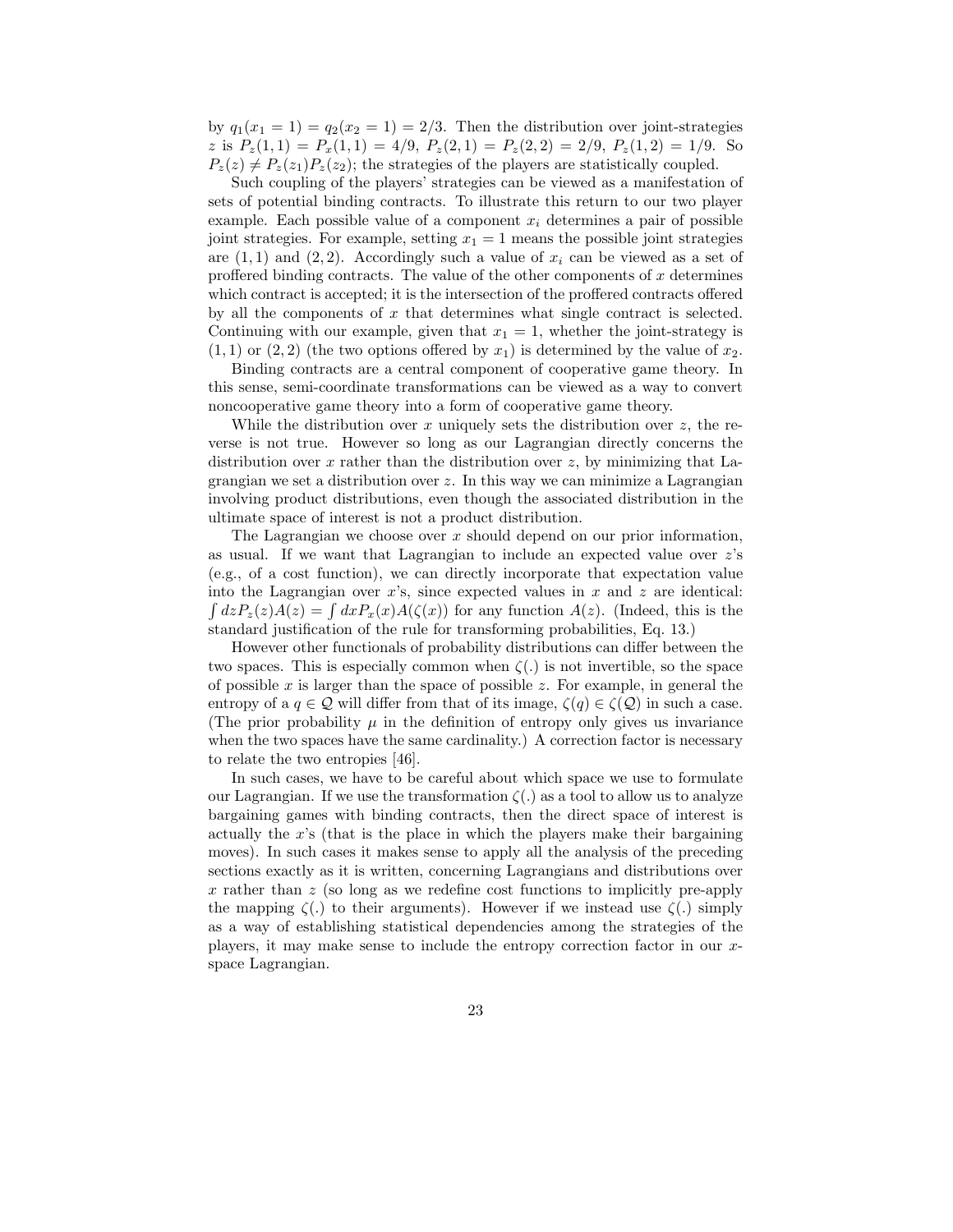by $q_1(x_1 = 1) = q_2(x_2 = 1) = 2/3$. Then the distribution over joint-strategies $z$ is $P_z(1,1) = P_x(1,1) = 4/9$, $P_z(2,1) = P_z(2,2) = 2/9$, $P_z(1,2) = 1/9$. So $P_z(z) \neq P_z(z_1)P_z(z_2)$; the strategies of the players are statistically coupled.

Such coupling of the players' strategies can be viewed as a manifestation of sets of potential binding contracts. To illustrate this return to our two player example. Each possible value of a component $x_i$ determines a pair of possible joint strategies. For example, setting $x_1 = 1$ means the possible joint strategies are $(1,1)$ and $(2,2)$. Accordingly such a value of $x_i$ can be viewed as a set of proffered binding contracts. The value of the other components of $x$ determines which contract is accepted; it is the intersection of the proffered contracts offered by all the components of $x$ that determines what single contract is selected. Continuing with our example, given that $x_1 = 1$, whether the joint-strategy is $(1,1)$ or $(2,2)$ (the two options offered by $x_1$) is determined by the value of $x_2$.

Binding contracts are a central component of cooperative game theory. In this sense, semi-coordinate transformations can be viewed as a way to convert noncooperative game theory into a form of cooperative game theory.

While the distribution over $x$ uniquely sets the distribution over $z$, the reverse is not true. However so long as our Lagrangian directly concerns the distribution over $x$ rather than the distribution over $z$, by minimizing that Lagrangian we set a distribution over $z$. In this way we can minimize a Lagrangian involving product distributions, even though the associated distribution in the ultimate space of interest is not a product distribution.

The Lagrangian we choose over $x$ should depend on our prior information, as usual. If we want that Lagrangian to include an expected value over $z$'s (e.g., of a cost function), we can directly incorporate that expectation value into the Lagrangian over $x$'s, since expected values in $x$ and $z$ are identical: $\int dz P_z(z) A(z) = \int dx P_x(x) A(\zeta(x))$ for any function $A(z)$. (Indeed, this is the standard justification of the rule for transforming probabilities, Eq. 13.)

However other functionals of probability distributions can differ between the two spaces. This is especially common when $\zeta(.)$ is not invertible, so the space of possible $x$ is larger than the space of possible $z$. For example, in general the entropy of a $q \in \mathcal{Q}$ will differ from that of its image, $\zeta(q) \in \zeta(\mathcal{Q})$ in such a case. (The prior probability $\mu$ in the definition of entropy only gives us invariance when the two spaces have the same cardinality.) A correction factor is necessary to relate the two entropies [46].

In such cases, we have to be careful about which space we use to formulate our Lagrangian. If we use the transformation $\zeta(.)$ as a tool to allow us to analyze bargaining games with binding contracts, then the direct space of interest is actually the $x$'s (that is the place in which the players make their bargaining moves). In such cases it makes sense to apply all the analysis of the preceding sections exactly as it is written, concerning Lagrangians and distributions over $x$ rather than $z$ (so long as we redefine cost functions to implicitly pre-apply the mapping $\zeta(.)$ to their arguments). However if we instead use $\zeta(.)$ simply as a way of establishing statistical dependencies among the strategies of the players, it may make sense to include the entropy correction factor in our $x$-space Lagrangian.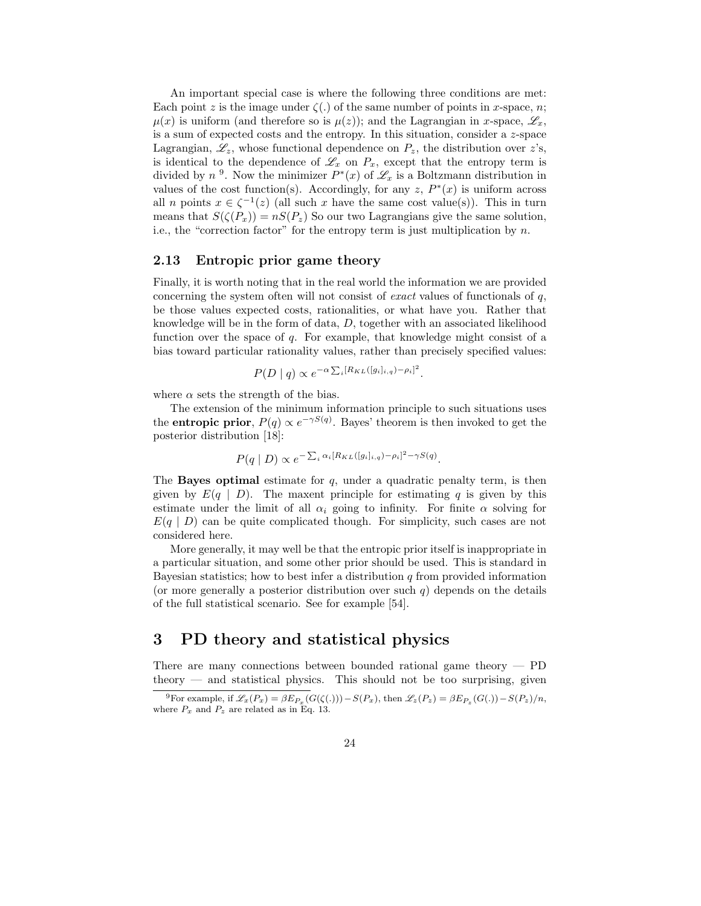An important special case is where the following three conditions are met: Each point $z$ is the image under $\zeta(.)$ of the same number of points in $x$-space, $n$; $\mu(x)$ is uniform (and therefore so is $\mu(z)$); and the Lagrangian in $x$-space, $\mathscr{L}_x$, is a sum of expected costs and the entropy. In this situation, consider a $z$-space Lagrangian, $\mathscr{L}_z$, whose functional dependence on $P_z$, the distribution over $z$'s, is identical to the dependence of $\mathscr{L}_x$ on $P_x$, except that the entropy term is divided by $n$ [9]. Now the minimizer $P^*(x)$ of $\mathscr{L}_x$ is a Boltzmann distribution in values of the cost function(s). Accordingly, for any $z$, $P^*(x)$ is uniform across all $n$ points $x \in \zeta^{-1}(z)$ (all such $x$ have the same cost value(s)). This in turn means that $S(\zeta(P_x)) = nS(P_z)$ So our two Lagrangians give the same solution, i.e., the "correction factor" for the entropy term is just multiplication by $n$.

### 2.13 Entropic prior game theory

Finally, it is worth noting that in the real world the information we are provided concerning the system often will not consist of *exact* values of functionals of $q$, be those values expected costs, rationalities, or what have you. Rather that knowledge will be in the form of data, $D$, together with an associated likelihood function over the space of $q$. For example, that knowledge might consist of a bias toward particular rationality values, rather than precisely specified values:

$$P(D \mid q) \propto e^{-\alpha \sum_i [R_{KL}([g_i]_{i,q}) - \rho_i]^2}.$$

where $\alpha$ sets the strength of the bias.

The extension of the minimum information principle to such situations uses the **entropic prior**, $P(q) \propto e^{-\gamma S(q)}$. Bayes' theorem is then invoked to get the posterior distribution [18]:

$$P(q \mid D) \propto e^{-\sum_i \alpha_i [R_{KL}([g_i]_{i,q}) - \rho_i]^2 - \gamma S(q)}.$$

The **Bayes optimal** estimate for $q$, under a quadratic penalty term, is then given by $E(q \mid D)$. The maxent principle for estimating $q$ is given by this estimate under the limit of all $\alpha_i$ going to infinity. For finite $\alpha$ solving for $E(q \mid D)$ can be quite complicated though. For simplicity, such cases are not considered here.

More generally, it may well be that the entropic prior itself is inappropriate in a particular situation, and some other prior should be used. This is standard in Bayesian statistics; how to best infer a distribution $q$ from provided information (or more generally a posterior distribution over such $q$) depends on the details of the full statistical scenario. See for example [54].

## 3 PD theory and statistical physics

There are many connections between bounded rational game theory — PD theory — and statistical physics. This should not be too surprising, given

[9] For example, if $\mathscr{L}_x(P_x) = \beta E_{P_x}(G(\zeta(.))) - S(P_x)$, then $\mathscr{L}_z(P_z) = \beta E_{P_z}(G(.)) - S(P_z)/n$, where $P_x$ and $P_z$ are related as in Eq. 13.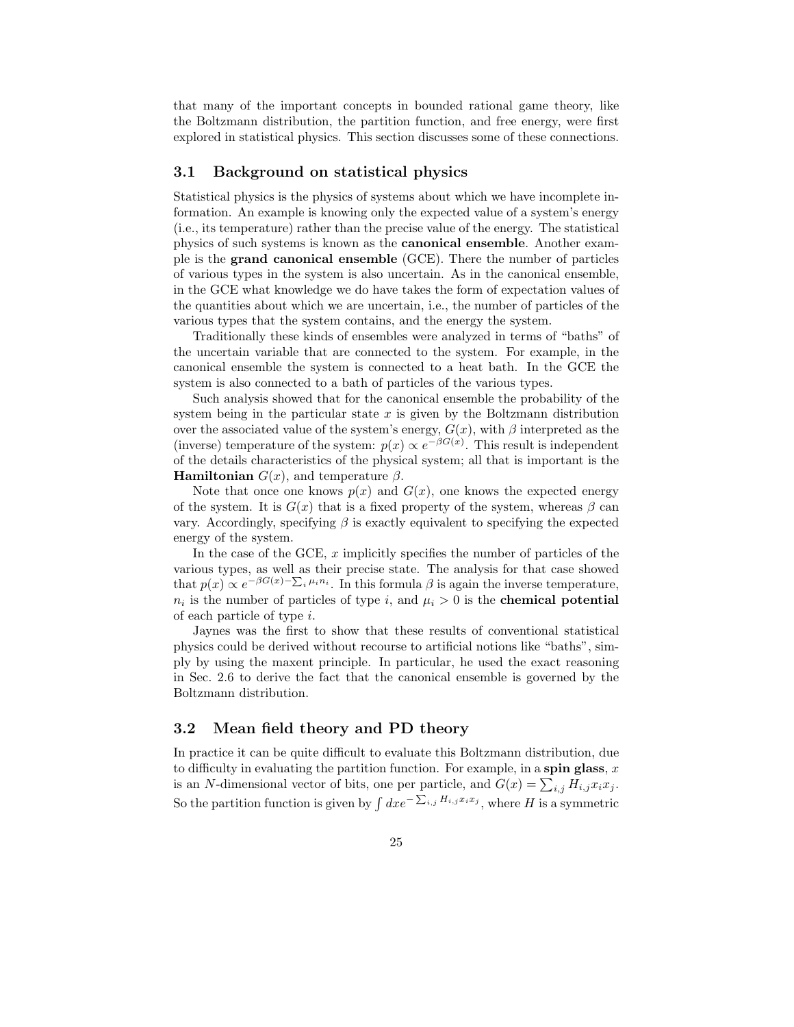that many of the important concepts in bounded rational game theory, like the Boltzmann distribution, the partition function, and free energy, were first explored in statistical physics. This section discusses some of these connections.

### 3.1 Background on statistical physics

Statistical physics is the physics of systems about which we have incomplete information. An example is knowing only the expected value of a system's energy (i.e., its temperature) rather than the precise value of the energy. The statistical physics of such systems is known as the **canonical ensemble**. Another example is the **grand canonical ensemble** (GCE). There the number of particles of various types in the system is also uncertain. As in the canonical ensemble, in the GCE what knowledge we do have takes the form of expectation values of the quantities about which we are uncertain, i.e., the number of particles of the various types that the system contains, and the energy the system.

Traditionally these kinds of ensembles were analyzed in terms of "baths" of the uncertain variable that are connected to the system. For example, in the canonical ensemble the system is connected to a heat bath. In the GCE the system is also connected to a bath of particles of the various types.

Such analysis showed that for the canonical ensemble the probability of the system being in the particular state $x$ is given by the Boltzmann distribution over the associated value of the system's energy, $G(x)$, with $\beta$ interpreted as the (inverse) temperature of the system: $p(x) \propto e^{-\beta G(x)}$. This result is independent of the details characteristics of the physical system; all that is important is the **Hamiltonian** $G(x)$, and temperature $\beta$.

Note that once one knows $p(x)$ and $G(x)$, one knows the expected energy of the system. It is $G(x)$ that is a fixed property of the system, whereas $\beta$ can vary. Accordingly, specifying $\beta$ is exactly equivalent to specifying the expected energy of the system.

In the case of the GCE, $x$ implicitly specifies the number of particles of the various types, as well as their precise state. The analysis for that case showed that $p(x) \propto e^{-\beta G(x) - \sum_i \mu_i n_i}$. In this formula $\beta$ is again the inverse temperature, $n_i$ is the number of particles of type $i$, and $\mu_i > 0$ is the **chemical potential** of each particle of type $i$.

Jaynes was the first to show that these results of conventional statistical physics could be derived without recourse to artificial notions like "baths", simply by using the maxent principle. In particular, he used the exact reasoning in Sec. 2.6 to derive the fact that the canonical ensemble is governed by the Boltzmann distribution.

### 3.2 Mean field theory and PD theory

In practice it can be quite difficult to evaluate this Boltzmann distribution, due to difficulty in evaluating the partition function. For example, in a **spin glass**, $x$ is an $N$-dimensional vector of bits, one per particle, and $G(x) = \sum_{i,j} H_{i,j} x_i x_j$. So the partition function is given by $\int dx e^{-\sum_{i,j} H_{i,j} x_i x_j}$, where $H$ is a symmetric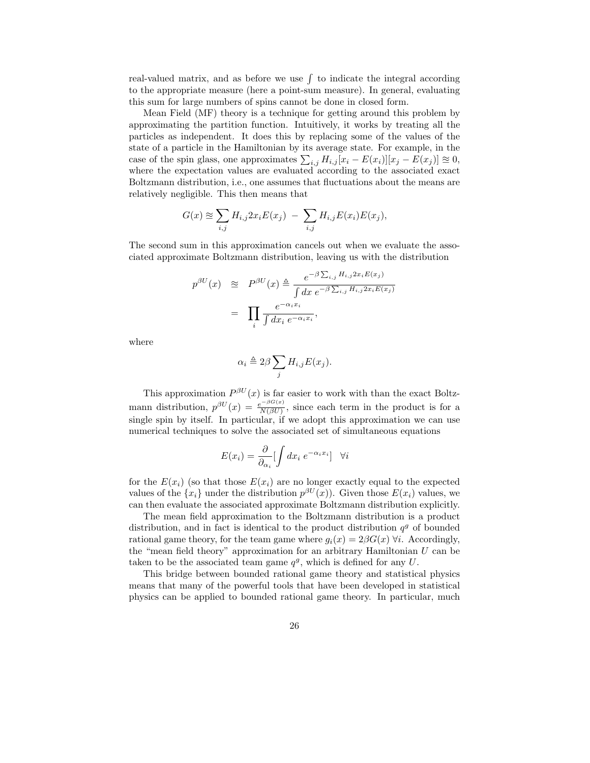real-valued matrix, and as before we use $\int$ to indicate the integral according to the appropriate measure (here a point-sum measure). In general, evaluating this sum for large numbers of spins cannot be done in closed form.

Mean Field (MF) theory is a technique for getting around this problem by approximating the partition function. Intuitively, it works by treating all the particles as independent. It does this by replacing some of the values of the state of a particle in the Hamiltonian by its average state. For example, in the case of the spin glass, one approximates $\sum_{i,j} H_{i,j}[x_i - E(x_i)][x_j - E(x_j)] \cong 0$, where the expectation values are evaluated according to the associated exact Boltzmann distribution, i.e., one assumes that fluctuations about the means are relatively negligible. This then means that

$$G(x) \cong \sum_{i,j} H_{i,j} 2x_i E(x_j) \; - \; \sum_{i,j} H_{i,j} E(x_i) E(x_j),$$

The second sum in this approximation cancels out when we evaluate the associated approximate Boltzmann distribution, leaving us with the distribution

$$\begin{aligned} p^{\beta U}(x) \quad &\cong \quad P^{\beta U}(x) \triangleq \frac{e^{-\beta \sum_{i,j} H_{i,j} 2x_i E(x_j)}}{\int dx \; e^{-\beta \sum_{i,j} H_{i,j} 2x_i E(x_j)}} \\ &= \quad \prod_i \frac{e^{-\alpha_i x_i}}{\int dx_i \; e^{-\alpha_i x_i}}, \end{aligned}$$

where

$$\alpha_i \triangleq 2\beta \sum_j H_{i,j} E(x_j).$$

This approximation $P^{\beta U}(x)$ is far easier to work with than the exact Boltzmann distribution, $p^{\beta U}(x) = \frac{e^{-\beta G(x)}}{N(\beta U)}$, since each term in the product is for a single spin by itself. In particular, if we adopt this approximation we can use numerical techniques to solve the associated set of simultaneous equations

$$E(x_i) = \frac{\partial}{\partial_{\alpha_i}} [\int dx_i \; e^{-\alpha_i x_i}] \quad \forall i$$

for the $E(x_i)$ (so that those $E(x_i)$ are no longer exactly equal to the expected values of the $\{x_i\}$ under the distribution $p^{\beta U}(x)$). Given those $E(x_i)$ values, we can then evaluate the associated approximate Boltzmann distribution explicitly.

The mean field approximation to the Boltzmann distribution is a product distribution, and in fact is identical to the product distribution $q^g$ of bounded rational game theory, for the team game where $g_i(x) = 2\beta G(x) \; \forall i$. Accordingly, the "mean field theory" approximation for an arbitrary Hamiltonian $U$ can be taken to be the associated team game $q^g$, which is defined for any $U$.

This bridge between bounded rational game theory and statistical physics means that many of the powerful tools that have been developed in statistical physics can be applied to bounded rational game theory. In particular, much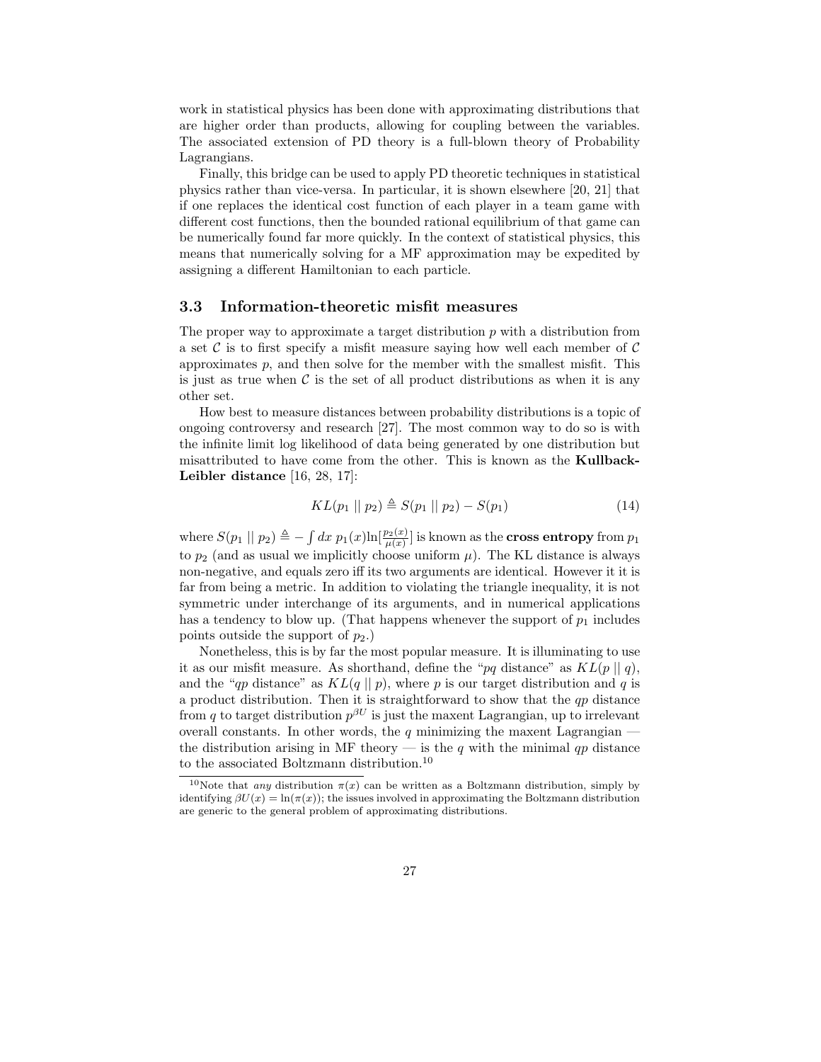work in statistical physics has been done with approximating distributions that are higher order than products, allowing for coupling between the variables. The associated extension of PD theory is a full-blown theory of Probability Lagrangians.

Finally, this bridge can be used to apply PD theoretic techniques in statistical physics rather than vice-versa. In particular, it is shown elsewhere [20, 21] that if one replaces the identical cost function of each player in a team game with different cost functions, then the bounded rational equilibrium of that game can be numerically found far more quickly. In the context of statistical physics, this means that numerically solving for a MF approximation may be expedited by assigning a different Hamiltonian to each particle.

### 3.3 Information-theoretic misfit measures

The proper way to approximate a target distribution $p$ with a distribution from a set $\mathcal{C}$ is to first specify a misfit measure saying how well each member of $\mathcal{C}$ approximates $p$, and then solve for the member with the smallest misfit. This is just as true when $\mathcal{C}$ is the set of all product distributions as when it is any other set.

How best to measure distances between probability distributions is a topic of ongoing controversy and research [27]. The most common way to do so is with the infinite limit log likelihood of data being generated by one distribution but misattributed to have come from the other. This is known as the **Kullback-Leibler distance** [16, 28, 17]:

$$KL(p_1 \,||\, p_2) \triangleq S(p_1 \,||\, p_2) - S(p_1) \tag{14}$$

where $S(p_1 \,||\, p_2) \triangleq -\int dx \; p_1(x) \ln[\frac{p_2(x)}{\mu(x)}]$ is known as the **cross entropy** from $p_1$ to $p_2$ (and as usual we implicitly choose uniform $\mu$). The KL distance is always non-negative, and equals zero iff its two arguments are identical. However it it is far from being a metric. In addition to violating the triangle inequality, it is not symmetric under interchange of its arguments, and in numerical applications has a tendency to blow up. (That happens whenever the support of $p_1$ includes points outside the support of $p_2$.)

Nonetheless, this is by far the most popular measure. It is illuminating to use it as our misfit measure. As shorthand, define the "$pq$ distance" as $KL(p \,||\, q)$, and the "$qp$ distance" as $KL(q \,||\, p)$, where $p$ is our target distribution and $q$ is a product distribution. Then it is straightforward to show that the $qp$ distance from $q$ to target distribution $p^{\beta U}$ is just the maxent Lagrangian, up to irrelevant overall constants. In other words, the $q$ minimizing the maxent Lagrangian — the distribution arising in MF theory — is the $q$ with the minimal $qp$ distance to the associated Boltzmann distribution.[10]

[10] Note that *any* distribution $\pi(x)$ can be written as a Boltzmann distribution, simply by identifying $\beta U(x) = \ln(\pi(x))$; the issues involved in approximating the Boltzmann distribution are generic to the general problem of approximating distributions.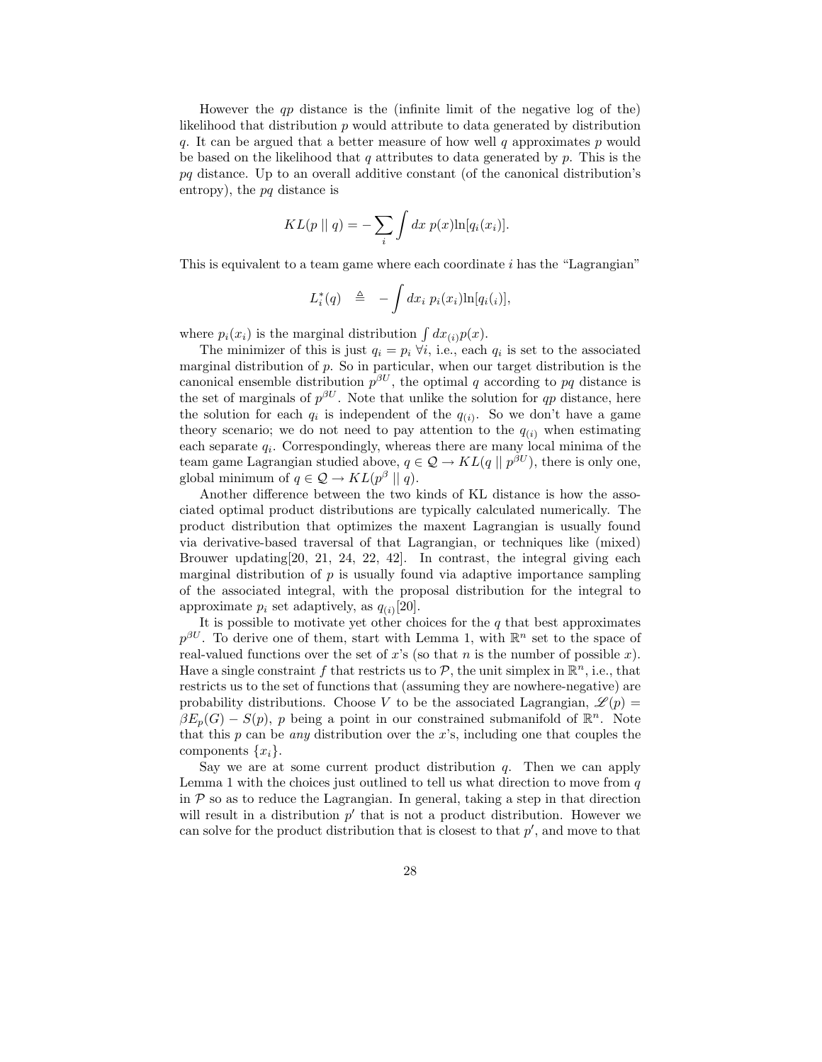However the $qp$ distance is the (infinite limit of the negative log of the) likelihood that distribution $p$ would attribute to data generated by distribution $q$. It can be argued that a better measure of how well $q$ approximates $p$ would be based on the likelihood that $q$ attributes to data generated by $p$. This is the $pq$ distance. Up to an overall additive constant (of the canonical distribution's entropy), the $pq$ distance is

$$KL(p \mid\mid q) = -\sum_i \int dx \; p(x) \ln[q_i(x_i)].$$

This is equivalent to a team game where each coordinate $i$ has the "Lagrangian"

$$L_i^*(q) \quad \triangleq \quad -\int dx_i \; p_i(x_i) \ln[q_i(_i)],$$

where $p_i(x_i)$ is the marginal distribution $\int dx_{(i)} p(x)$.

The minimizer of this is just $q_i = p_i \; \forall i$, i.e., each $q_i$ is set to the associated marginal distribution of $p$. So in particular, when our target distribution is the canonical ensemble distribution $p^{\beta U}$, the optimal $q$ according to $pq$ distance is the set of marginals of $p^{\beta U}$. Note that unlike the solution for $qp$ distance, here the solution for each $q_i$ is independent of the $q_{(i)}$. So we don't have a game theory scenario; we do not need to pay attention to the $q_{(i)}$ when estimating each separate $q_i$. Correspondingly, whereas there are many local minima of the team game Lagrangian studied above, $q \in \mathcal{Q} \to KL(q \mid\mid p^{\beta U})$, there is only one, global minimum of $q \in \mathcal{Q} \to KL(p^{\beta} \mid\mid q)$.

Another difference between the two kinds of KL distance is how the associated optimal product distributions are typically calculated numerically. The product distribution that optimizes the maxent Lagrangian is usually found via derivative-based traversal of that Lagrangian, or techniques like (mixed) Brouwer updating[20, 21, 24, 22, 42]. In contrast, the integral giving each marginal distribution of $p$ is usually found via adaptive importance sampling of the associated integral, with the proposal distribution for the integral to approximate $p_i$ set adaptively, as $q_{(i)}$[20].

It is possible to motivate yet other choices for the $q$ that best approximates $p^{\beta U}$. To derive one of them, start with Lemma 1, with $\mathbb{R}^n$ set to the space of real-valued functions over the set of $x$'s (so that $n$ is the number of possible $x$). Have a single constraint $f$ that restricts us to $\mathcal{P}$, the unit simplex in $\mathbb{R}^n$, i.e., that restricts us to the set of functions that (assuming they are nowhere-negative) are probability distributions. Choose $V$ to be the associated Lagrangian, $\mathscr{L}(p) = \beta E_p(G) - S(p)$, $p$ being a point in our constrained submanifold of $\mathbb{R}^n$. Note that this $p$ can be *any* distribution over the $x$'s, including one that couples the components $\{x_i\}$.

Say we are at some current product distribution $q$. Then we can apply Lemma 1 with the choices just outlined to tell us what direction to move from $q$ in $\mathcal{P}$ so as to reduce the Lagrangian. In general, taking a step in that direction will result in a distribution $p'$ that is not a product distribution. However we can solve for the product distribution that is closest to that $p'$, and move to that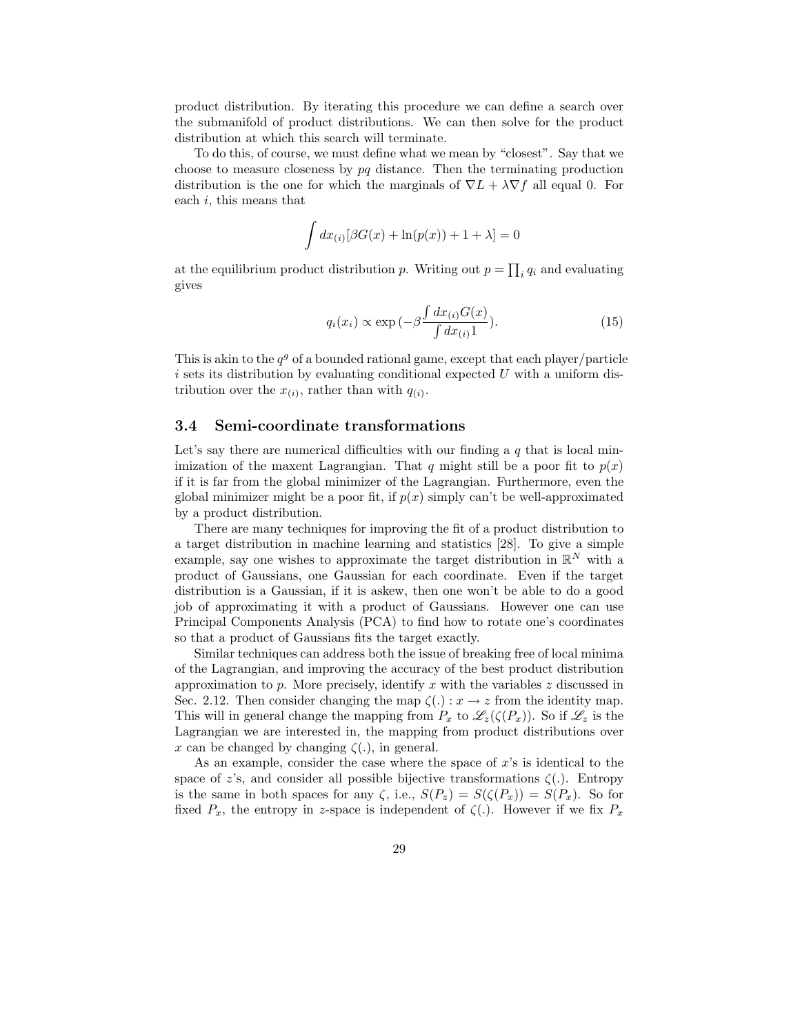product distribution. By iterating this procedure we can define a search over the submanifold of product distributions. We can then solve for the product distribution at which this search will terminate.

To do this, of course, we must define what we mean by "closest". Say that we choose to measure closeness by $pq$ distance. Then the terminating production distribution is the one for which the marginals of $\nabla L + \lambda \nabla f$ all equal 0. For each $i$, this means that

$$\int dx_{(i)} [\beta G(x) + \ln(p(x)) + 1 + \lambda] = 0$$

at the equilibrium product distribution $p$. Writing out $p = \prod_i q_i$ and evaluating gives

$$q_i(x_i) \propto \exp\left(-\beta \frac{\int dx_{(i)} G(x)}{\int dx_{(i)} 1}\right). \tag{15}$$

This is akin to the $q^g$ of a bounded rational game, except that each player/particle $i$ sets its distribution by evaluating conditional expected $U$ with a uniform distribution over the $x_{(i)}$, rather than with $q_{(i)}$.

### 3.4 Semi-coordinate transformations

Let's say there are numerical difficulties with our finding a $q$ that is local minimization of the maxent Lagrangian. That $q$ might still be a poor fit to $p(x)$ if it is far from the global minimizer of the Lagrangian. Furthermore, even the global minimizer might be a poor fit, if $p(x)$ simply can't be well-approximated by a product distribution.

There are many techniques for improving the fit of a product distribution to a target distribution in machine learning and statistics [28]. To give a simple example, say one wishes to approximate the target distribution in $\mathbb{R}^N$ with a product of Gaussians, one Gaussian for each coordinate. Even if the target distribution is a Gaussian, if it is askew, then one won't be able to do a good job of approximating it with a product of Gaussians. However one can use Principal Components Analysis (PCA) to find how to rotate one's coordinates so that a product of Gaussians fits the target exactly.

Similar techniques can address both the issue of breaking free of local minima of the Lagrangian, and improving the accuracy of the best product distribution approximation to $p$. More precisely, identify $x$ with the variables $z$ discussed in Sec. 2.12. Then consider changing the map $\zeta(.) : x \rightarrow z$ from the identity map. This will in general change the mapping from $P_x$ to $\mathscr{L}_z(\zeta(P_x))$. So if $\mathscr{L}_z$ is the Lagrangian we are interested in, the mapping from product distributions over $x$ can be changed by changing $\zeta(.)$, in general.

As an example, consider the case where the space of $x$'s is identical to the space of $z$'s, and consider all possible bijective transformations $\zeta(.)$. Entropy is the same in both spaces for any $\zeta$, i.e., $S(P_z) = S(\zeta(P_x)) = S(P_x)$. So for fixed $P_x$, the entropy in $z$-space is independent of $\zeta(.)$. However if we fix $P_x$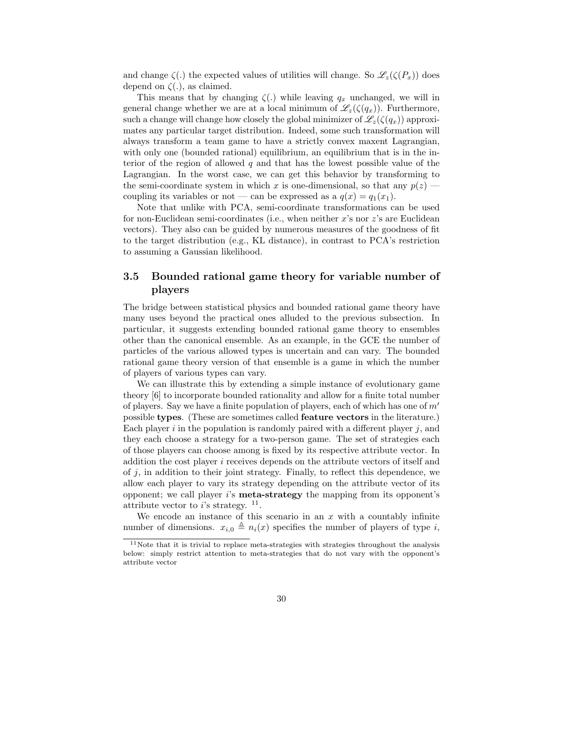and change $\zeta(.)$ the expected values of utilities will change. So $\mathscr{L}_z(\zeta(P_x))$ does depend on $\zeta(.)$, as claimed.

This means that by changing $\zeta(.)$ while leaving $q_x$ unchanged, we will in general change whether we are at a local minimum of $\mathscr{L}_z(\zeta(q_x))$. Furthermore, such a change will change how closely the global minimizer of $\mathscr{L}_z(\zeta(q_x))$ approximates any particular target distribution. Indeed, some such transformation will always transform a team game to have a strictly convex maxent Lagrangian, with only one (bounded rational) equilibrium, an equilibrium that is in the interior of the region of allowed $q$ and that has the lowest possible value of the Lagrangian. In the worst case, we can get this behavior by transforming to the semi-coordinate system in which $x$ is one-dimensional, so that any $p(z)$ — coupling its variables or not — can be expressed as a $q(x) = q_1(x_1)$.

Note that unlike with PCA, semi-coordinate transformations can be used for non-Euclidean semi-coordinates (i.e., when neither $x$'s nor $z$'s are Euclidean vectors). They also can be guided by numerous measures of the goodness of fit to the target distribution (e.g., KL distance), in contrast to PCA's restriction to assuming a Gaussian likelihood.

### 3.5 Bounded rational game theory for variable number of players

The bridge between statistical physics and bounded rational game theory have many uses beyond the practical ones alluded to the previous subsection. In particular, it suggests extending bounded rational game theory to ensembles other than the canonical ensemble. As an example, in the GCE the number of particles of the various allowed types is uncertain and can vary. The bounded rational game theory version of that ensemble is a game in which the number of players of various types can vary.

We can illustrate this by extending a simple instance of evolutionary game theory [6] to incorporate bounded rationality and allow for a finite total number of players. Say we have a finite population of players, each of which has one of $m'$ possible **types**. (These are sometimes called **feature vectors** in the literature.) Each player $i$ in the population is randomly paired with a different player $j$, and they each choose a strategy for a two-person game. The set of strategies each of those players can choose among is fixed by its respective attribute vector. In addition the cost player $i$ receives depends on the attribute vectors of itself and of $j$, in addition to their joint strategy. Finally, to reflect this dependence, we allow each player to vary its strategy depending on the attribute vector of its opponent; we call player $i$'s **meta-strategy** the mapping from its opponent's attribute vector to $i$'s strategy. [11].

We encode an instance of this scenario in an $x$ with a countably infinite number of dimensions. $x_{i,0} \triangleq n_i(x)$ specifies the number of players of type $i$,

[11]Note that it is trivial to replace meta-strategies with strategies throughout the analysis below: simply restrict attention to meta-strategies that do not vary with the opponent's attribute vector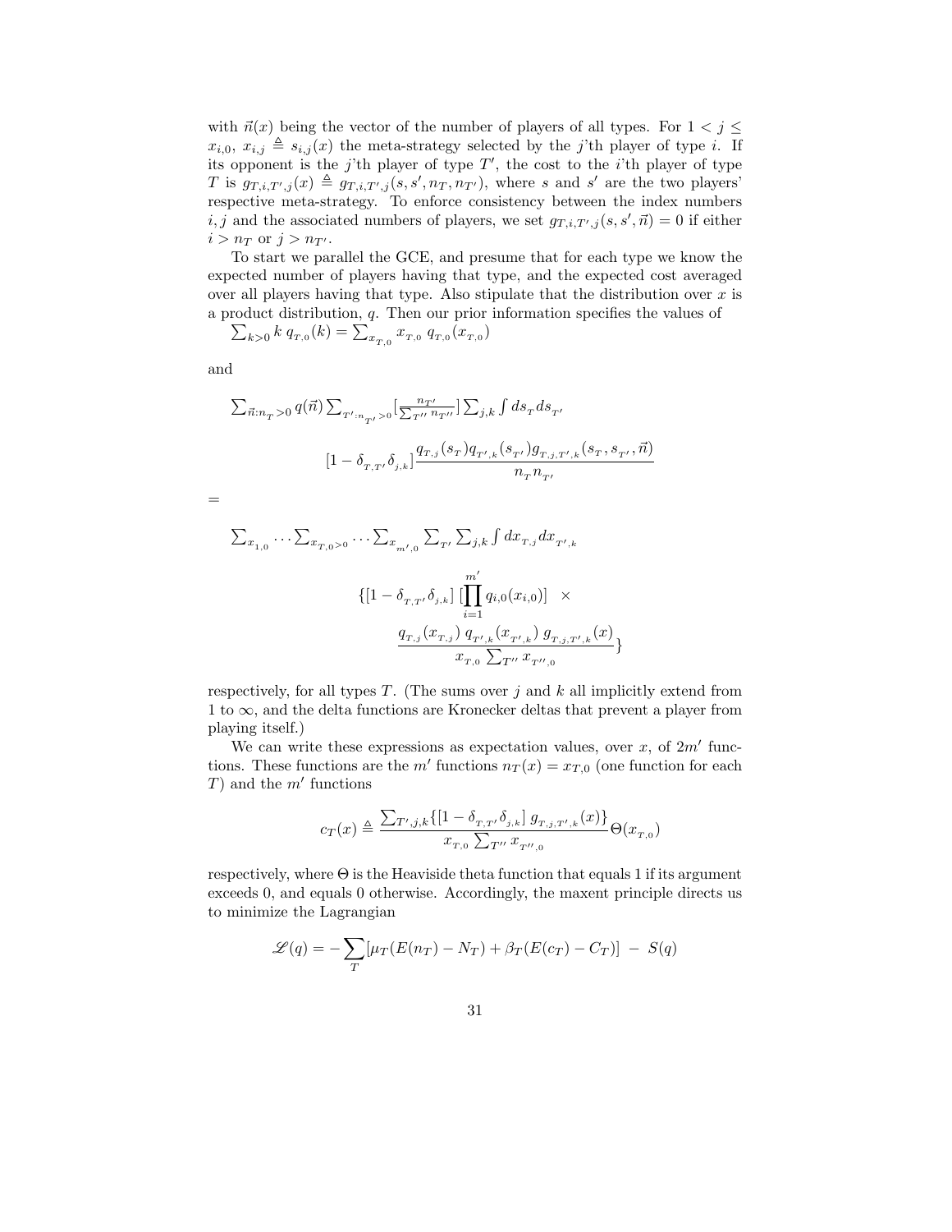with $\vec{n}(x)$ being the vector of the number of players of all types. For $1 < j \leq x_{i,0}$, $x_{i,j} \triangleq s_{i,j}(x)$ the meta-strategy selected by the $j$'th player of type $i$. If its opponent is the $j$'th player of type $T'$, the cost to the $i$'th player of type $T$ is $g_{T,i,T',j}(x) \triangleq g_{T,i,T',j}(s, s', n_T, n_{T'})$, where $s$ and $s'$ are the two players' respective meta-strategy. To enforce consistency between the index numbers $i, j$ and the associated numbers of players, we set $g_{T,i,T',j}(s, s', \vec{n}) = 0$ if either $i > n_T$ or $j > n_{T'}$.

To start we parallel the GCE, and presume that for each type we know the expected number of players having that type, and the expected cost averaged over all players having that type. Also stipulate that the distribution over $x$ is a product distribution, $q$. Then our prior information specifies the values of

$$\sum_{k>0} k \; q_{T,0}(k) = \sum_{x_{T,0}} x_{T,0} \; q_{T,0}(x_{T,0})$$

and

$$\sum_{\vec{n}:n_T>0} q(\vec{n}) \sum_{T':n_{T'}>0} [\frac{n_{T'}}{\sum_{T''} n_{T''}}] \sum_{j,k} \int ds_T ds_{T'}$$

$$[1 - \delta_{T,T'} \delta_{j,k}] \frac{q_{T,j}(s_T) q_{T',k}(s_{T'}) g_{T,j,T',k}(s_T, s_{T'}, \vec{n})}{n_T n_{T'}}$$

$$=$$

$$\sum_{x_{1,0}} \dots \sum_{x_{T,0}>0} \dots \sum_{x_{m',0}} \sum_{T'} \sum_{j,k} \int dx_{T,j} dx_{T',k}$$

$$\{[1 - \delta_{T,T'} \delta_{j,k}] \; [\prod_{i=1}^{m'} q_{i,0}(x_{i,0})] \quad \times \frac{q_{T,j}(x_{T,j}) \; q_{T',k}(x_{T',k}) \; g_{T,j,T',k}(x)}{x_{T,0} \sum_{T''} x_{T'',0}}\}$$

respectively, for all types $T$. (The sums over $j$ and $k$ all implicitly extend from 1 to $\infty$, and the delta functions are Kronecker deltas that prevent a player from playing itself.)

We can write these expressions as expectation values, over $x$, of $2m'$ functions. These functions are the $m'$ functions $n_T(x) = x_{T,0}$ (one function for each $T$) and the $m'$ functions

$$c_T(x) \triangleq \frac{\sum_{T',j,k} \{[1 - \delta_{T,T'} \delta_{j,k}] \; g_{T,j,T',k}(x)\}}{x_{T,0} \sum_{T''} x_{T'',0}} \Theta(x_{T,0})$$

respectively, where $\Theta$ is the Heaviside theta function that equals 1 if its argument exceeds 0, and equals 0 otherwise. Accordingly, the maxent principle directs us to minimize the Lagrangian

$$\mathscr{L}(q) = -\sum_T [\mu_T (E(n_T) - N_T) + \beta_T (E(c_T) - C_T)] \; - \; S(q)$$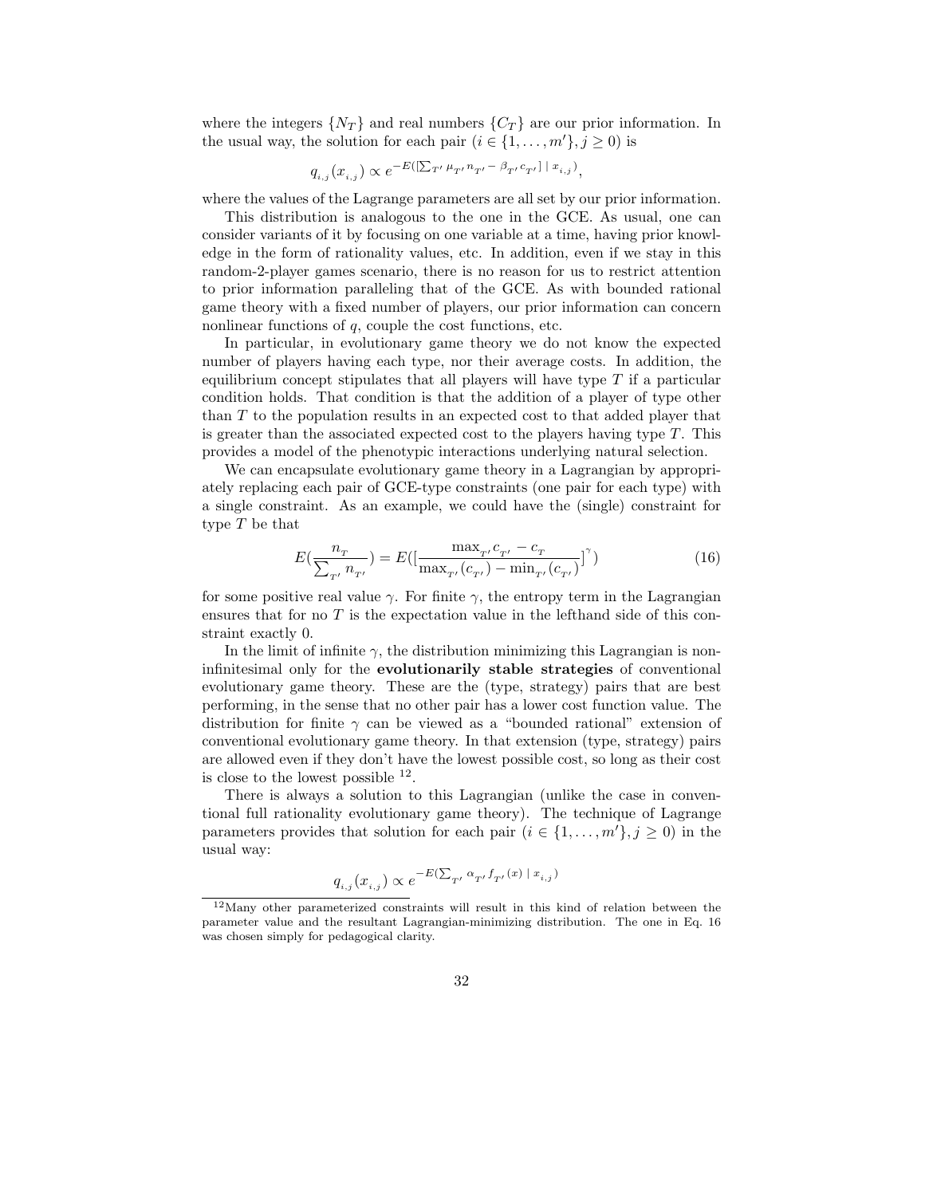where the integers $\{N_T\}$ and real numbers $\{C_T\}$ are our prior information. In the usual way, the solution for each pair $(i \in \{1, \ldots, m'\}, j \geq 0)$ is

$$q_{i,j}(x_{i,j}) \propto e^{-E([\sum_{T'} \mu_{T'} n_{T'} - \beta_{T'} c_{T'}] \mid x_{i,j})},$$

where the values of the Lagrange parameters are all set by our prior information.

This distribution is analogous to the one in the GCE. As usual, one can consider variants of it by focusing on one variable at a time, having prior knowledge in the form of rationality values, etc. In addition, even if we stay in this random-2-player games scenario, there is no reason for us to restrict attention to prior information paralleling that of the GCE. As with bounded rational game theory with a fixed number of players, our prior information can concern nonlinear functions of $q$, couple the cost functions, etc.

In particular, in evolutionary game theory we do not know the expected number of players having each type, nor their average costs. In addition, the equilibrium concept stipulates that all players will have type $T$ if a particular condition holds. That condition is that the addition of a player of type other than $T$ to the population results in an expected cost to that added player that is greater than the associated expected cost to the players having type $T$. This provides a model of the phenotypic interactions underlying natural selection.

We can encapsulate evolutionary game theory in a Lagrangian by appropriately replacing each pair of GCE-type constraints (one pair for each type) with a single constraint. As an example, we could have the (single) constraint for type $T$ be that

$$E(\frac{n_T}{\sum_{T'} n_{T'}}) = E([\frac{\max_{T'} c_{T'} - c_T}{\max_{T'}(c_{T'}) - \min_{T'}(c_{T'})}]^{\gamma}) \tag{16}$$

for some positive real value $\gamma$. For finite $\gamma$, the entropy term in the Lagrangian ensures that for no $T$ is the expectation value in the lefthand side of this constraint exactly 0.

In the limit of infinite $\gamma$, the distribution minimizing this Lagrangian is non-infinitesimal only for the **evolutionarily stable strategies** of conventional evolutionary game theory. These are the (type, strategy) pairs that are best performing, in the sense that no other pair has a lower cost function value. The distribution for finite $\gamma$ can be viewed as a "bounded rational" extension of conventional evolutionary game theory. In that extension (type, strategy) pairs are allowed even if they don't have the lowest possible cost, so long as their cost is close to the lowest possible [12].

There is always a solution to this Lagrangian (unlike the case in conventional full rationality evolutionary game theory). The technique of Lagrange parameters provides that solution for each pair $(i \in \{1, \ldots, m'\}, j \geq 0)$ in the usual way:

$$q_{i,j}(x_{i,j}) \propto e^{-E(\sum_{T'} \alpha_{T'} f_{T'}(x) \mid x_{i,j})}$$

[12] Many other parameterized constraints will result in this kind of relation between the parameter value and the resultant Lagrangian-minimizing distribution. The one in Eq. 16 was chosen simply for pedagogical clarity.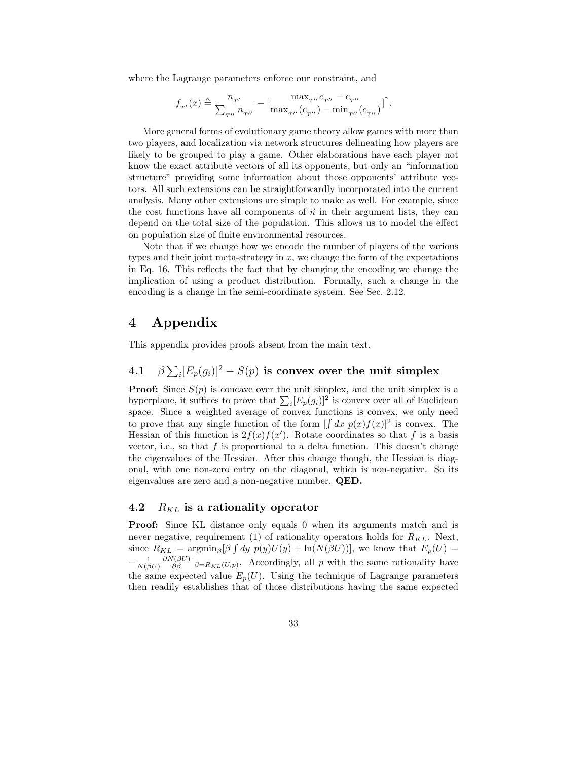where the Lagrange parameters enforce our constraint, and

$$f_{_{T'}}(x) \triangleq \frac{n_{_{T'}}}{\sum_{_{T''}} n_{_{T''}}} - \big[\frac{\max_{_{T''}} c_{_{T''}} - c_{_{T''}}}{\max_{_{T''}}(c_{_{T''}}) - \min_{_{T''}}(c_{_{T''}})}\big]^{\gamma}.$$

More general forms of evolutionary game theory allow games with more than two players, and localization via network structures delineating how players are likely to be grouped to play a game. Other elaborations have each player not know the exact attribute vectors of all its opponents, but only an "information structure" providing some information about those opponents' attribute vectors. All such extensions can be straightforwardly incorporated into the current analysis. Many other extensions are simple to make as well. For example, since the cost functions have all components of $\vec{n}$ in their argument lists, they can depend on the total size of the population. This allows us to model the effect on population size of finite environmental resources.

Note that if we change how we encode the number of players of the various types and their joint meta-strategy in $x$, we change the form of the expectations in Eq. 16. This reflects the fact that by changing the encoding we change the implication of using a product distribution. Formally, such a change in the encoding is a change in the semi-coordinate system. See Sec. 2.12.

# 4 Appendix

This appendix provides proofs absent from the main text.

## 4.1 $\beta \sum_i [E_p(g_i)]^2 - S(p)$ is convex over the unit simplex

**Proof:** Since $S(p)$ is concave over the unit simplex, and the unit simplex is a hyperplane, it suffices to prove that $\sum_i [E_p(g_i)]^2$ is convex over all of Euclidean space. Since a weighted average of convex functions is convex, we only need to prove that any single function of the form $[\int dx \; p(x) f(x)]^2$ is convex. The Hessian of this function is $2f(x)f(x')$. Rotate coordinates so that $f$ is a basis vector, i.e., so that $f$ is proportional to a delta function. This doesn't change the eigenvalues of the Hessian. After this change though, the Hessian is diagonal, with one non-zero entry on the diagonal, which is non-negative. So its eigenvalues are zero and a non-negative number. **QED.**

## 4.2 $R_{KL}$ is a rationality operator

**Proof:** Since KL distance only equals 0 when its arguments match and is never negative, requirement (1) of rationality operators holds for $R_{KL}$. Next, since $R_{KL} = \text{argmin}_\beta[\beta \int dy \; p(y)U(y) + \ln(N(\beta U))]$, we know that $E_p(U) = -\frac{1}{N(\beta U)} \frac{\partial N(\beta U)}{\partial \beta}|_{\beta = R_{KL}(U,p)}$. Accordingly, all $p$ with the same rationality have the same expected value $E_p(U)$. Using the technique of Lagrange parameters then readily establishes that of those distributions having the same expected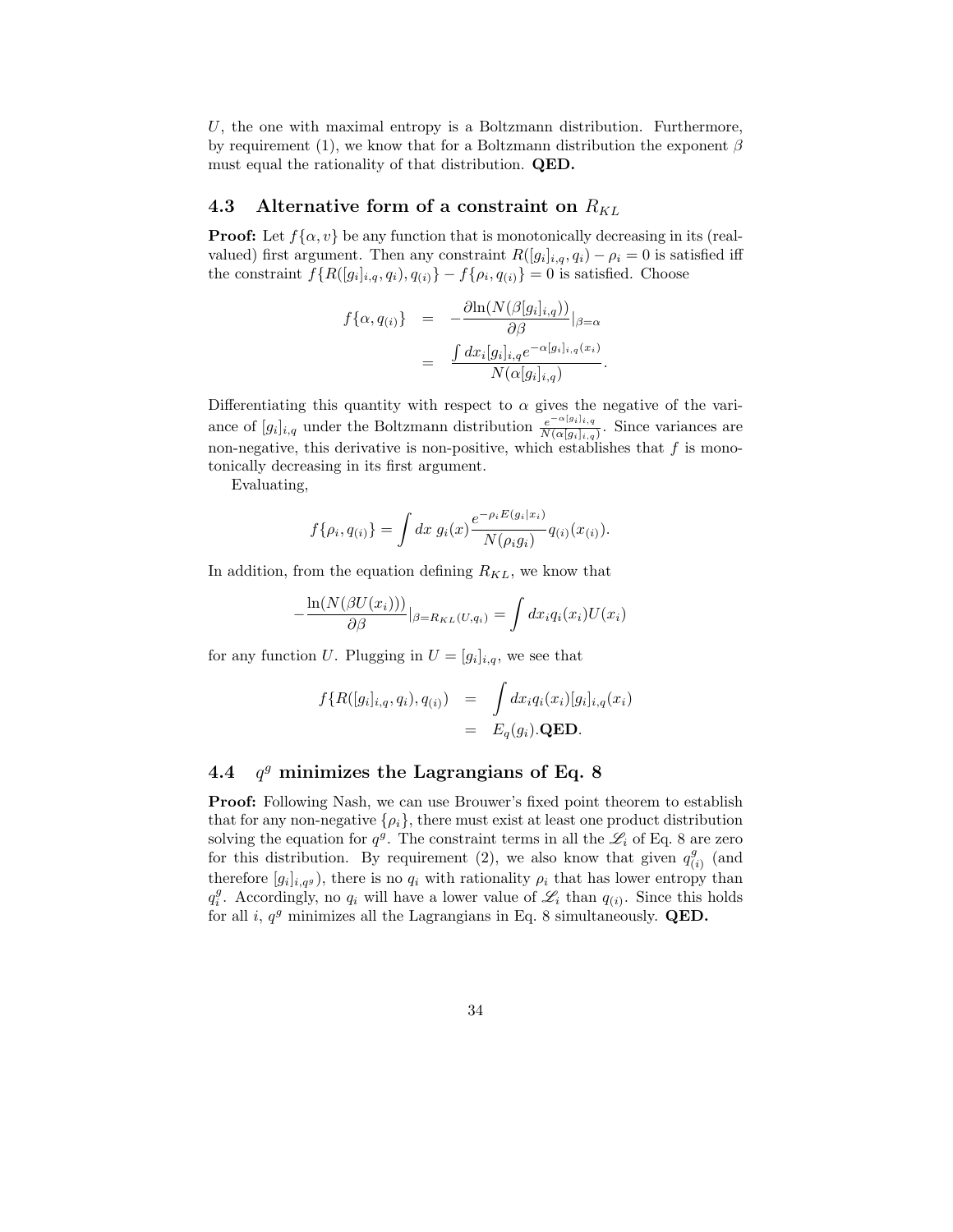$U$, the one with maximal entropy is a Boltzmann distribution. Furthermore, by requirement (1), we know that for a Boltzmann distribution the exponent $\beta$ must equal the rationality of that distribution. **QED.**

### 4.3 Alternative form of a constraint on $R_{KL}$

**Proof:** Let $f\{\alpha, v\}$ be any function that is monotonically decreasing in its (real-valued) first argument. Then any constraint $R([g_i]_{i,q}, q_i) - \rho_i = 0$ is satisfied iff the constraint $f\{R([g_i]_{i,q}, q_i), q_{(i)}\} - f\{\rho_i, q_{(i)}\} = 0$ is satisfied. Choose

$$
\begin{aligned}
f\{\alpha, q_{(i)}\} &= -\frac{\partial \ln(N(\beta[g_i]_{i,q}))}{\partial \beta}|_{\beta=\alpha} \\
&= \frac{\int dx_i [g_i]_{i,q} e^{-\alpha[g_i]_{i,q}(x_i)}}{N(\alpha[g_i]_{i,q})}.
\end{aligned}
$$

Differentiating this quantity with respect to $\alpha$ gives the negative of the variance of $[g_i]_{i,q}$ under the Boltzmann distribution $\frac{e^{-\alpha[g_i]_{i,q}}}{N(\alpha[g_i]_{i,q})}$. Since variances are non-negative, this derivative is non-positive, which establishes that $f$ is monotonically decreasing in its first argument.

Evaluating,

$$
f\{\rho_i, q_{(i)}\} = \int dx \; g_i(x) \frac{e^{-\rho_i E(g_i|x_i)}}{N(\rho_i g_i)} q_{(i)}(x_{(i)}).
$$

In addition, from the equation defining $R_{KL}$, we know that

$$
-\frac{\ln(N(\beta U(x_i)))}{\partial \beta}|_{\beta=R_{KL}(U,q_i)} = \int dx_i q_i(x_i) U(x_i)
$$

for any function $U$. Plugging in $U = [g_i]_{i,q}$, we see that

$$
\begin{aligned}
f\{R([g_i]_{i,q}, q_i), q_{(i)}) &= \int dx_i q_i(x_i) [g_i]_{i,q}(x_i) \\
&= E_q(g_i). \textbf{QED}.
\end{aligned}
$$

### 4.4 $q^g$ minimizes the Lagrangians of Eq. 8

**Proof:** Following Nash, we can use Brouwer's fixed point theorem to establish that for any non-negative $\{\rho_i\}$, there must exist at least one product distribution solving the equation for $q^g$. The constraint terms in all the $\mathscr{L}_i$ of Eq. 8 are zero for this distribution. By requirement (2), we also know that given $q^g_{(i)}$ (and therefore $[g_i]_{i,q^g}$), there is no $q_i$ with rationality $\rho_i$ that has lower entropy than $q^g_i$. Accordingly, no $q_i$ will have a lower value of $\mathscr{L}_i$ than $q_{(i)}$. Since this holds for all $i$, $q^g$ minimizes all the Lagrangians in Eq. 8 simultaneously. **QED.**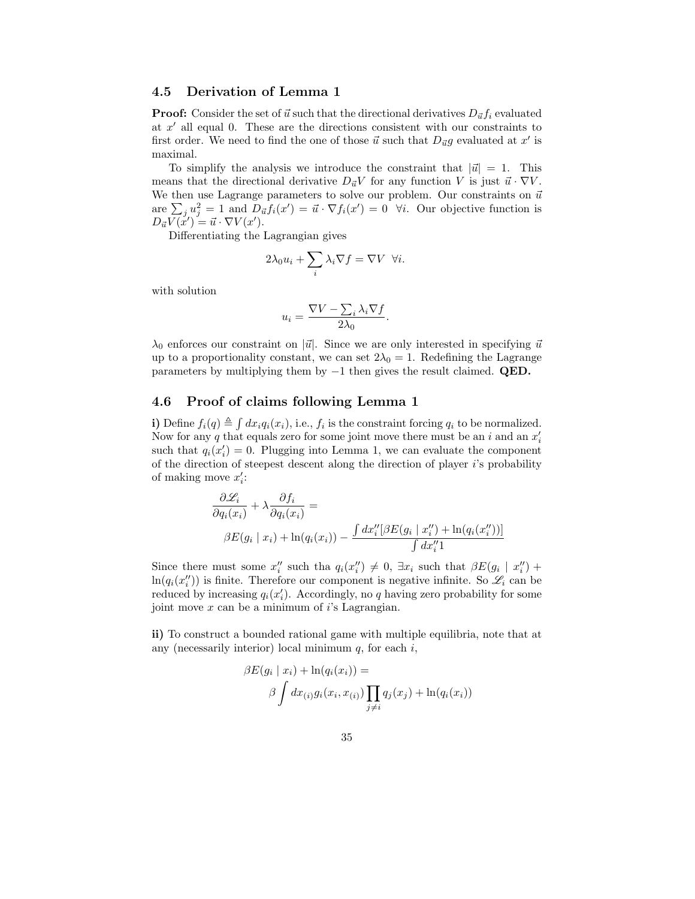### 4.5 Derivation of Lemma 1

**Proof:** Consider the set of $\vec{u}$ such that the directional derivatives $D_{\vec{u}} f_i$ evaluated at $x'$ all equal 0. These are the directions consistent with our constraints to first order. We need to find the one of those $\vec{u}$ such that $D_{\vec{u}} g$ evaluated at $x'$ is maximal.

To simplify the analysis we introduce the constraint that $|\vec{u}| = 1$. This means that the directional derivative $D_{\vec{u}} V$ for any function $V$ is just $\vec{u} \cdot \nabla V$. We then use Lagrange parameters to solve our problem. Our constraints on $\vec{u}$ are $\sum_j u_j^2 = 1$ and $D_{\vec{u}} f_i(x') = \vec{u} \cdot \nabla f_i(x') = 0 \;\; \forall i$. Our objective function is $D_{\vec{u}} V(x') = \vec{u} \cdot \nabla V(x')$.

Differentiating the Lagrangian gives

$$2\lambda_0 u_i + \sum_i \lambda_i \nabla f = \nabla V \;\; \forall i.$$

with solution

$$u_i = \frac{\nabla V - \sum_i \lambda_i \nabla f}{2\lambda_0}.$$

$\lambda_0$ enforces our constraint on $|\vec{u}|$. Since we are only interested in specifying $\vec{u}$ up to a proportionality constant, we can set $2\lambda_0 = 1$. Redefining the Lagrange parameters by multiplying them by $-1$ then gives the result claimed. **QED.**

### 4.6 Proof of claims following Lemma 1

**i)** Define $f_i(q) \triangleq \int dx_i q_i(x_i)$, i.e., $f_i$ is the constraint forcing $q_i$ to be normalized. Now for any $q$ that equals zero for some joint move there must be an $i$ and an $x'_i$ such that $q_i(x'_i) = 0$. Plugging into Lemma 1, we can evaluate the component of the direction of steepest descent along the direction of player $i$'s probability of making move $x'_i$:

$$\frac{\partial \mathscr{L}_i}{\partial q_i(x_i)} + \lambda \frac{\partial f_i}{\partial q_i(x_i)} =$$
$$\beta E(g_i \mid x_i) + \ln(q_i(x_i)) - \frac{\int dx''_i [\beta E(g_i \mid x''_i) + \ln(q_i(x''_i))]}{\int dx''_i 1}$$

Since there must some $x''_i$ such tha $q_i(x''_i) \neq 0$, $\exists x_i$ such that $\beta E(g_i \mid x''_i) + \ln(q_i(x''_i))$ is finite. Therefore our component is negative infinite. So $\mathscr{L}_i$ can be reduced by increasing $q_i(x'_i)$. Accordingly, no $q$ having zero probability for some joint move $x$ can be a minimum of $i$'s Lagrangian.

**ii)** To construct a bounded rational game with multiple equilibria, note that at any (necessarily interior) local minimum $q$, for each $i$,

$$\beta E(g_i \mid x_i) + \ln(q_i(x_i)) =$$
$$\beta \int dx_{(i)} g_i(x_i, x_{(i)}) \prod_{j \neq i} q_j(x_j) + \ln(q_i(x_i))$$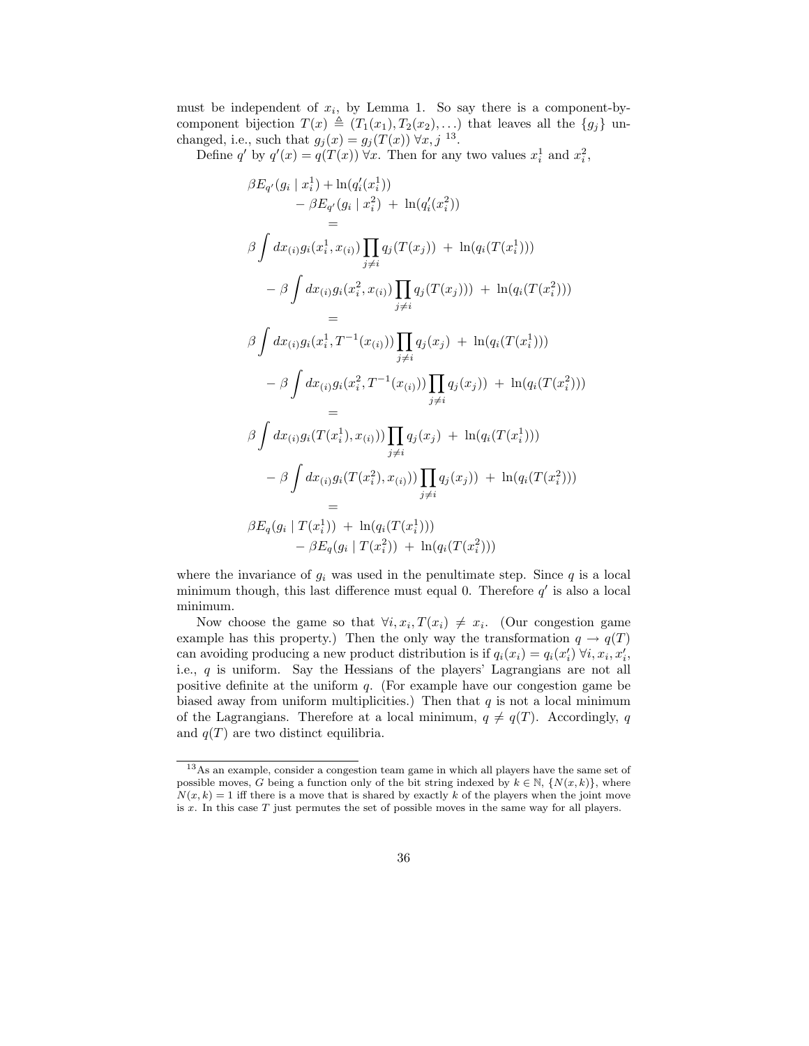must be independent of $x_i$, by Lemma 1. So say there is a component-by-component bijection $T(x) \triangleq (T_1(x_1), T_2(x_2), \ldots)$ that leaves all the $\{g_j\}$ unchanged, i.e., such that $g_j(x) = g_j(T(x)) \; \forall x, j$ [13].

Define $q'$ by $q'(x) = q(T(x)) \; \forall x$. Then for any two values $x_i^1$ and $x_i^2$,

$$
\begin{aligned}
&\beta E_{q'}(g_i \mid x_i^1) + \ln(q_i'(x_i^1)) \\
&\qquad - \beta E_{q'}(g_i \mid x_i^2) \; + \; \ln(q_i'(x_i^2)) \\
&\qquad\qquad = \\
&\beta \int dx_{(i)} g_i(x_i^1, x_{(i)}) \prod_{j \neq i} q_j(T(x_j)) \; + \; \ln(q_i(T(x_i^1))) \\
&\qquad - \beta \int dx_{(i)} g_i(x_i^2, x_{(i)}) \prod_{j \neq i} q_j(T(x_j))) \; + \; \ln(q_i(T(x_i^2))) \\
&\qquad\qquad = \\
&\beta \int dx_{(i)} g_i(x_i^1, T^{-1}(x_{(i)})) \prod_{j \neq i} q_j(x_j) \; + \; \ln(q_i(T(x_i^1))) \\
&\qquad - \beta \int dx_{(i)} g_i(x_i^2, T^{-1}(x_{(i)})) \prod_{j \neq i} q_j(x_j)) \; + \; \ln(q_i(T(x_i^2))) \\
&\qquad\qquad = \\
&\beta \int dx_{(i)} g_i(T(x_i^1), x_{(i)})) \prod_{j \neq i} q_j(x_j) \; + \; \ln(q_i(T(x_i^1))) \\
&\qquad - \beta \int dx_{(i)} g_i(T(x_i^2), x_{(i)})) \prod_{j \neq i} q_j(x_j)) \; + \; \ln(q_i(T(x_i^2))) \\
&\qquad\qquad = \\
&\beta E_q(g_i \mid T(x_i^1)) \; + \; \ln(q_i(T(x_i^1))) \\
&\qquad - \beta E_q(g_i \mid T(x_i^2)) \; + \; \ln(q_i(T(x_i^2)))
\end{aligned}
$$

where the invariance of $g_i$ was used in the penultimate step. Since $q$ is a local minimum though, this last difference must equal 0. Therefore $q'$ is also a local minimum.

Now choose the game so that $\forall i, x_i, T(x_i) \neq x_i$. (Our congestion game example has this property.) Then the only way the transformation $q \rightarrow q(T)$ can avoiding producing a new product distribution is if $q_i(x_i) = q_i(x_i') \; \forall i, x_i, x_i'$, i.e., $q$ is uniform. Say the Hessians of the players' Lagrangians are not all positive definite at the uniform $q$. (For example have our congestion game be biased away from uniform multiplicities.) Then that $q$ is not a local minimum of the Lagrangians. Therefore at a local minimum, $q \neq q(T)$. Accordingly, $q$ and $q(T)$ are two distinct equilibria.

---

[13] As an example, consider a congestion team game in which all players have the same set of possible moves, $G$ being a function only of the bit string indexed by $k \in \mathbb{N}$, $\{N(x,k)\}$, where $N(x,k) = 1$ iff there is a move that is shared by exactly $k$ of the players when the joint move is $x$. In this case $T$ just permutes the set of possible moves in the same way for all players.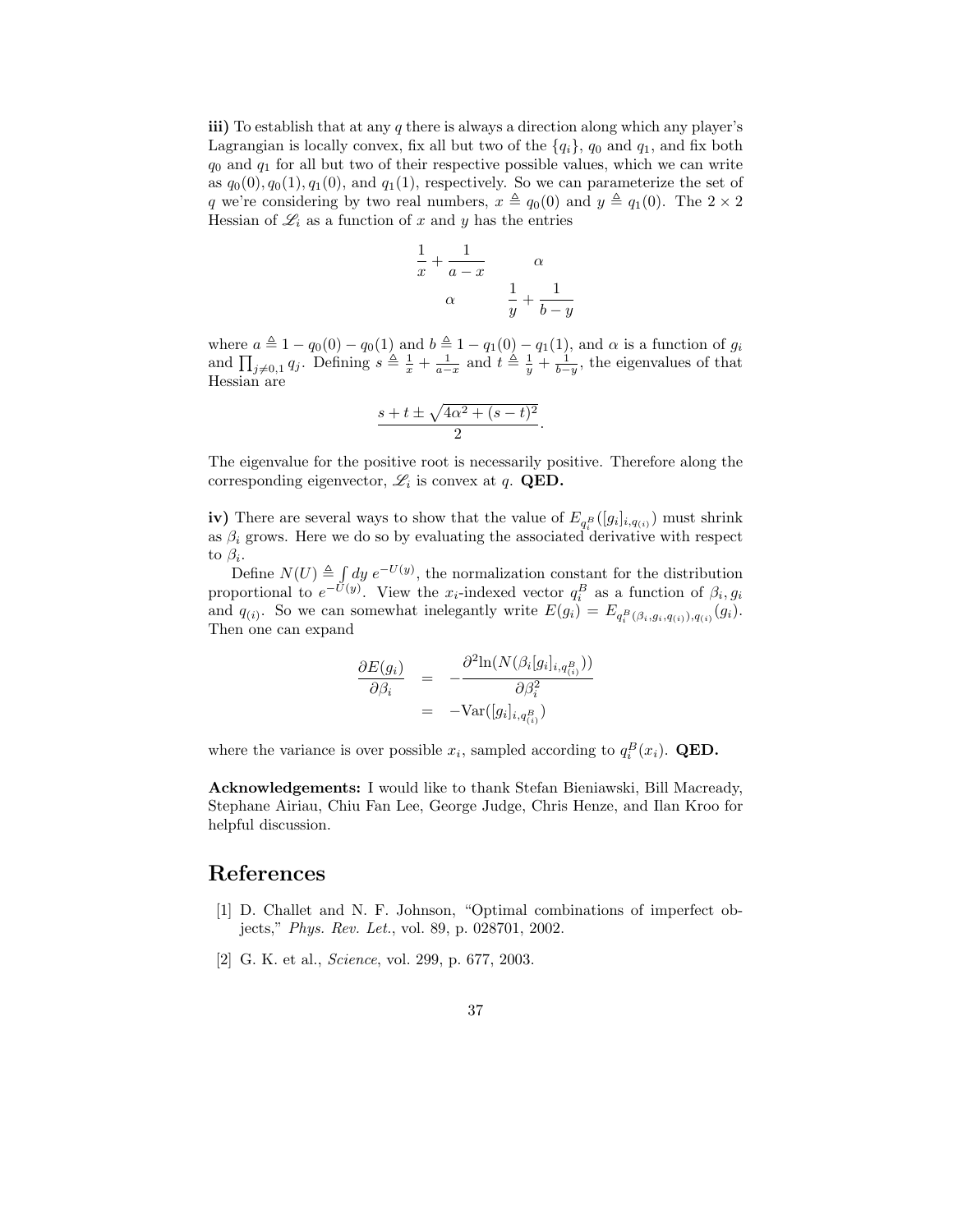**iii)** To establish that at any $q$ there is always a direction along which any player's Lagrangian is locally convex, fix all but two of the $\{q_i\}$, $q_0$ and $q_1$, and fix both $q_0$ and $q_1$ for all but two of their respective possible values, which we can write as $q_0(0), q_0(1), q_1(0)$, and $q_1(1)$, respectively. So we can parameterize the set of $q$ we're considering by two real numbers, $x \triangleq q_0(0)$ and $y \triangleq q_1(0)$. The $2 \times 2$ Hessian of $\mathscr{L}_i$ as a function of $x$ and $y$ has the entries

$$
\begin{array}{cc}
\frac{1}{x} + \frac{1}{a-x} & \alpha \\
\alpha & \frac{1}{y} + \frac{1}{b-y}
\end{array}
$$

where $a \triangleq 1 - q_0(0) - q_0(1)$ and $b \triangleq 1 - q_1(0) - q_1(1)$, and $\alpha$ is a function of $g_i$ and $\prod_{j \neq 0,1} q_j$. Defining $s \triangleq \frac{1}{x} + \frac{1}{a-x}$ and $t \triangleq \frac{1}{y} + \frac{1}{b-y}$, the eigenvalues of that Hessian are

$$
\frac{s + t \pm \sqrt{4\alpha^2 + (s-t)^2}}{2}.
$$

The eigenvalue for the positive root is necessarily positive. Therefore along the corresponding eigenvector, $\mathscr{L}_i$ is convex at $q$. **QED.**

**iv)** There are several ways to show that the value of $E_{q_i^B}([g_i]_{i,q_{(i)}})$ must shrink as $\beta_i$ grows. Here we do so by evaluating the associated derivative with respect to $\beta_i$.

Define $N(U) \triangleq \int dy \; e^{-U(y)}$, the normalization constant for the distribution proportional to $e^{-U(y)}$. View the $x_i$-indexed vector $q_i^B$ as a function of $\beta_i, g_i$ and $q_{(i)}$. So we can somewhat inelegantly write $E(g_i) = E_{q_i^B(\beta_i, g_i, q_{(i)}), q_{(i)}}(g_i)$. Then one can expand

$$
\begin{aligned}
\frac{\partial E(g_i)}{\partial \beta_i} &= -\frac{\partial^2 \ln(N(\beta_i [g_i]_{i,q_{(i)}^B}))}{\partial \beta_i^2} \\
&= -\mathrm{Var}([g_i]_{i,q_{(i)}^B})
\end{aligned}
$$

where the variance is over possible $x_i$, sampled according to $q_i^B(x_i)$. **QED.**

**Acknowledgements:** I would like to thank Stefan Bieniawski, Bill Macready, Stephane Airiau, Chiu Fan Lee, George Judge, Chris Henze, and Ilan Kroo for helpful discussion.

# References

[1] D. Challet and N. F. Johnson, "Optimal combinations of imperfect objects," *Phys. Rev. Lett.*, vol. 89, p. 028701, 2002.

[2] G. K. et al., *Science*, vol. 299, p. 677, 2003.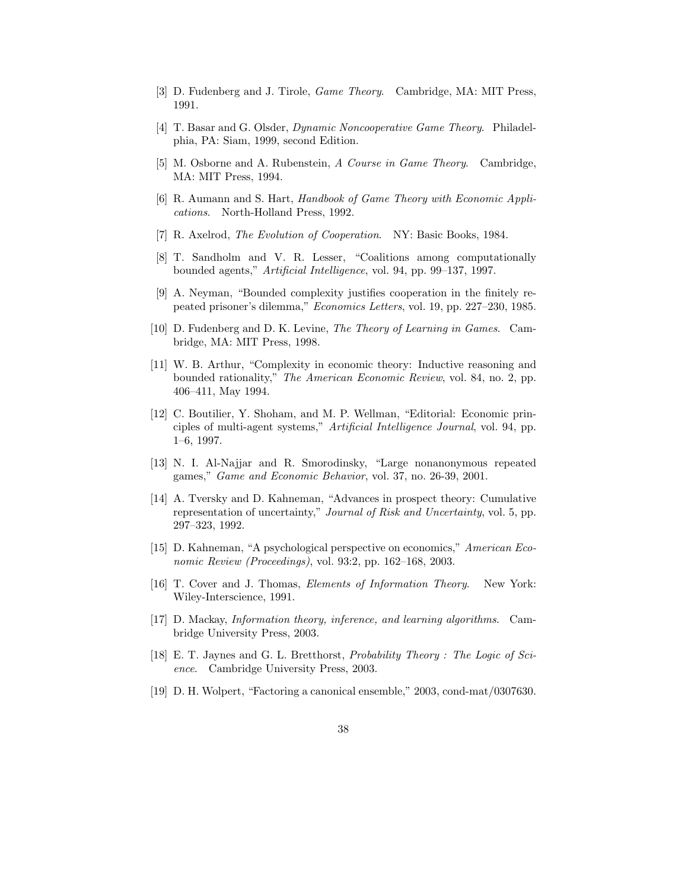[3] D. Fudenberg and J. Tirole, *Game Theory*. Cambridge, MA: MIT Press, 1991.

[4] T. Basar and G. Olsder, *Dynamic Noncooperative Game Theory*. Philadelphia, PA: Siam, 1999, second Edition.

[5] M. Osborne and A. Rubenstein, *A Course in Game Theory*. Cambridge, MA: MIT Press, 1994.

[6] R. Aumann and S. Hart, *Handbook of Game Theory with Economic Applications*. North-Holland Press, 1992.

[7] R. Axelrod, *The Evolution of Cooperation*. NY: Basic Books, 1984.

[8] T. Sandholm and V. R. Lesser, "Coalitions among computationally bounded agents," *Artificial Intelligence*, vol. 94, pp. 99–137, 1997.

[9] A. Neyman, "Bounded complexity justifies cooperation in the finitely repeated prisoner's dilemma," *Economics Letters*, vol. 19, pp. 227–230, 1985.

[10] D. Fudenberg and D. K. Levine, *The Theory of Learning in Games*. Cambridge, MA: MIT Press, 1998.

[11] W. B. Arthur, "Complexity in economic theory: Inductive reasoning and bounded rationality," *The American Economic Review*, vol. 84, no. 2, pp. 406–411, May 1994.

[12] C. Boutilier, Y. Shoham, and M. P. Wellman, "Editorial: Economic principles of multi-agent systems," *Artificial Intelligence Journal*, vol. 94, pp. 1–6, 1997.

[13] N. I. Al-Najjar and R. Smorodinsky, "Large nonanonymous repeated games," *Game and Economic Behavior*, vol. 37, no. 26-39, 2001.

[14] A. Tversky and D. Kahneman, "Advances in prospect theory: Cumulative representation of uncertainty," *Journal of Risk and Uncertainty*, vol. 5, pp. 297–323, 1992.

[15] D. Kahneman, "A psychological perspective on economics," *American Economic Review (Proceedings)*, vol. 93:2, pp. 162–168, 2003.

[16] T. Cover and J. Thomas, *Elements of Information Theory*. New York: Wiley-Interscience, 1991.

[17] D. Mackay, *Information theory, inference, and learning algorithms*. Cambridge University Press, 2003.

[18] E. T. Jaynes and G. L. Bretthorst, *Probability Theory : The Logic of Science*. Cambridge University Press, 2003.

[19] D. H. Wolpert, "Factoring a canonical ensemble," 2003, cond-mat/0307630.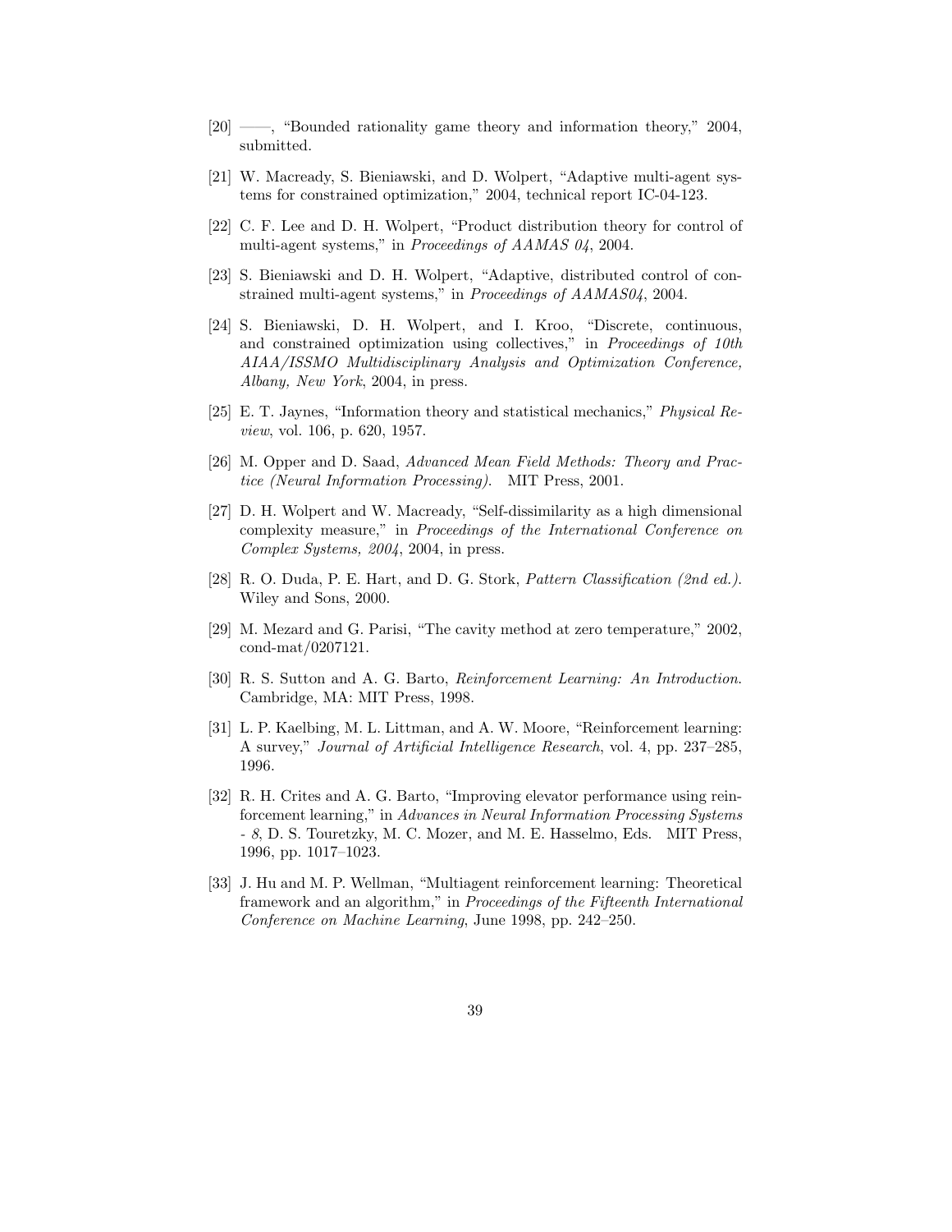[20] ——, "Bounded rationality game theory and information theory," 2004, submitted.

[21] W. Macready, S. Bieniawski, and D. Wolpert, "Adaptive multi-agent systems for constrained optimization," 2004, technical report IC-04-123.

[22] C. F. Lee and D. H. Wolpert, "Product distribution theory for control of multi-agent systems," in *Proceedings of AAMAS 04*, 2004.

[23] S. Bieniawski and D. H. Wolpert, "Adaptive, distributed control of constrained multi-agent systems," in *Proceedings of AAMAS04*, 2004.

[24] S. Bieniawski, D. H. Wolpert, and I. Kroo, "Discrete, continuous, and constrained optimization using collectives," in *Proceedings of 10th AIAA/ISSMO Multidisciplinary Analysis and Optimization Conference, Albany, New York*, 2004, in press.

[25] E. T. Jaynes, "Information theory and statistical mechanics," *Physical Review*, vol. 106, p. 620, 1957.

[26] M. Opper and D. Saad, *Advanced Mean Field Methods: Theory and Practice (Neural Information Processing)*. MIT Press, 2001.

[27] D. H. Wolpert and W. Macready, "Self-dissimilarity as a high dimensional complexity measure," in *Proceedings of the International Conference on Complex Systems, 2004*, 2004, in press.

[28] R. O. Duda, P. E. Hart, and D. G. Stork, *Pattern Classification (2nd ed.)*. Wiley and Sons, 2000.

[29] M. Mezard and G. Parisi, "The cavity method at zero temperature," 2002, cond-mat/0207121.

[30] R. S. Sutton and A. G. Barto, *Reinforcement Learning: An Introduction*. Cambridge, MA: MIT Press, 1998.

[31] L. P. Kaelbing, M. L. Littman, and A. W. Moore, "Reinforcement learning: A survey," *Journal of Artificial Intelligence Research*, vol. 4, pp. 237–285, 1996.

[32] R. H. Crites and A. G. Barto, "Improving elevator performance using reinforcement learning," in *Advances in Neural Information Processing Systems - 8*, D. S. Touretzky, M. C. Mozer, and M. E. Hasselmo, Eds. MIT Press, 1996, pp. 1017–1023.

[33] J. Hu and M. P. Wellman, "Multiagent reinforcement learning: Theoretical framework and an algorithm," in *Proceedings of the Fifteenth International Conference on Machine Learning*, June 1998, pp. 242–250.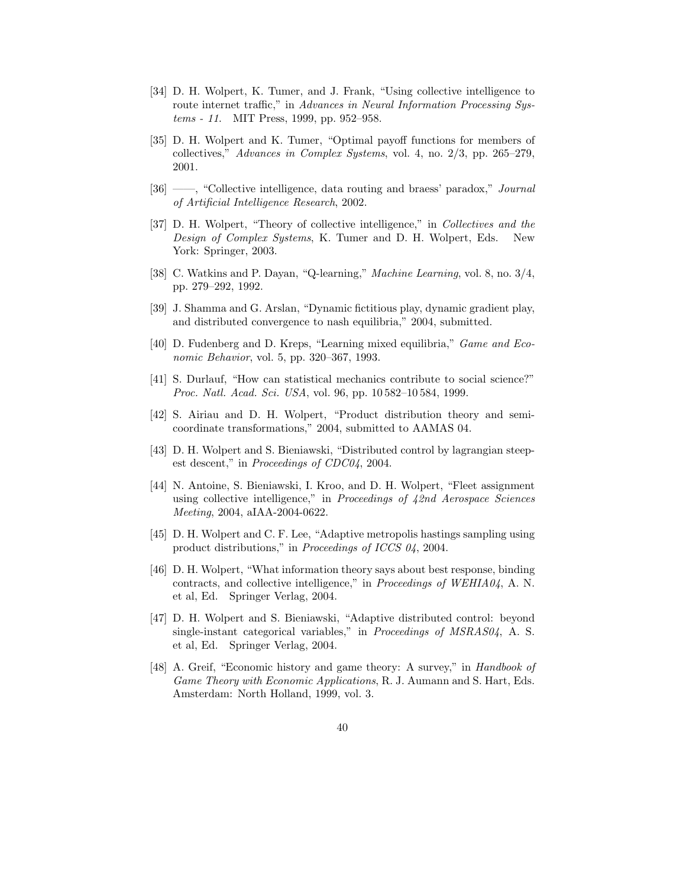[34] D. H. Wolpert, K. Tumer, and J. Frank, “Using collective intelligence to route internet traffic,” in *Advances in Neural Information Processing Systems - 11*. MIT Press, 1999, pp. 952–958.

[35] D. H. Wolpert and K. Tumer, “Optimal payoff functions for members of collectives,” *Advances in Complex Systems*, vol. 4, no. 2/3, pp. 265–279, 2001.

[36] ——, “Collective intelligence, data routing and braess' paradox,” *Journal of Artificial Intelligence Research*, 2002.

[37] D. H. Wolpert, “Theory of collective intelligence,” in *Collectives and the Design of Complex Systems*, K. Tumer and D. H. Wolpert, Eds. New York: Springer, 2003.

[38] C. Watkins and P. Dayan, “Q-learning,” *Machine Learning*, vol. 8, no. 3/4, pp. 279–292, 1992.

[39] J. Shamma and G. Arslan, “Dynamic fictitious play, dynamic gradient play, and distributed convergence to nash equilibria,” 2004, submitted.

[40] D. Fudenberg and D. Kreps, “Learning mixed equilibria,” *Game and Economic Behavior*, vol. 5, pp. 320–367, 1993.

[41] S. Durlauf, “How can statistical mechanics contribute to social science?” *Proc. Natl. Acad. Sci. USA*, vol. 96, pp. 10 582–10 584, 1999.

[42] S. Airiau and D. H. Wolpert, “Product distribution theory and semi-coordinate transformations,” 2004, submitted to AAMAS 04.

[43] D. H. Wolpert and S. Bieniawski, “Distributed control by lagrangian steepest descent,” in *Proceedings of CDC04*, 2004.

[44] N. Antoine, S. Bieniawski, I. Kroo, and D. H. Wolpert, “Fleet assignment using collective intelligence,” in *Proceedings of 42nd Aerospace Sciences Meeting*, 2004, aIAA-2004-0622.

[45] D. H. Wolpert and C. F. Lee, “Adaptive metropolis hastings sampling using product distributions,” in *Proceedings of ICCS 04*, 2004.

[46] D. H. Wolpert, “What information theory says about best response, binding contracts, and collective intelligence,” in *Proceedings of WEHIA04*, A. N. et al, Ed. Springer Verlag, 2004.

[47] D. H. Wolpert and S. Bieniawski, “Adaptive distributed control: beyond single-instant categorical variables,” in *Proceedings of MSRAS04*, A. S. et al, Ed. Springer Verlag, 2004.

[48] A. Greif, “Economic history and game theory: A survey,” in *Handbook of Game Theory with Economic Applications*, R. J. Aumann and S. Hart, Eds. Amsterdam: North Holland, 1999, vol. 3.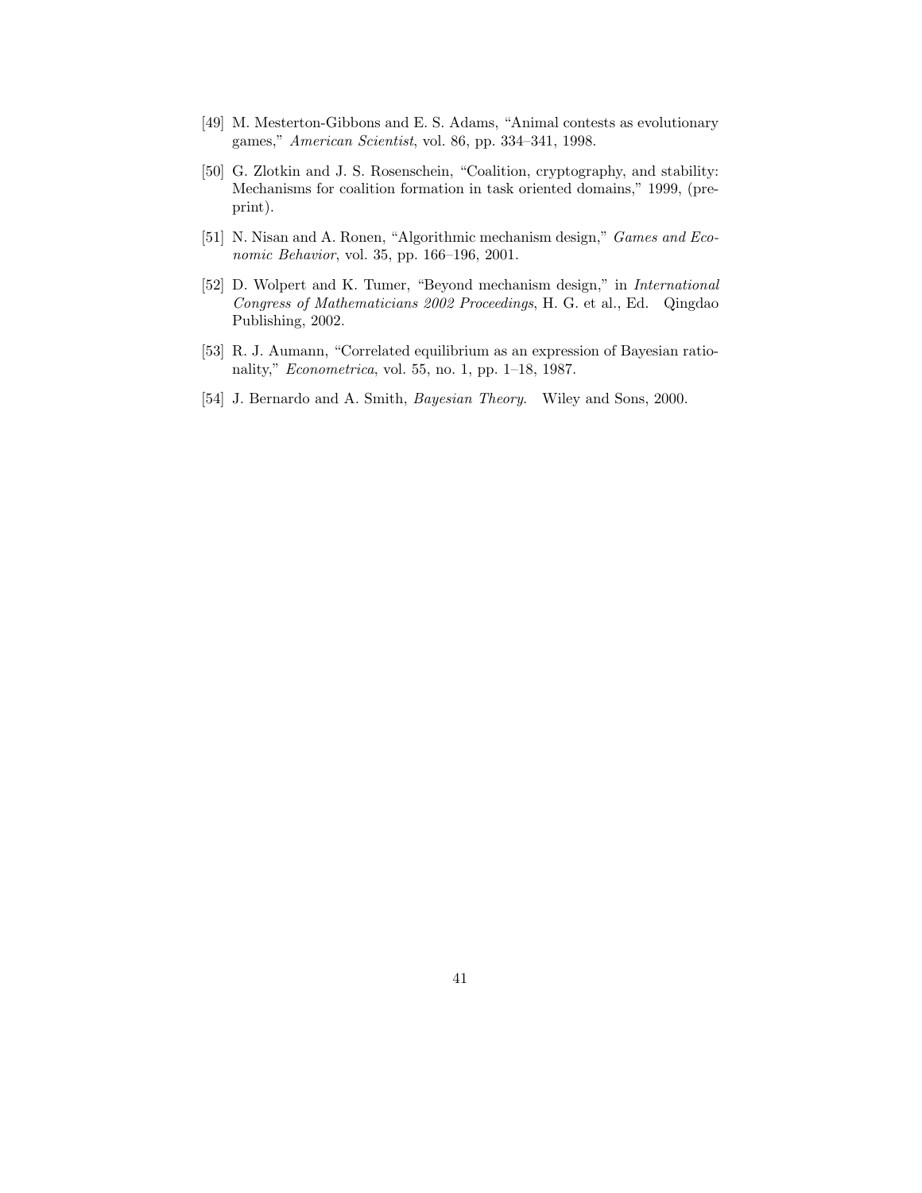[49] M. Mesterton-Gibbons and E. S. Adams, "Animal contests as evolutionary games," *American Scientist*, vol. 86, pp. 334–341, 1998.

[50] G. Zlotkin and J. S. Rosenschein, "Coalition, cryptography, and stability: Mechanisms for coalition formation in task oriented domains," 1999, (preprint).

[51] N. Nisan and A. Ronen, "Algorithmic mechanism design," *Games and Economic Behavior*, vol. 35, pp. 166–196, 2001.

[52] D. Wolpert and K. Tumer, "Beyond mechanism design," in *International Congress of Mathematicians 2002 Proceedings*, H. G. et al., Ed. Qingdao Publishing, 2002.

[53] R. J. Aumann, "Correlated equilibrium as an expression of Bayesian rationality," *Econometrica*, vol. 55, no. 1, pp. 1–18, 1987.

[54] J. Bernardo and A. Smith, *Bayesian Theory*. Wiley and Sons, 2000.